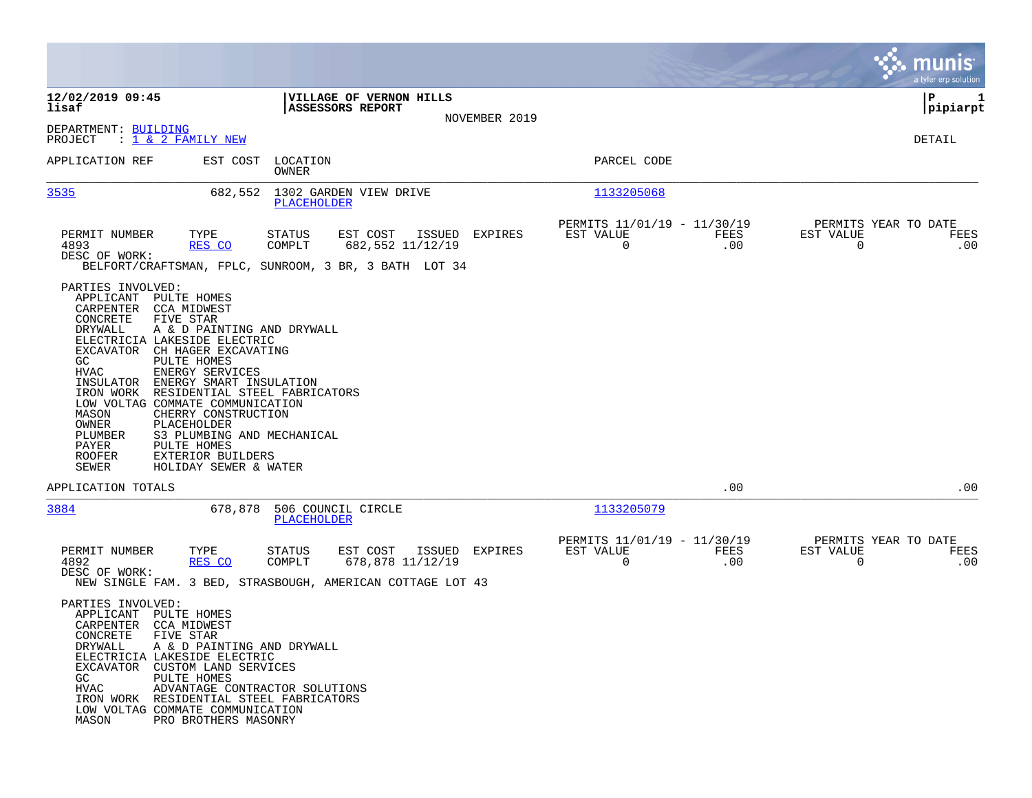**12/02/2019 09:45**
**lisaf**

**VILLAGE OF VERNON HILLS**
**ASSESSORS REPORT**
NOVEMBER 2019

**P 1**
**pipiarpt**

DEPARTMENT: BUILDING
PROJECT : 1 & 2 FAMILY NEW

DETAIL

| APPLICATION REF | EST COST | LOCATION / OWNER | PARCEL CODE |
|---|---|---|---|
| 3535 | 682,552 | 1302 GARDEN VIEW DRIVE / PLACEHOLDER | 1133205068 |

| PERMIT NUMBER | TYPE | STATUS | EST COST | ISSUED | EXPIRES | PERMITS 11/01/19 - 11/30/19 EST VALUE | FEES | PERMITS YEAR TO DATE EST VALUE | FEES |
|---|---|---|---|---|---|---|---|---|---|
| 4893 | RES CO | COMPLT | 682,552 | 11/12/19 | | 0 | .00 | 0 | .00 |

DESC OF WORK:
BELFORT/CRAFTSMAN, FPLC, SUNROOM, 3 BR, 3 BATH LOT 34

PARTIES INVOLVED:

| Role | Party |
|---|---|
| APPLICANT | PULTE HOMES |
| CARPENTER | CCA MIDWEST |
| CONCRETE | FIVE STAR |
| DRYWALL | A & D PAINTING AND DRYWALL |
| ELECTRICIA | LAKESIDE ELECTRIC |
| EXCAVATOR | CH HAGER EXCAVATING |
| GC | PULTE HOMES |
| HVAC | ENERGY SERVICES |
| INSULATOR | ENERGY SMART INSULATION |
| IRON WORK | RESIDENTIAL STEEL FABRICATORS |
| LOW VOLTAG | COMMATE COMMUNICATION |
| MASON | CHERRY CONSTRUCTION |
| OWNER | PLACEHOLDER |
| PLUMBER | S3 PLUMBING AND MECHANICAL |
| PAYER | PULTE HOMES |
| ROOFER | EXTERIOR BUILDERS |
| SEWER | HOLIDAY SEWER & WATER |

APPLICATION TOTALS .00 .00

| APPLICATION REF | EST COST | LOCATION / OWNER | PARCEL CODE |
|---|---|---|---|
| 3884 | 678,878 | 506 COUNCIL CIRCLE / PLACEHOLDER | 1133205079 |

| PERMIT NUMBER | TYPE | STATUS | EST COST | ISSUED | EXPIRES | PERMITS 11/01/19 - 11/30/19 EST VALUE | FEES | PERMITS YEAR TO DATE EST VALUE | FEES |
|---|---|---|---|---|---|---|---|---|---|
| 4892 | RES CO | COMPLT | 678,878 | 11/12/19 | | 0 | .00 | 0 | .00 |

DESC OF WORK:
NEW SINGLE FAM. 3 BED, STRASBOUGH, AMERICAN COTTAGE LOT 43

PARTIES INVOLVED:

| Role | Party |
|---|---|
| APPLICANT | PULTE HOMES |
| CARPENTER | CCA MIDWEST |
| CONCRETE | FIVE STAR |
| DRYWALL | A & D PAINTING AND DRYWALL |
| ELECTRICIA | LAKESIDE ELECTRIC |
| EXCAVATOR | CUSTOM LAND SERVICES |
| GC | PULTE HOMES |
| HVAC | ADVANTAGE CONTRACTOR SOLUTIONS |
| IRON WORK | RESIDENTIAL STEEL FABRICATORS |
| LOW VOLTAG | COMMATE COMMUNICATION |
| MASON | PRO BROTHERS MASONRY |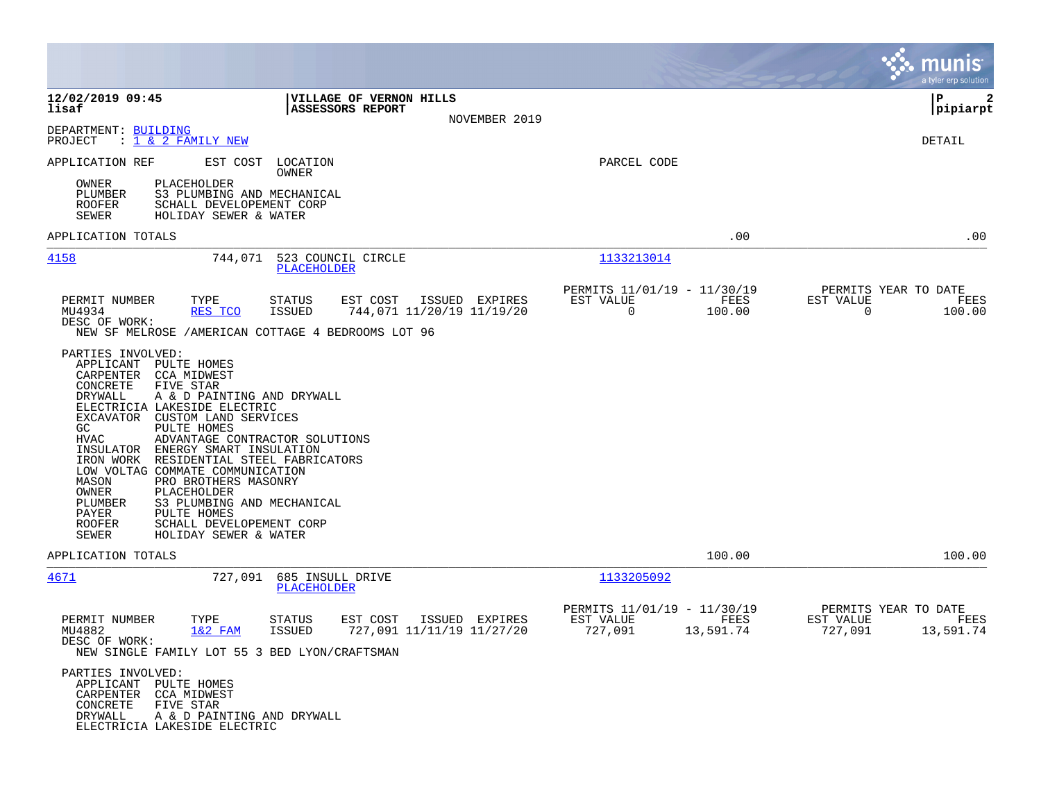**12/02/2019 09:45** | **VILLAGE OF VERNON HILLS** | **P 2**
**lisaf** | **ASSESSORS REPORT** | **pipiarpt**

NOVEMBER 2019

DEPARTMENT: BUILDING
PROJECT : 1 & 2 FAMILY NEW

DETAIL

APPLICATION REF    EST COST    LOCATION
                               OWNER
PARCEL CODE

OWNER       PLACEHOLDER
PLUMBER     S3 PLUMBING AND MECHANICAL
ROOFER      SCHALL DEVELOPEMENT CORP
SEWER       HOLIDAY SEWER & WATER

APPLICATION TOTALS .00 .00

---

**4158** 744,071 523 COUNCIL CIRCLE
PLACEHOLDER
1133213014

| PERMIT NUMBER | TYPE | STATUS | EST COST | ISSUED | EXPIRES | PERMITS 11/01/19 - 11/30/19 EST VALUE | FEES | PERMITS YEAR TO DATE EST VALUE | FEES |
|---|---|---|---|---|---|---|---|---|---|
| MU4934 | RES TCO | ISSUED | 744,071 | 11/20/19 | 11/19/20 | 0 | 100.00 | 0 | 100.00 |

DESC OF WORK:
NEW SF MELROSE /AMERICAN COTTAGE 4 BEDROOMS LOT 96

PARTIES INVOLVED:
APPLICANT   PULTE HOMES
CARPENTER   CCA MIDWEST
CONCRETE    FIVE STAR
DRYWALL     A & D PAINTING AND DRYWALL
ELECTRICIA  LAKESIDE ELECTRIC
EXCAVATOR   CUSTOM LAND SERVICES
GC          PULTE HOMES
HVAC        ADVANTAGE CONTRACTOR SOLUTIONS
INSULATOR   ENERGY SMART INSULATION
IRON WORK   RESIDENTIAL STEEL FABRICATORS
LOW VOLTAG  COMMATE COMMUNICATION
MASON       PRO BROTHERS MASONRY
OWNER       PLACEHOLDER
PLUMBER     S3 PLUMBING AND MECHANICAL
PAYER       PULTE HOMES
ROOFER      SCHALL DEVELOPEMENT CORP
SEWER       HOLIDAY SEWER & WATER

APPLICATION TOTALS 100.00 100.00

---

**4671** 727,091 685 INSULL DRIVE
PLACEHOLDER
1133205092

| PERMIT NUMBER | TYPE | STATUS | EST COST | ISSUED | EXPIRES | PERMITS 11/01/19 - 11/30/19 EST VALUE | FEES | PERMITS YEAR TO DATE EST VALUE | FEES |
|---|---|---|---|---|---|---|---|---|---|
| MU4882 | 1&2 FAM | ISSUED | 727,091 | 11/11/19 | 11/27/20 | 727,091 | 13,591.74 | 727,091 | 13,591.74 |

DESC OF WORK:
NEW SINGLE FAMILY LOT 55 3 BED LYON/CRAFTSMAN

PARTIES INVOLVED:
APPLICANT   PULTE HOMES
CARPENTER   CCA MIDWEST
CONCRETE    FIVE STAR
DRYWALL     A & D PAINTING AND DRYWALL
ELECTRICIA  LAKESIDE ELECTRIC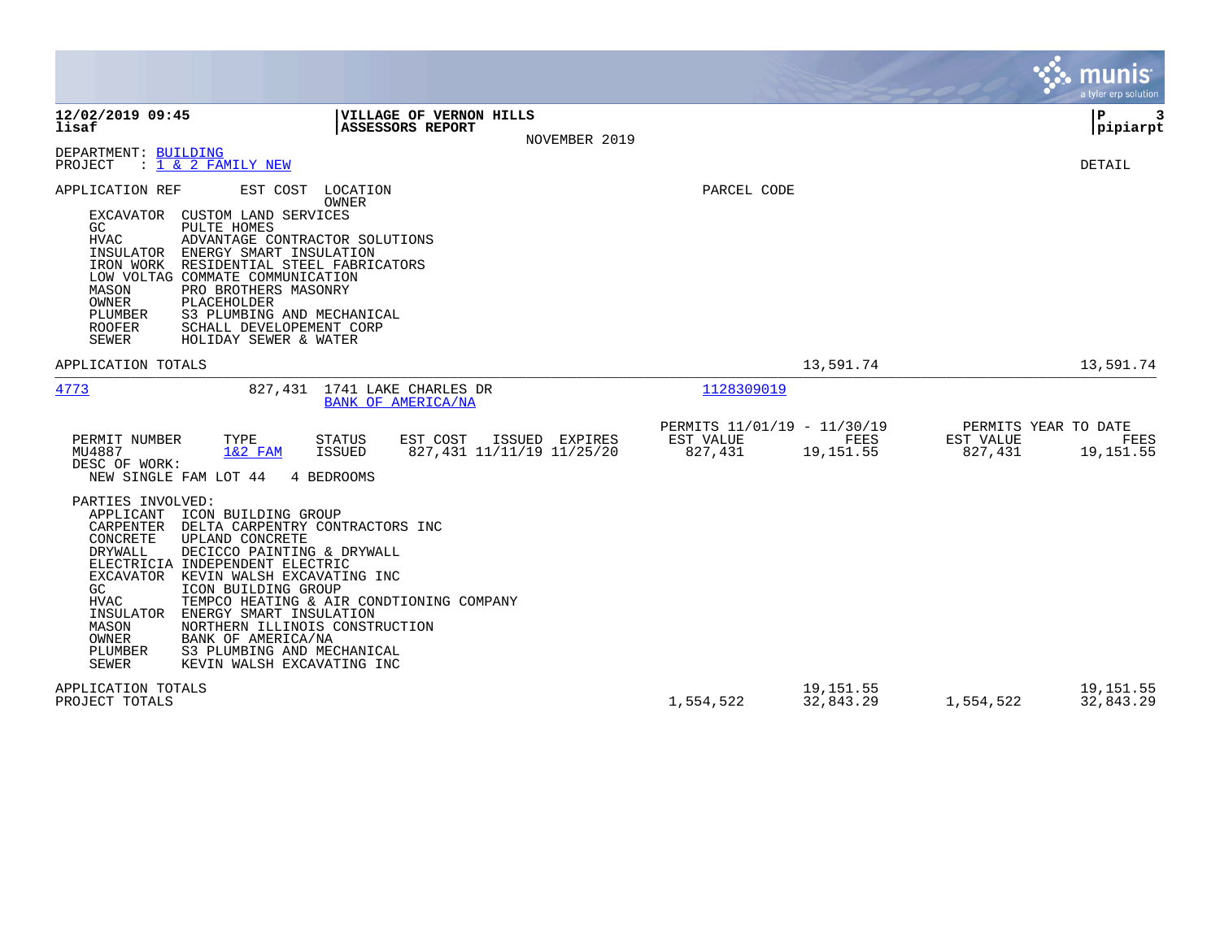**12/02/2019 09:45**
**lisaf**

**VILLAGE OF VERNON HILLS**
**ASSESSORS REPORT**
NOVEMBER 2019

**P 3**
**pipiarpt**

DEPARTMENT: BUILDING
PROJECT : 1 & 2 FAMILY NEW

DETAIL

APPLICATION REF    EST COST    LOCATION / OWNER    PARCEL CODE

| Role | Party |
|---|---|
| EXCAVATOR | CUSTOM LAND SERVICES |
| GC | PULTE HOMES |
| HVAC | ADVANTAGE CONTRACTOR SOLUTIONS |
| INSULATOR | ENERGY SMART INSULATION |
| IRON WORK | RESIDENTIAL STEEL FABRICATORS |
| LOW VOLTAG | COMMATE COMMUNICATION |
| MASON | PRO BROTHERS MASONRY |
| OWNER | PLACEHOLDER |
| PLUMBER | S3 PLUMBING AND MECHANICAL |
| ROOFER | SCHALL DEVELOPEMENT CORP |
| SEWER | HOLIDAY SEWER & WATER |

APPLICATION TOTALS — FEES 13,591.74 — YTD FEES 13,591.74

---

**4773** — EST COST 827,431 — 1741 LAKE CHARLES DR — BANK OF AMERICA/NA — PARCEL CODE 1128309019

| PERMIT NUMBER | TYPE | STATUS | EST COST | ISSUED | EXPIRES | PERMITS 11/01/19 - 11/30/19 EST VALUE | FEES | PERMITS YEAR TO DATE EST VALUE | FEES |
|---|---|---|---|---|---|---|---|---|---|
| MU4887 | 1&2 FAM | ISSUED | 827,431 | 11/11/19 | 11/25/20 | 827,431 | 19,151.55 | 827,431 | 19,151.55 |

DESC OF WORK:
NEW SINGLE FAM LOT 44 4 BEDROOMS

PARTIES INVOLVED:

| Role | Party |
|---|---|
| APPLICANT | ICON BUILDING GROUP |
| CARPENTER | DELTA CARPENTRY CONTRACTORS INC |
| CONCRETE | UPLAND CONCRETE |
| DRYWALL | DECICCO PAINTING & DRYWALL |
| ELECTRICIA | INDEPENDENT ELECTRIC |
| EXCAVATOR | KEVIN WALSH EXCAVATING INC |
| GC | ICON BUILDING GROUP |
| HVAC | TEMPCO HEATING & AIR CONDTIONING COMPANY |
| INSULATOR | ENERGY SMART INSULATION |
| MASON | NORTHERN ILLINOIS CONSTRUCTION |
| OWNER | BANK OF AMERICA/NA |
| PLUMBER | S3 PLUMBING AND MECHANICAL |
| SEWER | KEVIN WALSH EXCAVATING INC |

| | EST VALUE | FEES | YTD EST VALUE | YTD FEES |
|---|---|---|---|---|
| APPLICATION TOTALS | | 19,151.55 | | 19,151.55 |
| PROJECT TOTALS | 1,554,522 | 32,843.29 | 1,554,522 | 32,843.29 |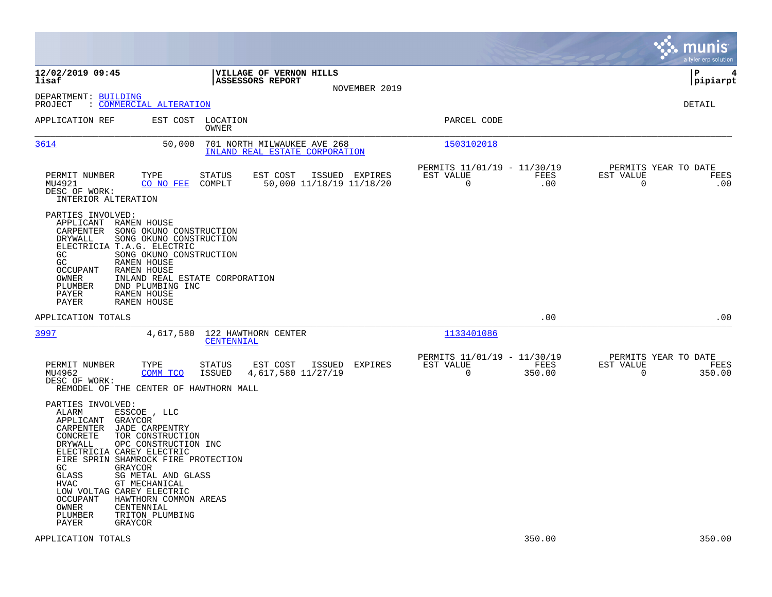**12/02/2019 09:45**
**lisaf**

**VILLAGE OF VERNON HILLS**
**ASSESSORS REPORT**

NOVEMBER 2019

**pipiarpt**

DEPARTMENT: BUILDING
PROJECT : COMMERCIAL ALTERATION

DETAIL

| APPLICATION REF | EST COST | LOCATION / OWNER | PARCEL CODE |
|---|---|---|---|
| 3614 | 50,000 | 701 NORTH MILWAUKEE AVE 268 / INLAND REAL ESTATE CORPORATION | 1503102018 |

| PERMIT NUMBER | TYPE | STATUS | EST COST | ISSUED | EXPIRES | PERMITS 11/01/19 - 11/30/19 EST VALUE | FEES | PERMITS YEAR TO DATE EST VALUE | FEES |
|---|---|---|---|---|---|---|---|---|---|
| MU4921 | CO NO FEE | COMPLT | 50,000 | 11/18/19 | 11/18/20 | 0 | .00 | 0 | .00 |

DESC OF WORK:
INTERIOR ALTERATION

PARTIES INVOLVED:

| Role | Party |
|---|---|
| APPLICANT | RAMEN HOUSE |
| CARPENTER | SONG OKUNO CONSTRUCTION |
| DRYWALL | SONG OKUNO CONSTRUCTION |
| ELECTRICIA | T.A.G. ELECTRIC |
| GC | SONG OKUNO CONSTRUCTION |
| GC | RAMEN HOUSE |
| OCCUPANT | RAMEN HOUSE |
| OWNER | INLAND REAL ESTATE CORPORATION |
| PLUMBER | DND PLUMBING INC |
| PAYER | RAMEN HOUSE |
| PAYER | RAMEN HOUSE |

APPLICATION TOTALS: .00 | .00

| APPLICATION REF | EST COST | LOCATION / OWNER | PARCEL CODE |
|---|---|---|---|
| 3997 | 4,617,580 | 122 HAWTHORN CENTER / CENTENNIAL | 1133401086 |

| PERMIT NUMBER | TYPE | STATUS | EST COST | ISSUED | EXPIRES | PERMITS 11/01/19 - 11/30/19 EST VALUE | FEES | PERMITS YEAR TO DATE EST VALUE | FEES |
|---|---|---|---|---|---|---|---|---|---|
| MU4962 | COMM TCO | ISSUED | 4,617,580 | 11/27/19 | | 0 | 350.00 | 0 | 350.00 |

DESC OF WORK:
REMODEL OF THE CENTER OF HAWTHORN MALL

PARTIES INVOLVED:

| Role | Party |
|---|---|
| ALARM | ESSCOE , LLC |
| APPLICANT | GRAYCOR |
| CARPENTER | JADE CARPENTRY |
| CONCRETE | TOR CONSTRUCTION |
| DRYWALL | OPC CONSTRUCTION INC |
| ELECTRICIA | CAREY ELECTRIC |
| FIRE SPRIN | SHAMROCK FIRE PROTECTION |
| GC | GRAYCOR |
| GLASS | SG METAL AND GLASS |
| HVAC | GT MECHANICAL |
| LOW VOLTAG | CAREY ELECTRIC |
| OCCUPANT | HAWTHORN COMMON AREAS |
| OWNER | CENTENNIAL |
| PLUMBER | TRITON PLUMBING |
| PAYER | GRAYCOR |

APPLICATION TOTALS: 350.00 | 350.00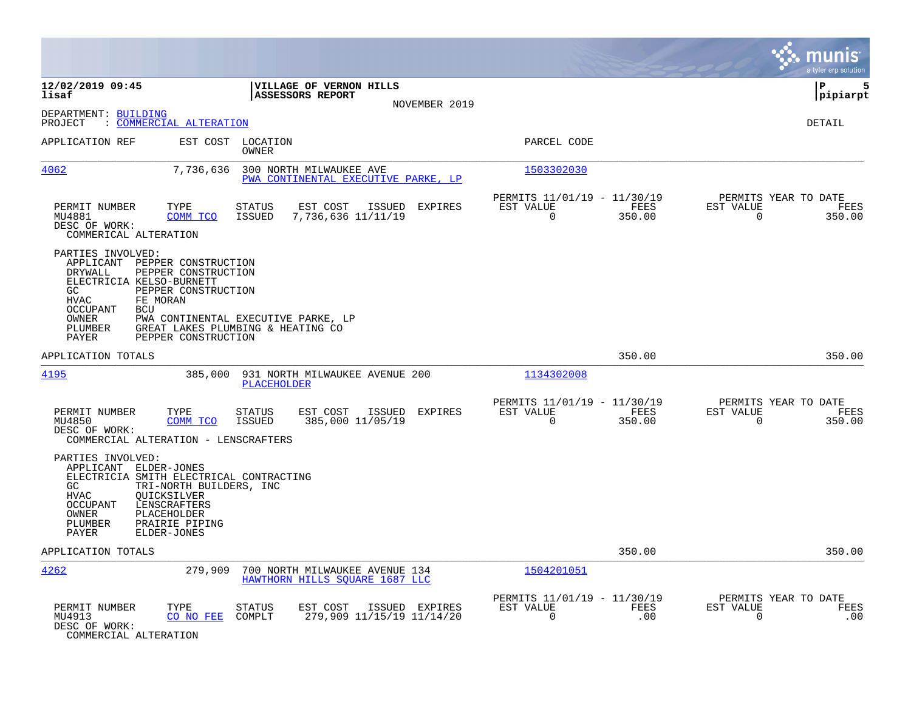**12/02/2019 09:45**
**lisaf**

**VILLAGE OF VERNON HILLS**
**ASSESSORS REPORT**
NOVEMBER 2019

**pipiarpt**

DEPARTMENT: BUILDING
PROJECT : COMMERCIAL ALTERATION

DETAIL

| APPLICATION REF | EST COST | LOCATION / OWNER | PARCEL CODE |
|---|---|---|---|
| 4062 | 7,736,636 | 300 NORTH MILWAUKEE AVE / PWA CONTINENTAL EXECUTIVE PARKE, LP | 1503302030 |

| PERMIT NUMBER | TYPE | STATUS | EST COST | ISSUED | EXPIRES | PERMITS 11/01/19 - 11/30/19 EST VALUE | FEES | PERMITS YEAR TO DATE EST VALUE | FEES |
|---|---|---|---|---|---|---|---|---|---|
| MU4881 | COMM TCO | ISSUED | 7,736,636 | 11/11/19 | | 0 | 350.00 | 0 | 350.00 |

DESC OF WORK:
COMMERICAL ALTERATION

PARTIES INVOLVED:

| | |
|---|---|
| APPLICANT | PEPPER CONSTRUCTION |
| DRYWALL | PEPPER CONSTRUCTION |
| ELECTRICIA | KELSO-BURNETT |
| GC | PEPPER CONSTRUCTION |
| HVAC | FE MORAN |
| OCCUPANT | BCU |
| OWNER | PWA CONTINENTAL EXECUTIVE PARKE, LP |
| PLUMBER | GREAT LAKES PLUMBING & HEATING CO |
| PAYER | PEPPER CONSTRUCTION |

APPLICATION TOTALS: 350.00 | 350.00

| APPLICATION REF | EST COST | LOCATION / OWNER | PARCEL CODE |
|---|---|---|---|
| 4195 | 385,000 | 931 NORTH MILWAUKEE AVENUE 200 / PLACEHOLDER | 1134302008 |

| PERMIT NUMBER | TYPE | STATUS | EST COST | ISSUED | EXPIRES | PERMITS 11/01/19 - 11/30/19 EST VALUE | FEES | PERMITS YEAR TO DATE EST VALUE | FEES |
|---|---|---|---|---|---|---|---|---|---|
| MU4850 | COMM TCO | ISSUED | 385,000 | 11/05/19 | | 0 | 350.00 | 0 | 350.00 |

DESC OF WORK:
COMMERCIAL ALTERATION - LENSCRAFTERS

PARTIES INVOLVED:

| | |
|---|---|
| APPLICANT | ELDER-JONES |
| ELECTRICIA | SMITH ELECTRICAL CONTRACTING |
| GC | TRI-NORTH BUILDERS, INC |
| HVAC | QUICKSILVER |
| OCCUPANT | LENSCRAFTERS |
| OWNER | PLACEHOLDER |
| PLUMBER | PRAIRIE PIPING |
| PAYER | ELDER-JONES |

APPLICATION TOTALS: 350.00 | 350.00

| APPLICATION REF | EST COST | LOCATION / OWNER | PARCEL CODE |
|---|---|---|---|
| 4262 | 279,909 | 700 NORTH MILWAUKEE AVENUE 134 / HAWTHORN HILLS SQUARE 1687 LLC | 1504201051 |

| PERMIT NUMBER | TYPE | STATUS | EST COST | ISSUED | EXPIRES | PERMITS 11/01/19 - 11/30/19 EST VALUE | FEES | PERMITS YEAR TO DATE EST VALUE | FEES |
|---|---|---|---|---|---|---|---|---|---|
| MU4913 | CO NO FEE | COMPLT | 279,909 | 11/15/19 | 11/14/20 | 0 | .00 | 0 | .00 |

DESC OF WORK:
COMMERCIAL ALTERATION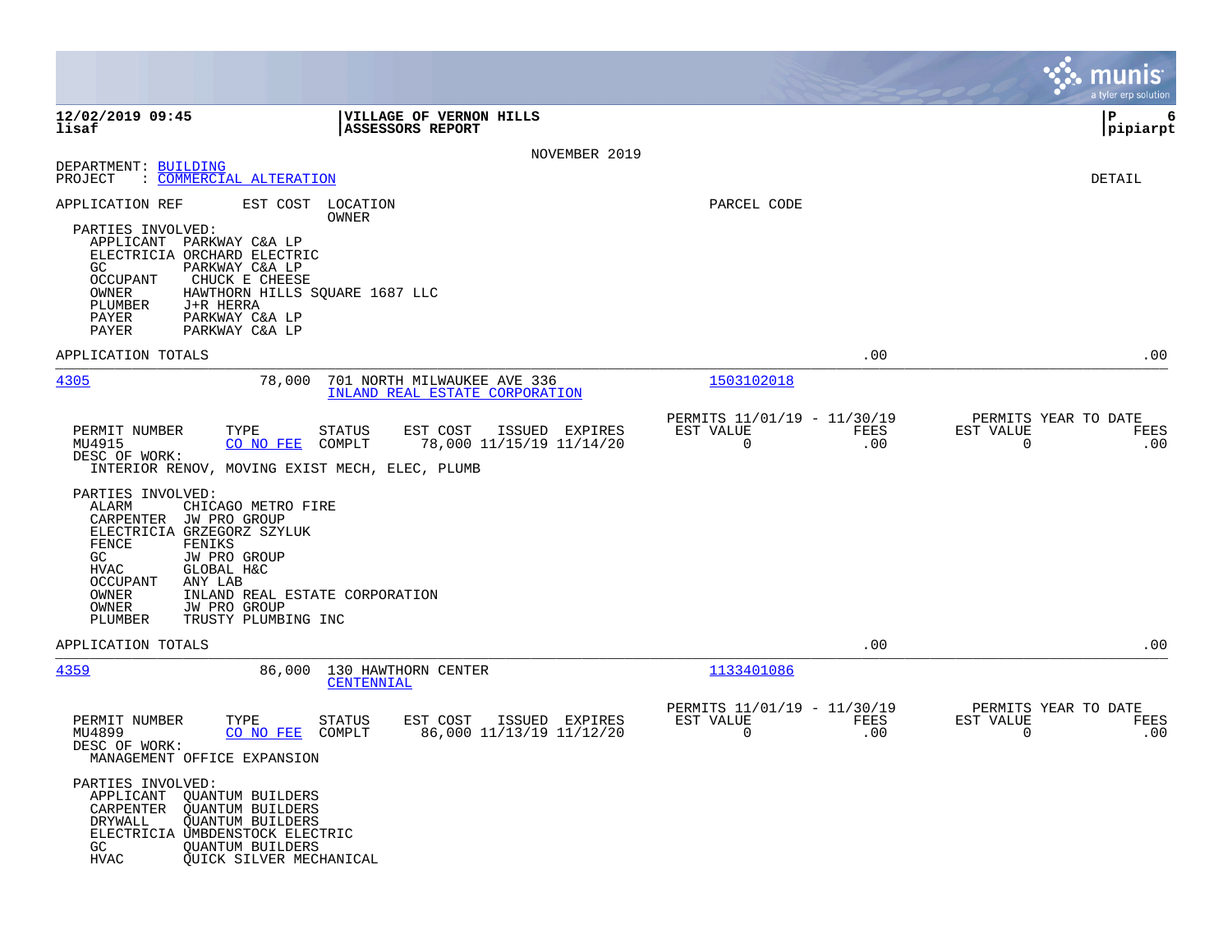**12/02/2019 09:45**
**lisaf**

**VILLAGE OF VERNON HILLS**
**ASSESSORS REPORT**

NOVEMBER 2019

DEPARTMENT: BUILDING
PROJECT : COMMERCIAL ALTERATION

DETAIL

APPLICATION REF | EST COST | LOCATION / OWNER | PARCEL CODE

PARTIES INVOLVED:
- APPLICANT PARKWAY C&A LP
- ELECTRICIA ORCHARD ELECTRIC
- GC PARKWAY C&A LP
- OCCUPANT CHUCK E CHEESE
- OWNER HAWTHORN HILLS SQUARE 1687 LLC
- PLUMBER J+R HERRA
- PAYER PARKWAY C&A LP
- PAYER PARKWAY C&A LP

APPLICATION TOTALS .00 .00

---

**4305** 78,000 701 NORTH MILWAUKEE AVE 336 — INLAND REAL ESTATE CORPORATION — 1503102018

| PERMIT NUMBER | TYPE | STATUS | EST COST | ISSUED | EXPIRES | PERMITS 11/01/19 - 11/30/19 EST VALUE | FEES | PERMITS YEAR TO DATE EST VALUE | FEES |
|---|---|---|---|---|---|---|---|---|---|
| MU4915 | CO NO FEE | COMPLT | 78,000 | 11/15/19 | 11/14/20 | 0 | .00 | 0 | .00 |

DESC OF WORK:
INTERIOR RENOV, MOVING EXIST MECH, ELEC, PLUMB

PARTIES INVOLVED:
- ALARM CHICAGO METRO FIRE
- CARPENTER JW PRO GROUP
- ELECTRICIA GRZEGORZ SZYLUK
- FENCE FENIKS
- GC JW PRO GROUP
- HVAC GLOBAL H&C
- OCCUPANT ANY LAB
- OWNER INLAND REAL ESTATE CORPORATION
- OWNER JW PRO GROUP
- PLUMBER TRUSTY PLUMBING INC

APPLICATION TOTALS .00 .00

---

**4359** 86,000 130 HAWTHORN CENTER — CENTENNIAL — 1133401086

| PERMIT NUMBER | TYPE | STATUS | EST COST | ISSUED | EXPIRES | PERMITS 11/01/19 - 11/30/19 EST VALUE | FEES | PERMITS YEAR TO DATE EST VALUE | FEES |
|---|---|---|---|---|---|---|---|---|---|
| MU4899 | CO NO FEE | COMPLT | 86,000 | 11/13/19 | 11/12/20 | 0 | .00 | 0 | .00 |

DESC OF WORK:
MANAGEMENT OFFICE EXPANSION

PARTIES INVOLVED:
- APPLICANT QUANTUM BUILDERS
- CARPENTER QUANTUM BUILDERS
- DRYWALL QUANTUM BUILDERS
- ELECTRICIA UMBDENSTOCK ELECTRIC
- GC QUANTUM BUILDERS
- HVAC QUICK SILVER MECHANICAL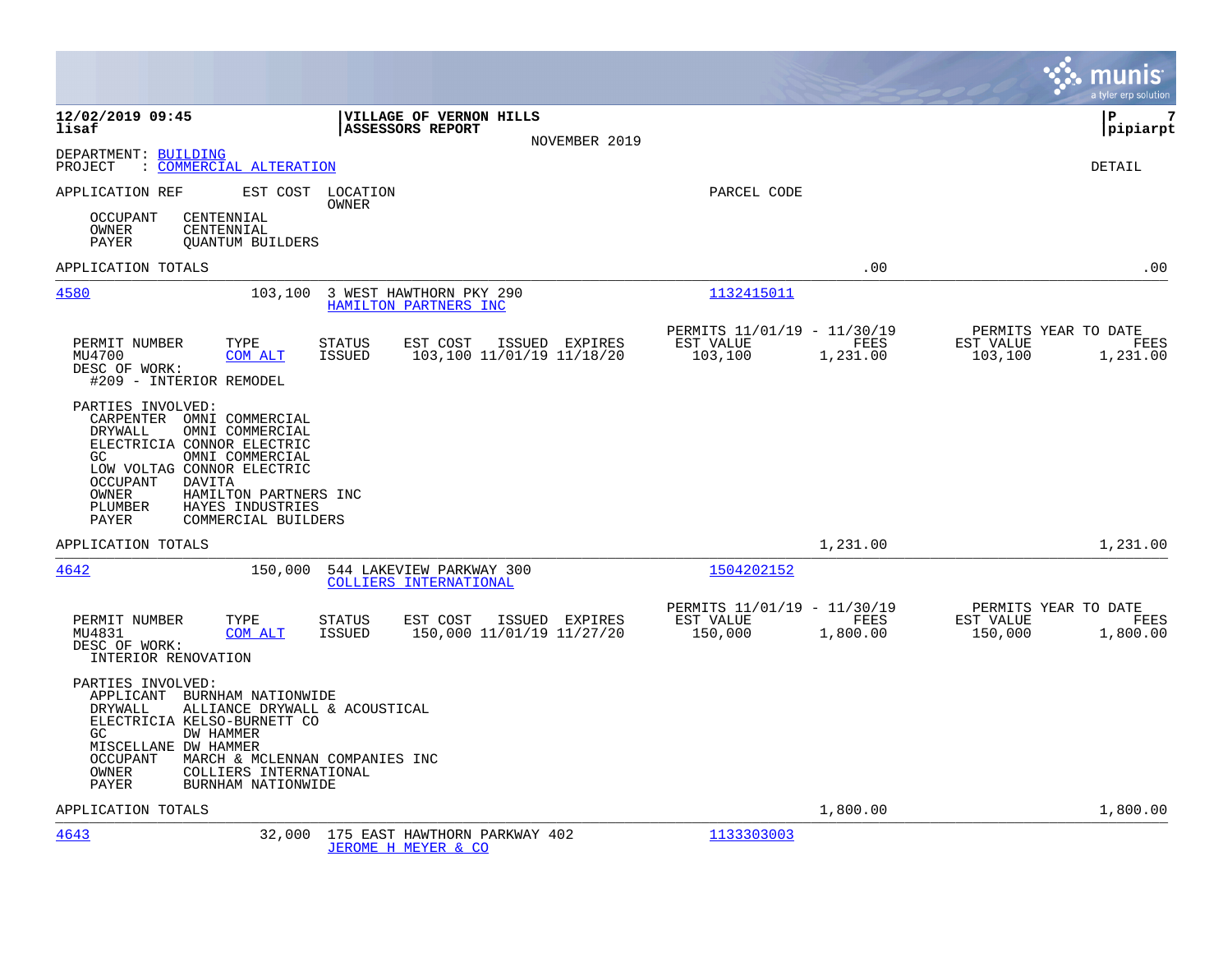**12/02/2019 09:45** | **VILLAGE OF VERNON HILLS** | **P 7**
**lisaf** | **ASSESSORS REPORT** | **pipiarpt**

NOVEMBER 2019

DEPARTMENT: BUILDING
PROJECT : COMMERCIAL ALTERATION

DETAIL

APPLICATION REF | EST COST | LOCATION / OWNER | PARCEL CODE

OCCUPANT CENTENNIAL
OWNER CENTENNIAL
PAYER QUANTUM BUILDERS

APPLICATION TOTALS .00 .00

---

**4580** 103,100 3 WEST HAWTHORN PKY 290 — HAMILTON PARTNERS INC — 1132415011

| PERMIT NUMBER | TYPE | STATUS | EST COST | ISSUED | EXPIRES | PERMITS 11/01/19 - 11/30/19 EST VALUE | FEES | PERMITS YEAR TO DATE EST VALUE | FEES |
|---|---|---|---|---|---|---|---|---|---|
| MU4700 | COM ALT | ISSUED | 103,100 | 11/01/19 | 11/18/20 | 103,100 | 1,231.00 | 103,100 | 1,231.00 |

DESC OF WORK:
#209 - INTERIOR REMODEL

PARTIES INVOLVED:
CARPENTER OMNI COMMERCIAL
DRYWALL OMNI COMMERCIAL
ELECTRICIA CONNOR ELECTRIC
GC OMNI COMMERCIAL
LOW VOLTAG CONNOR ELECTRIC
OCCUPANT DAVITA
OWNER HAMILTON PARTNERS INC
PLUMBER HAYES INDUSTRIES
PAYER COMMERCIAL BUILDERS

APPLICATION TOTALS 1,231.00 1,231.00

---

**4642** 150,000 544 LAKEVIEW PARKWAY 300 — COLLIERS INTERNATIONAL — 1504202152

| PERMIT NUMBER | TYPE | STATUS | EST COST | ISSUED | EXPIRES | PERMITS 11/01/19 - 11/30/19 EST VALUE | FEES | PERMITS YEAR TO DATE EST VALUE | FEES |
|---|---|---|---|---|---|---|---|---|---|
| MU4831 | COM ALT | ISSUED | 150,000 | 11/01/19 | 11/27/20 | 150,000 | 1,800.00 | 150,000 | 1,800.00 |

DESC OF WORK:
INTERIOR RENOVATION

PARTIES INVOLVED:
APPLICANT BURNHAM NATIONWIDE
DRYWALL ALLIANCE DRYWALL & ACOUSTICAL
ELECTRICIA KELSO-BURNETT CO
GC DW HAMMER
MISCELLANE DW HAMMER
OCCUPANT MARCH & MCLENNAN COMPANIES INC
OWNER COLLIERS INTERNATIONAL
PAYER BURNHAM NATIONWIDE

APPLICATION TOTALS 1,800.00 1,800.00

---

**4643** 32,000 175 EAST HAWTHORN PARKWAY 402 — JEROME H MEYER & CO — 1133303003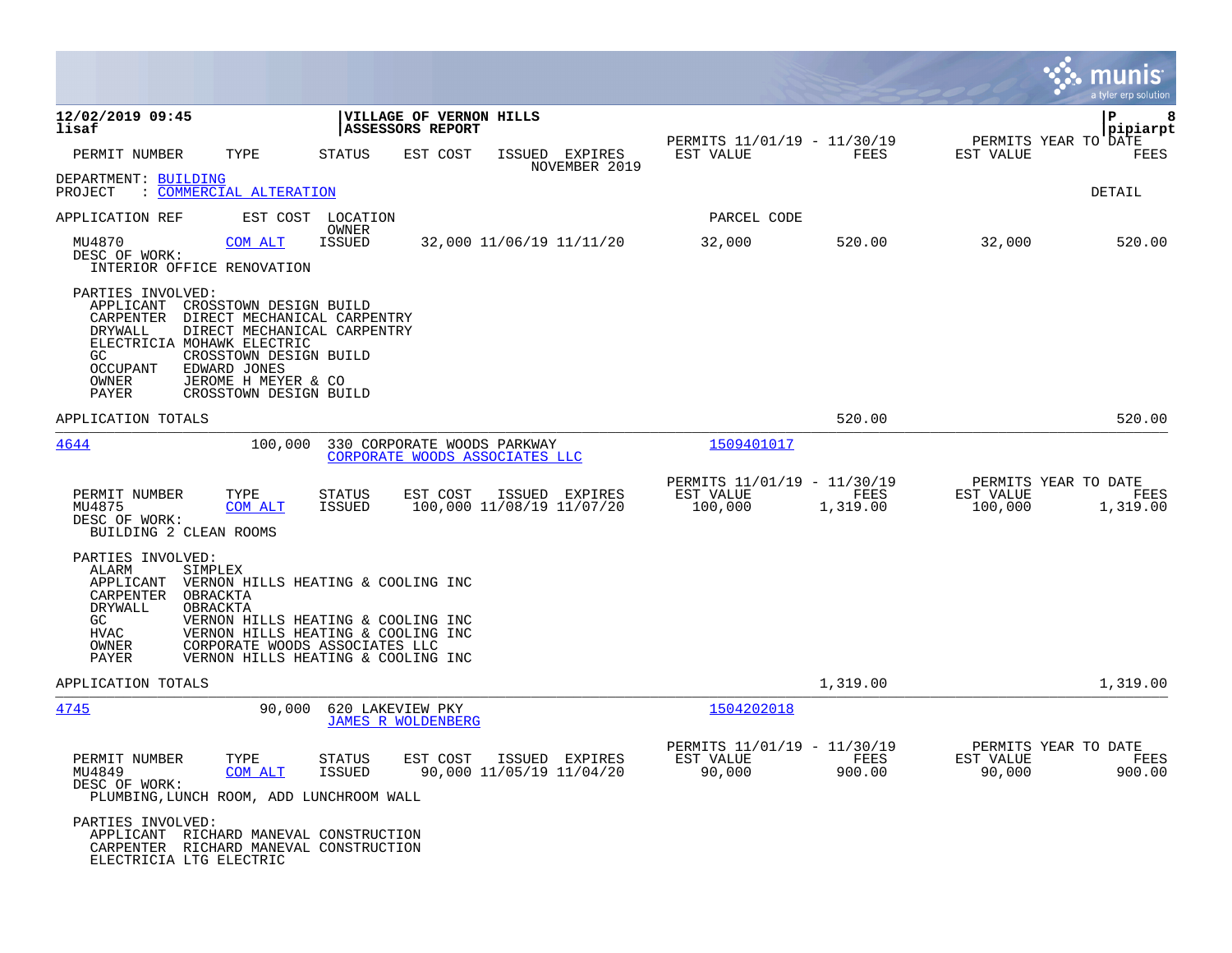**12/02/2019 09:45** | **VILLAGE OF VERNON HILLS** | **P 8**
**lisaf** | **ASSESSORS REPORT** | **pipiarpt**

| PERMIT NUMBER | TYPE | STATUS | EST COST | ISSUED | EXPIRES | PERMITS 11/01/19 - 11/30/19 EST VALUE | FEES | PERMITS YEAR TO DATE EST VALUE | FEES |
|---|---|---|---|---|---|---|---|---|---|
| | | | | | NOVEMBER 2019 | | | | |

DEPARTMENT: BUILDING
PROJECT : COMMERCIAL ALTERATION

DETAIL

APPLICATION REF | EST COST | LOCATION / OWNER | PARCEL CODE

| PERMIT NUMBER | TYPE | STATUS | EST COST | ISSUED | EXPIRES | EST VALUE | FEES | EST VALUE | FEES |
|---|---|---|---|---|---|---|---|---|---|
| MU4870 | COM ALT | ISSUED | 32,000 | 11/06/19 | 11/11/20 | 32,000 | 520.00 | 32,000 | 520.00 |

DESC OF WORK:
INTERIOR OFFICE RENOVATION

PARTIES INVOLVED:
- APPLICANT CROSSTOWN DESIGN BUILD
- CARPENTER DIRECT MECHANICAL CARPENTRY
- DRYWALL DIRECT MECHANICAL CARPENTRY
- ELECTRICIA MOHAWK ELECTRIC
- GC CROSSTOWN DESIGN BUILD
- OCCUPANT EDWARD JONES
- OWNER JEROME H MEYER & CO
- PAYER CROSSTOWN DESIGN BUILD

APPLICATION TOTALS — 520.00 — 520.00

---

**4644** — 100,000 — 330 CORPORATE WOODS PARKWAY — CORPORATE WOODS ASSOCIATES LLC — 1509401017

| PERMIT NUMBER | TYPE | STATUS | EST COST | ISSUED | EXPIRES | PERMITS 11/01/19 - 11/30/19 EST VALUE | FEES | PERMITS YEAR TO DATE EST VALUE | FEES |
|---|---|---|---|---|---|---|---|---|---|
| MU4875 | COM ALT | ISSUED | 100,000 | 11/08/19 | 11/07/20 | 100,000 | 1,319.00 | 100,000 | 1,319.00 |

DESC OF WORK:
BUILDING 2 CLEAN ROOMS

PARTIES INVOLVED:
- ALARM SIMPLEX
- APPLICANT VERNON HILLS HEATING & COOLING INC
- CARPENTER OBRACKTA
- DRYWALL OBRACKTA
- GC VERNON HILLS HEATING & COOLING INC
- HVAC VERNON HILLS HEATING & COOLING INC
- OWNER CORPORATE WOODS ASSOCIATES LLC
- PAYER VERNON HILLS HEATING & COOLING INC

APPLICATION TOTALS — 1,319.00 — 1,319.00

---

**4745** — 90,000 — 620 LAKEVIEW PKY — JAMES R WOLDENBERG — 1504202018

| PERMIT NUMBER | TYPE | STATUS | EST COST | ISSUED | EXPIRES | PERMITS 11/01/19 - 11/30/19 EST VALUE | FEES | PERMITS YEAR TO DATE EST VALUE | FEES |
|---|---|---|---|---|---|---|---|---|---|
| MU4849 | COM ALT | ISSUED | 90,000 | 11/05/19 | 11/04/20 | 90,000 | 900.00 | 90,000 | 900.00 |

DESC OF WORK:
PLUMBING,LUNCH ROOM, ADD LUNCHROOM WALL

PARTIES INVOLVED:
- APPLICANT RICHARD MANEVAL CONSTRUCTION
- CARPENTER RICHARD MANEVAL CONSTRUCTION
- ELECTRICIA LTG ELECTRIC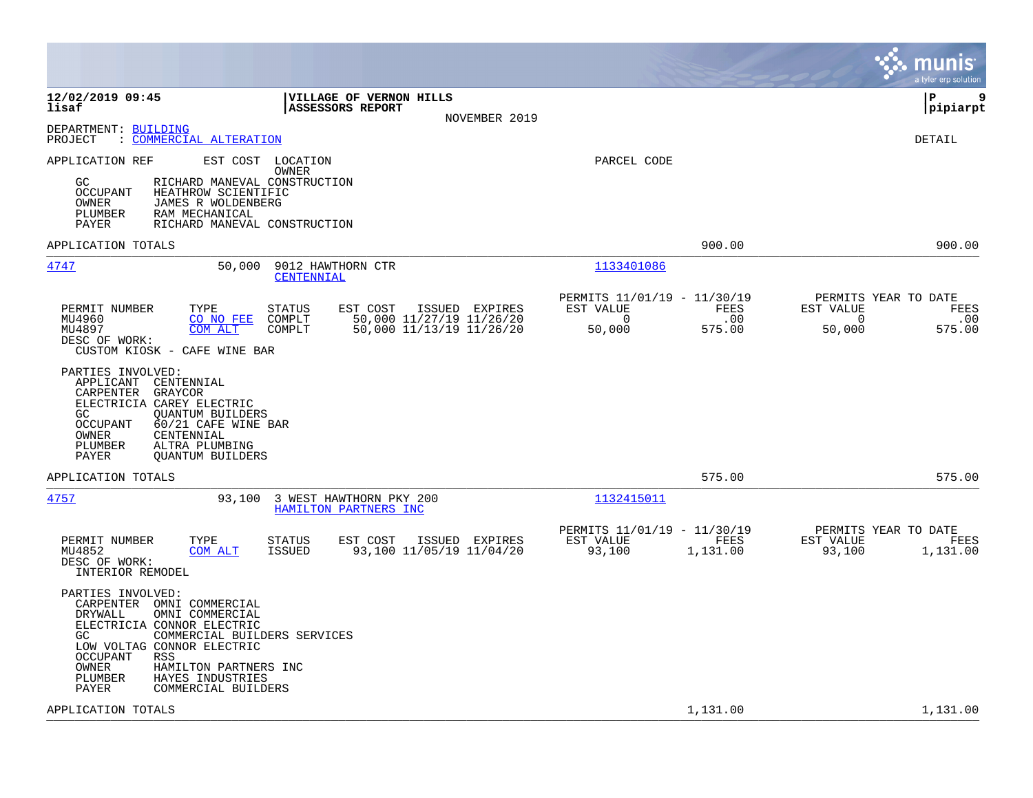**12/02/2019 09:45**
**lisaf**

**VILLAGE OF VERNON HILLS**
**ASSESSORS REPORT**
NOVEMBER 2019

**P 9**
**pipiarpt**

DEPARTMENT: BUILDING
PROJECT : COMMERCIAL ALTERATION

DETAIL

APPLICATION REF | EST COST | LOCATION / OWNER | PARCEL CODE

- GC: RICHARD MANEVAL CONSTRUCTION
- OCCUPANT: HEATHROW SCIENTIFIC
- OWNER: JAMES R WOLDENBERG
- PLUMBER: RAM MECHANICAL
- PAYER: RICHARD MANEVAL CONSTRUCTION

APPLICATION TOTALS — 900.00 — 900.00

---

**4747** — 50,000 — 9012 HAWTHORN CTR — CENTENNIAL — Parcel: 1133401086

| PERMIT NUMBER | TYPE | STATUS | EST COST | ISSUED | EXPIRES | PERMITS 11/01/19 - 11/30/19 EST VALUE | FEES | PERMITS YEAR TO DATE EST VALUE | FEES |
|---|---|---|---|---|---|---|---|---|---|
| MU4960 | CO NO FEE | COMPLT | 50,000 | 11/27/19 | 11/26/20 | 0 | .00 | 0 | .00 |
| MU4897 | COM ALT | COMPLT | 50,000 | 11/13/19 | 11/26/20 | 50,000 | 575.00 | 50,000 | 575.00 |

DESC OF WORK:
CUSTOM KIOSK - CAFE WINE BAR

PARTIES INVOLVED:
- APPLICANT: CENTENNIAL
- CARPENTER: GRAYCOR
- ELECTRICIA: CAREY ELECTRIC
- GC: QUANTUM BUILDERS
- OCCUPANT: 60/21 CAFE WINE BAR
- OWNER: CENTENNIAL
- PLUMBER: ALTRA PLUMBING
- PAYER: QUANTUM BUILDERS

APPLICATION TOTALS — 575.00 — 575.00

---

**4757** — 93,100 — 3 WEST HAWTHORN PKY 200 — HAMILTON PARTNERS INC — Parcel: 1132415011

| PERMIT NUMBER | TYPE | STATUS | EST COST | ISSUED | EXPIRES | PERMITS 11/01/19 - 11/30/19 EST VALUE | FEES | PERMITS YEAR TO DATE EST VALUE | FEES |
|---|---|---|---|---|---|---|---|---|---|
| MU4852 | COM ALT | ISSUED | 93,100 | 11/05/19 | 11/04/20 | 93,100 | 1,131.00 | 93,100 | 1,131.00 |

DESC OF WORK:
INTERIOR REMODEL

PARTIES INVOLVED:
- CARPENTER: OMNI COMMERCIAL
- DRYWALL: OMNI COMMERCIAL
- ELECTRICIA: CONNOR ELECTRIC
- GC: COMMERCIAL BUILDERS SERVICES
- LOW VOLTAG: CONNOR ELECTRIC
- OCCUPANT: RSS
- OWNER: HAMILTON PARTNERS INC
- PLUMBER: HAYES INDUSTRIES
- PAYER: COMMERCIAL BUILDERS

APPLICATION TOTALS — 1,131.00 — 1,131.00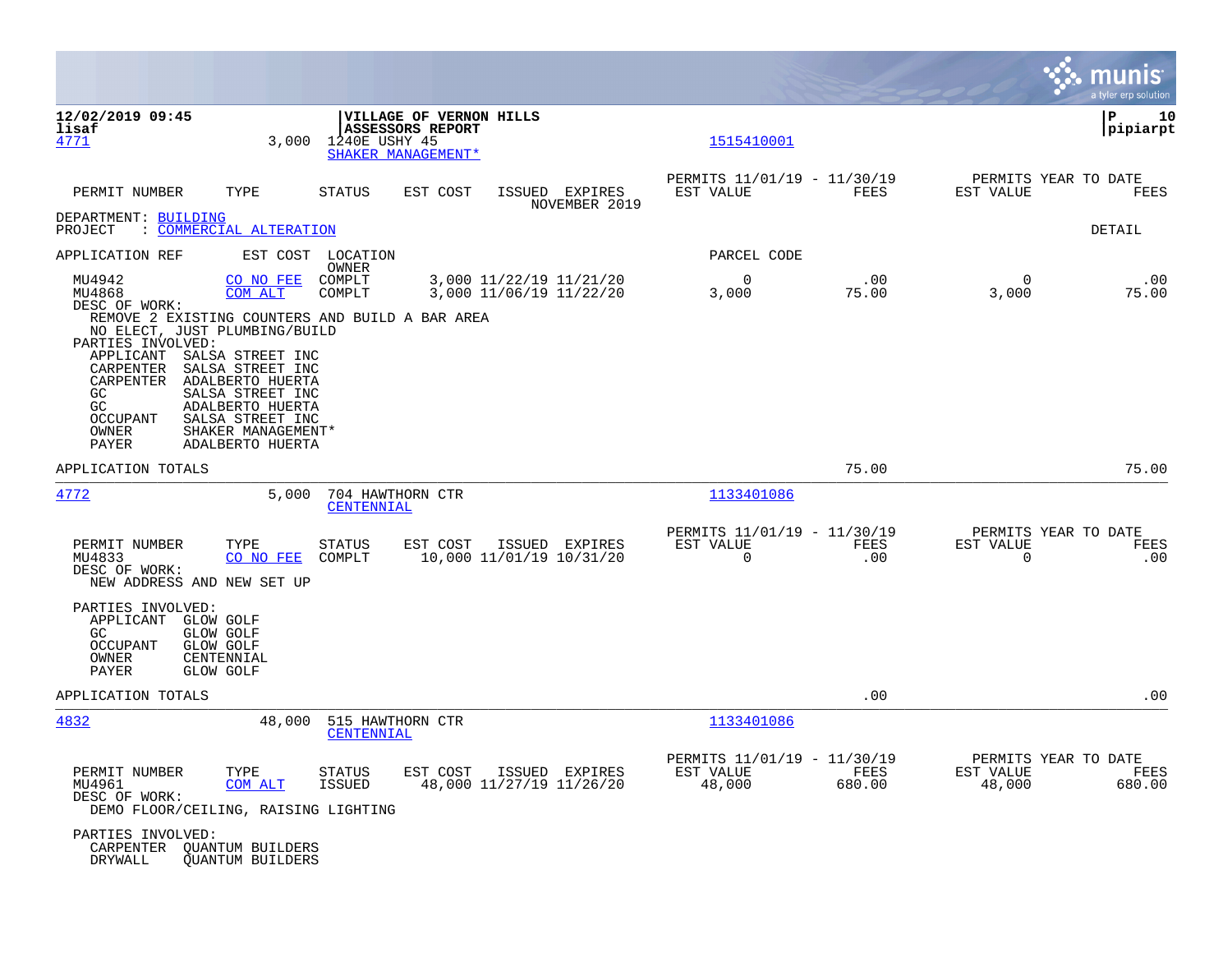**12/02/2019 09:45**
**lisaf**

**VILLAGE OF VERNON HILLS**
**ASSESSORS REPORT**

**P 10**
**pipiarpt**

4771 | 3,000 | 1240E USHY 45 | SHAKER MANAGEMENT* | 1515410001

| PERMIT NUMBER | TYPE | STATUS | EST COST | ISSUED | EXPIRES | PERMITS 11/01/19 - 11/30/19 EST VALUE | FEES | PERMITS YEAR TO DATE EST VALUE | FEES |
|---|---|---|---|---|---|---|---|---|---|
| | | | | | NOVEMBER 2019 | | | | |

DEPARTMENT: BUILDING
PROJECT : COMMERCIAL ALTERATION

DETAIL

| APPLICATION REF | EST COST | LOCATION / OWNER | | | | PARCEL CODE | | | |
|---|---|---|---|---|---|---|---|---|---|
| MU4942 | CO NO FEE | COMPLT | 3,000 | 11/22/19 | 11/21/20 | 0 | .00 | 0 | .00 |
| MU4868 | COM ALT | COMPLT | 3,000 | 11/06/19 | 11/22/20 | 3,000 | 75.00 | 3,000 | 75.00 |

DESC OF WORK:
REMOVE 2 EXISTING COUNTERS AND BUILD A BAR AREA
NO ELECT, JUST PLUMBING/BUILD

PARTIES INVOLVED:

| Role | Name |
|---|---|
| APPLICANT | SALSA STREET INC |
| CARPENTER | SALSA STREET INC |
| CARPENTER | ADALBERTO HUERTA |
| GC | SALSA STREET INC |
| GC | ADALBERTO HUERTA |
| OCCUPANT | SALSA STREET INC |
| OWNER | SHAKER MANAGEMENT* |
| PAYER | ADALBERTO HUERTA |

APPLICATION TOTALS: 75.00 | 75.00

---

4772 | 5,000 | 704 HAWTHORN CTR | CENTENNIAL | 1133401086

| PERMIT NUMBER | TYPE | STATUS | EST COST | ISSUED | EXPIRES | PERMITS 11/01/19 - 11/30/19 EST VALUE | FEES | PERMITS YEAR TO DATE EST VALUE | FEES |
|---|---|---|---|---|---|---|---|---|---|
| MU4833 | CO NO FEE | COMPLT | 10,000 | 11/01/19 | 10/31/20 | 0 | .00 | 0 | .00 |

DESC OF WORK:
NEW ADDRESS AND NEW SET UP

PARTIES INVOLVED:

| Role | Name |
|---|---|
| APPLICANT | GLOW GOLF |
| GC | GLOW GOLF |
| OCCUPANT | GLOW GOLF |
| OWNER | CENTENNIAL |
| PAYER | GLOW GOLF |

APPLICATION TOTALS: .00 | .00

---

4832 | 48,000 | 515 HAWTHORN CTR | CENTENNIAL | 1133401086

| PERMIT NUMBER | TYPE | STATUS | EST COST | ISSUED | EXPIRES | PERMITS 11/01/19 - 11/30/19 EST VALUE | FEES | PERMITS YEAR TO DATE EST VALUE | FEES |
|---|---|---|---|---|---|---|---|---|---|
| MU4961 | COM ALT | ISSUED | 48,000 | 11/27/19 | 11/26/20 | 48,000 | 680.00 | 48,000 | 680.00 |

DESC OF WORK:
DEMO FLOOR/CEILING, RAISING LIGHTING

PARTIES INVOLVED:

| Role | Name |
|---|---|
| CARPENTER | QUANTUM BUILDERS |
| DRYWALL | QUANTUM BUILDERS |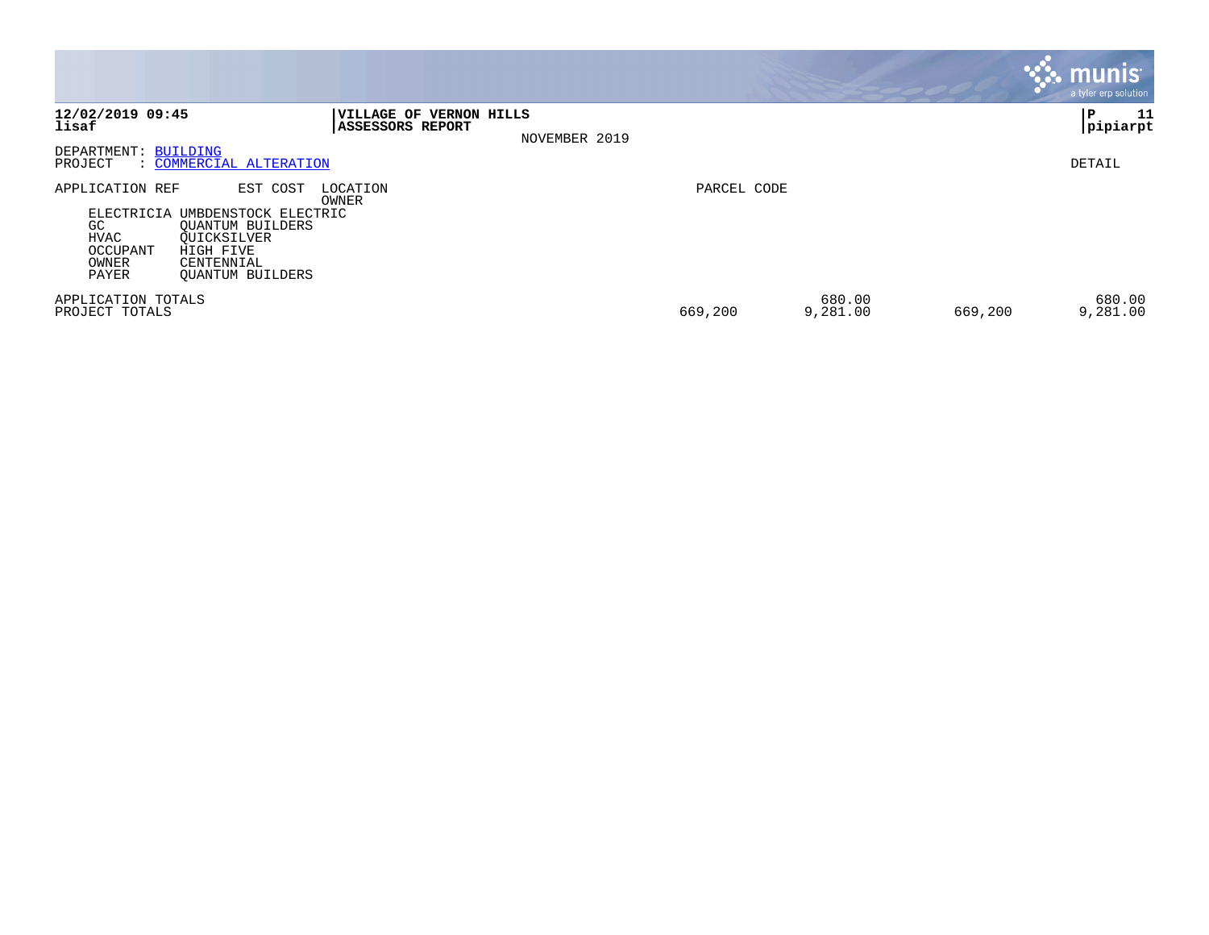**12/02/2019 09:45** **VILLAGE OF VERNON HILLS**
**lisaf** **ASSESSORS REPORT**

NOVEMBER 2019

DEPARTMENT: BUILDING
PROJECT : COMMERCIAL ALTERATION

DETAIL

| APPLICATION REF | EST COST | LOCATION / OWNER | PARCEL CODE | | | |
|---|---|---|---|---|---|---|
| ELECTRICIA | UMBDENSTOCK ELECTRIC | | | | | |
| GC | QUANTUM BUILDERS | | | | | |
| HVAC | QUICKSILVER | | | | | |
| OCCUPANT | HIGH FIVE | | | | | |
| OWNER | CENTENNIAL | | | | | |
| PAYER | QUANTUM BUILDERS | | | | | |
| APPLICATION TOTALS | | | | 680.00 | | 680.00 |
| PROJECT TOTALS | | | 669,200 | 9,281.00 | 669,200 | 9,281.00 |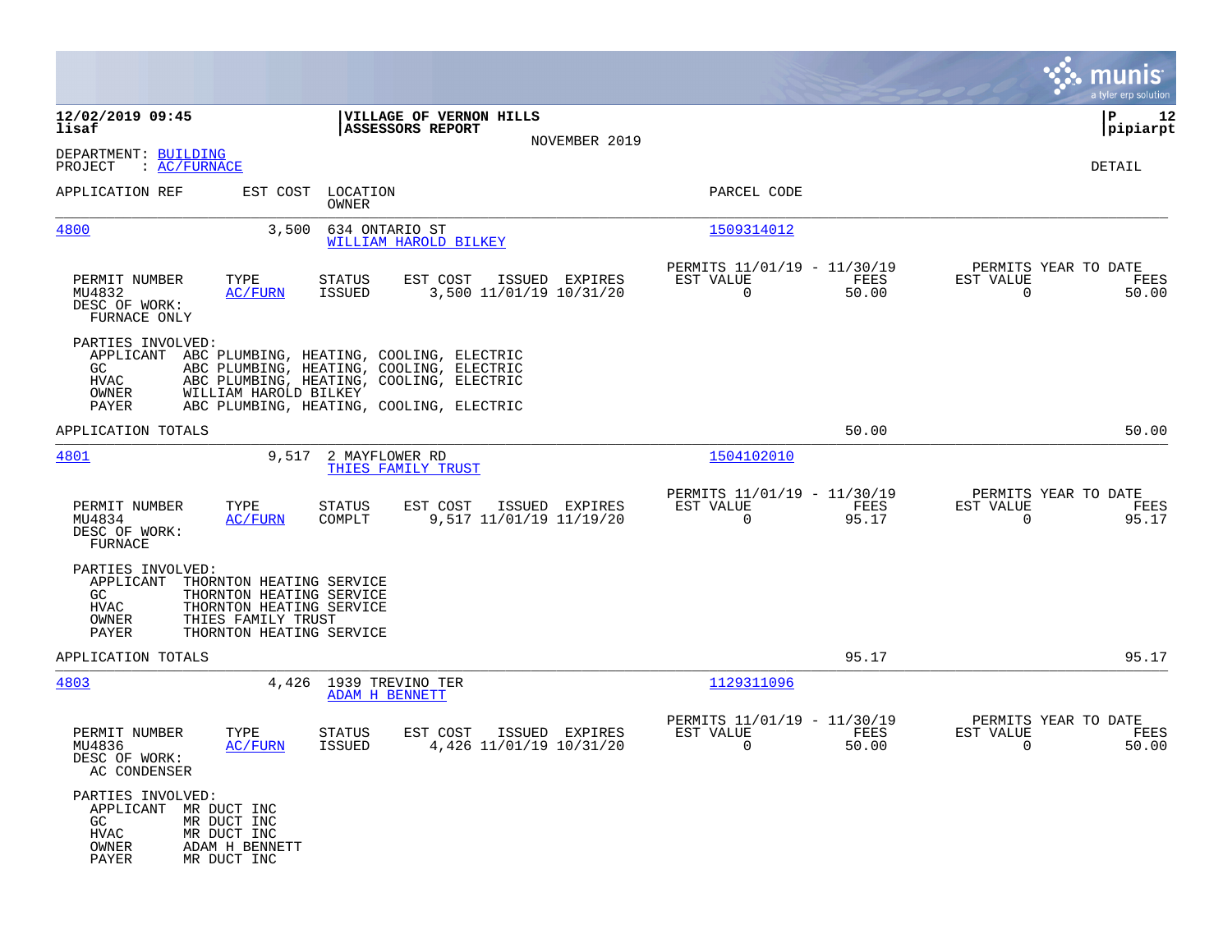**12/02/2019 09:45**
**lisaf**

**VILLAGE OF VERNON HILLS**
**ASSESSORS REPORT**
NOVEMBER 2019

**P 12**
**pipiarpt**

DEPARTMENT: BUILDING
PROJECT : AC/FURNACE

DETAIL

| APPLICATION REF | EST COST | LOCATION / OWNER | PARCEL CODE |
|---|---|---|---|
| 4800 | 3,500 | 634 ONTARIO ST / WILLIAM HAROLD BILKEY | 1509314012 |

| PERMIT NUMBER | TYPE | STATUS | EST COST | ISSUED | EXPIRES | PERMITS 11/01/19 - 11/30/19 EST VALUE | FEES | PERMITS YEAR TO DATE EST VALUE | FEES |
|---|---|---|---|---|---|---|---|---|---|
| MU4832 | AC/FURN | ISSUED | 3,500 | 11/01/19 | 10/31/20 | 0 | 50.00 | 0 | 50.00 |

DESC OF WORK:
FURNACE ONLY

PARTIES INVOLVED:
- APPLICANT ABC PLUMBING, HEATING, COOLING, ELECTRIC
- GC ABC PLUMBING, HEATING, COOLING, ELECTRIC
- HVAC ABC PLUMBING, HEATING, COOLING, ELECTRIC
- OWNER WILLIAM HAROLD BILKEY
- PAYER ABC PLUMBING, HEATING, COOLING, ELECTRIC

APPLICATION TOTALS 50.00 50.00

| APPLICATION REF | EST COST | LOCATION / OWNER | PARCEL CODE |
|---|---|---|---|
| 4801 | 9,517 | 2 MAYFLOWER RD / THIES FAMILY TRUST | 1504102010 |

| PERMIT NUMBER | TYPE | STATUS | EST COST | ISSUED | EXPIRES | PERMITS 11/01/19 - 11/30/19 EST VALUE | FEES | PERMITS YEAR TO DATE EST VALUE | FEES |
|---|---|---|---|---|---|---|---|---|---|
| MU4834 | AC/FURN | COMPLT | 9,517 | 11/01/19 | 11/19/20 | 0 | 95.17 | 0 | 95.17 |

DESC OF WORK:
FURNACE

PARTIES INVOLVED:
- APPLICANT THORNTON HEATING SERVICE
- GC THORNTON HEATING SERVICE
- HVAC THORNTON HEATING SERVICE
- OWNER THIES FAMILY TRUST
- PAYER THORNTON HEATING SERVICE

APPLICATION TOTALS 95.17 95.17

| APPLICATION REF | EST COST | LOCATION / OWNER | PARCEL CODE |
|---|---|---|---|
| 4803 | 4,426 | 1939 TREVINO TER / ADAM H BENNETT | 1129311096 |

| PERMIT NUMBER | TYPE | STATUS | EST COST | ISSUED | EXPIRES | PERMITS 11/01/19 - 11/30/19 EST VALUE | FEES | PERMITS YEAR TO DATE EST VALUE | FEES |
|---|---|---|---|---|---|---|---|---|---|
| MU4836 | AC/FURN | ISSUED | 4,426 | 11/01/19 | 10/31/20 | 0 | 50.00 | 0 | 50.00 |

DESC OF WORK:
AC CONDENSER

PARTIES INVOLVED:
- APPLICANT MR DUCT INC
- GC MR DUCT INC
- HVAC MR DUCT INC
- OWNER ADAM H BENNETT
- PAYER MR DUCT INC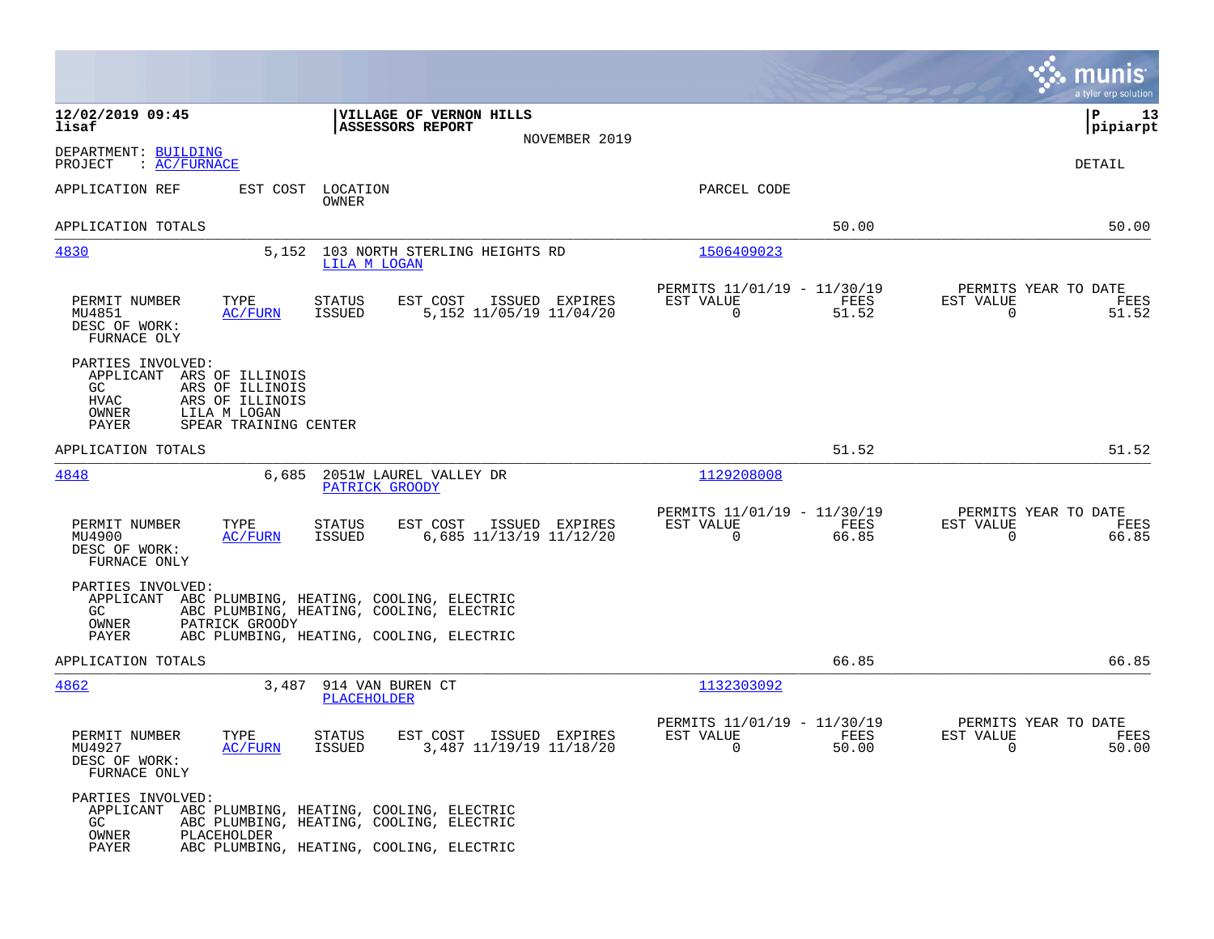**12/02/2019 09:45**
**lisaf**

**VILLAGE OF VERNON HILLS**
**ASSESSORS REPORT**
NOVEMBER 2019

**P 13**
**pipiarpt**

DEPARTMENT: BUILDING
PROJECT : AC/FURNACE

DETAIL

| APPLICATION REF | EST COST | LOCATION / OWNER | PARCEL CODE | | |
|---|---|---|---|---|---|
| APPLICATION TOTALS | | | | 50.00 | 50.00 |
| 4830 | 5,152 | 103 NORTH STERLING HEIGHTS RD / LILA M LOGAN | 1506409023 | | |

| PERMIT NUMBER | TYPE | STATUS | EST COST | ISSUED | EXPIRES | PERMITS 11/01/19 - 11/30/19 EST VALUE | FEES | PERMITS YEAR TO DATE EST VALUE | FEES |
|---|---|---|---|---|---|---|---|---|---|
| MU4851 | AC/FURN | ISSUED | 5,152 | 11/05/19 | 11/04/20 | 0 | 51.52 | 0 | 51.52 |

DESC OF WORK:
FURNACE OLY

PARTIES INVOLVED:
- APPLICANT ARS OF ILLINOIS
- GC ARS OF ILLINOIS
- HVAC ARS OF ILLINOIS
- OWNER LILA M LOGAN
- PAYER SPEAR TRAINING CENTER

| | | | | | |
|---|---|---|---|---|---|
| APPLICATION TOTALS | | | | 51.52 | 51.52 |
| 4848 | 6,685 | 2051W LAUREL VALLEY DR / PATRICK GROODY | 1129208008 | | |

| PERMIT NUMBER | TYPE | STATUS | EST COST | ISSUED | EXPIRES | PERMITS 11/01/19 - 11/30/19 EST VALUE | FEES | PERMITS YEAR TO DATE EST VALUE | FEES |
|---|---|---|---|---|---|---|---|---|---|
| MU4900 | AC/FURN | ISSUED | 6,685 | 11/13/19 | 11/12/20 | 0 | 66.85 | 0 | 66.85 |

DESC OF WORK:
FURNACE ONLY

PARTIES INVOLVED:
- APPLICANT ABC PLUMBING, HEATING, COOLING, ELECTRIC
- GC ABC PLUMBING, HEATING, COOLING, ELECTRIC
- OWNER PATRICK GROODY
- PAYER ABC PLUMBING, HEATING, COOLING, ELECTRIC

| | | | | | |
|---|---|---|---|---|---|
| APPLICATION TOTALS | | | | 66.85 | 66.85 |
| 4862 | 3,487 | 914 VAN BUREN CT / PLACEHOLDER | 1132303092 | | |

| PERMIT NUMBER | TYPE | STATUS | EST COST | ISSUED | EXPIRES | PERMITS 11/01/19 - 11/30/19 EST VALUE | FEES | PERMITS YEAR TO DATE EST VALUE | FEES |
|---|---|---|---|---|---|---|---|---|---|
| MU4927 | AC/FURN | ISSUED | 3,487 | 11/19/19 | 11/18/20 | 0 | 50.00 | 0 | 50.00 |

DESC OF WORK:
FURNACE ONLY

PARTIES INVOLVED:
- APPLICANT ABC PLUMBING, HEATING, COOLING, ELECTRIC
- GC ABC PLUMBING, HEATING, COOLING, ELECTRIC
- OWNER PLACEHOLDER
- PAYER ABC PLUMBING, HEATING, COOLING, ELECTRIC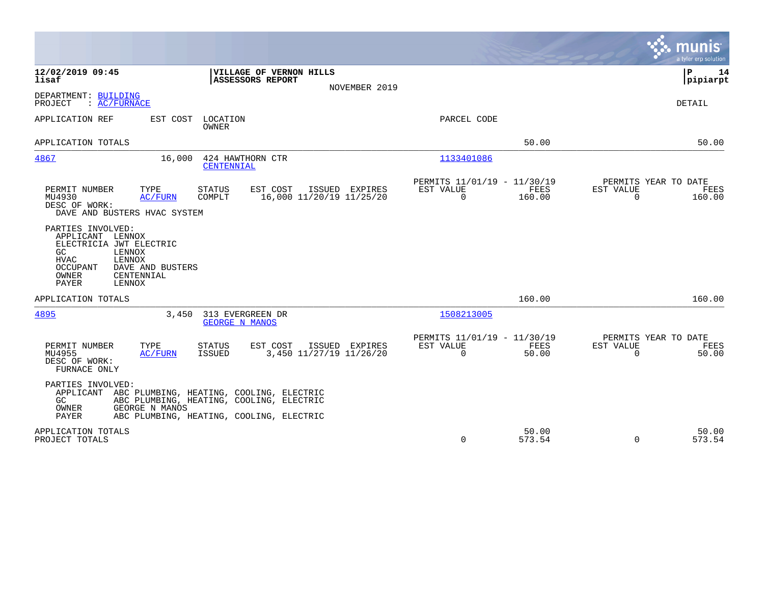**12/02/2019 09:45**
**lisaf**

**VILLAGE OF VERNON HILLS**
**ASSESSORS REPORT**

NOVEMBER 2019

**P 14**
**pipiarpt**

DEPARTMENT: BUILDING
PROJECT : AC/FURNACE

DETAIL

| APPLICATION REF | EST COST | LOCATION / OWNER | PARCEL CODE | | |
|---|---|---|---|---|---|
| APPLICATION TOTALS | | | | 50.00 | 50.00 |
| 4867 | 16,000 | 424 HAWTHORN CTR / CENTENNIAL | 1133401086 | | |

| PERMIT NUMBER | TYPE | STATUS | EST COST | ISSUED | EXPIRES | PERMITS 11/01/19 - 11/30/19 EST VALUE | FEES | PERMITS YEAR TO DATE EST VALUE | FEES |
|---|---|---|---|---|---|---|---|---|---|
| MU4930 | AC/FURN | COMPLT | 16,000 | 11/20/19 | 11/25/20 | 0 | 160.00 | 0 | 160.00 |

DESC OF WORK:
DAVE AND BUSTERS HVAC SYSTEM

PARTIES INVOLVED:

| | |
|---|---|
| APPLICANT | LENNOX |
| ELECTRICIA | JWT ELECTRIC |
| GC | LENNOX |
| HVAC | LENNOX |
| OCCUPANT | DAVE AND BUSTERS |
| OWNER | CENTENNIAL |
| PAYER | LENNOX |

| APPLICATION REF | EST COST | LOCATION / OWNER | PARCEL CODE | | |
|---|---|---|---|---|---|
| APPLICATION TOTALS | | | | 160.00 | 160.00 |
| 4895 | 3,450 | 313 EVERGREEN DR / GEORGE N MANOS | 1508213005 | | |

| PERMIT NUMBER | TYPE | STATUS | EST COST | ISSUED | EXPIRES | PERMITS 11/01/19 - 11/30/19 EST VALUE | FEES | PERMITS YEAR TO DATE EST VALUE | FEES |
|---|---|---|---|---|---|---|---|---|---|
| MU4955 | AC/FURN | ISSUED | 3,450 | 11/27/19 | 11/26/20 | 0 | 50.00 | 0 | 50.00 |

DESC OF WORK:
FURNACE ONLY

PARTIES INVOLVED:

| | |
|---|---|
| APPLICANT | ABC PLUMBING, HEATING, COOLING, ELECTRIC |
| GC | ABC PLUMBING, HEATING, COOLING, ELECTRIC |
| OWNER | GEORGE N MANOS |
| PAYER | ABC PLUMBING, HEATING, COOLING, ELECTRIC |

| | EST VALUE | FEES | EST VALUE | FEES |
|---|---|---|---|---|
| APPLICATION TOTALS | | 50.00 | | 50.00 |
| PROJECT TOTALS | 0 | 573.54 | 0 | 573.54 |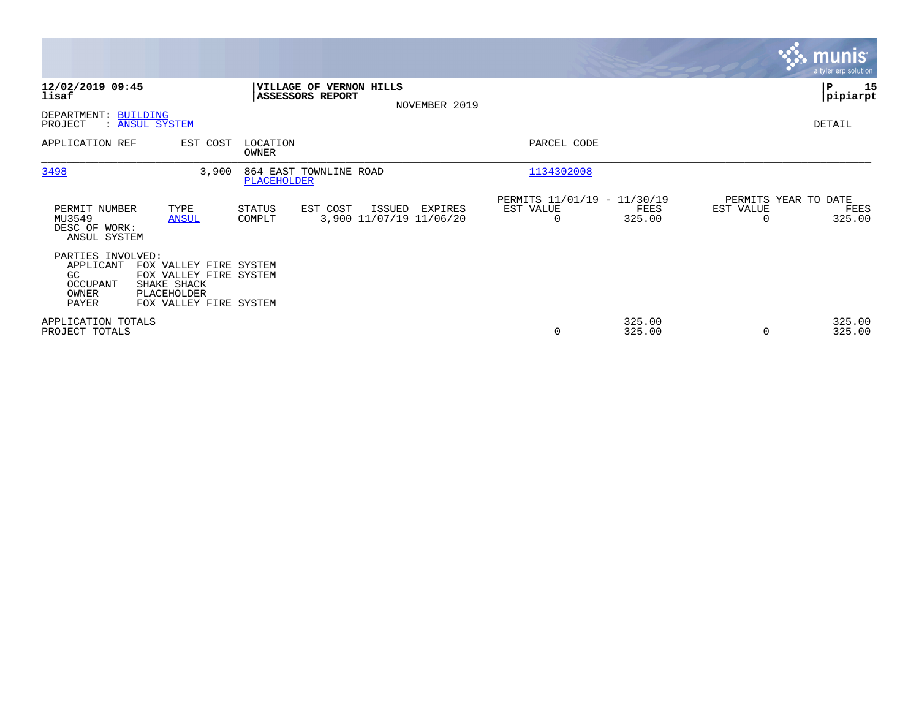**12/02/2019 09:45**
**lisaf**

**VILLAGE OF VERNON HILLS**
**ASSESSORS REPORT**

NOVEMBER 2019

**P 15**
**pipiarpt**

DEPARTMENT: BUILDING
PROJECT : ANSUL SYSTEM

DETAIL

| APPLICATION REF | EST COST | LOCATION / OWNER | PARCEL CODE |
|---|---|---|---|
| 3498 | 3,900 | 864 EAST TOWNLINE ROAD / PLACEHOLDER | 1134302008 |

| PERMIT NUMBER | TYPE | STATUS | EST COST | ISSUED | EXPIRES | PERMITS 11/01/19 - 11/30/19 EST VALUE | PERMITS 11/01/19 - 11/30/19 FEES | PERMITS YEAR TO DATE EST VALUE | PERMITS YEAR TO DATE FEES |
|---|---|---|---|---|---|---|---|---|---|
| MU3549 | ANSUL | COMPLT | 3,900 | 11/07/19 | 11/06/20 | 0 | 325.00 | 0 | 325.00 |

DESC OF WORK:
ANSUL SYSTEM

PARTIES INVOLVED:

| | |
|---|---|
| APPLICANT | FOX VALLEY FIRE SYSTEM |
| GC | FOX VALLEY FIRE SYSTEM |
| OCCUPANT | SHAKE SHACK |
| OWNER | PLACEHOLDER |
| PAYER | FOX VALLEY FIRE SYSTEM |

| | EST VALUE | FEES | YTD EST VALUE | YTD FEES |
|---|---|---|---|---|
| APPLICATION TOTALS | | 325.00 | | 325.00 |
| PROJECT TOTALS | 0 | 325.00 | 0 | 325.00 |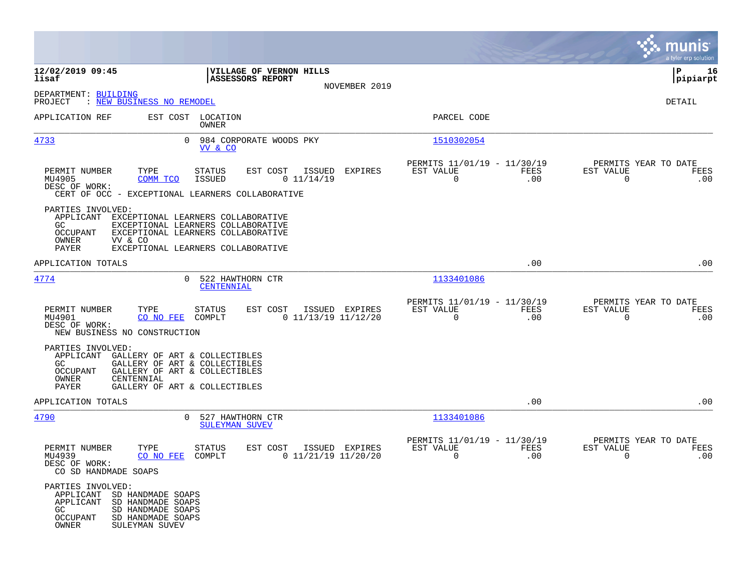**12/02/2019 09:45**
**lisaf**

**VILLAGE OF VERNON HILLS**
**ASSESSORS REPORT**
NOVEMBER 2019

DEPARTMENT: BUILDING
PROJECT : NEW BUSINESS NO REMODEL

DETAIL

| APPLICATION REF | EST COST | LOCATION / OWNER | PARCEL CODE |
|---|---|---|---|
| 4733 | 0 | 984 CORPORATE WOODS PKY / VV & CO | 1510302054 |

| PERMIT NUMBER | TYPE | STATUS | EST COST | ISSUED | EXPIRES | PERMITS 11/01/19 - 11/30/19 EST VALUE | FEES | PERMITS YEAR TO DATE EST VALUE | FEES |
|---|---|---|---|---|---|---|---|---|---|
| MU4905 | COMM TCO | ISSUED | 0 | 11/14/19 | | 0 | .00 | 0 | .00 |

DESC OF WORK:
CERT OF OCC - EXCEPTIONAL LEARNERS COLLABORATIVE

PARTIES INVOLVED:
- APPLICANT EXCEPTIONAL LEARNERS COLLABORATIVE
- GC EXCEPTIONAL LEARNERS COLLABORATIVE
- OCCUPANT EXCEPTIONAL LEARNERS COLLABORATIVE
- OWNER VV & CO
- PAYER EXCEPTIONAL LEARNERS COLLABORATIVE

APPLICATION TOTALS .00 .00

| APPLICATION REF | EST COST | LOCATION / OWNER | PARCEL CODE |
|---|---|---|---|
| 4774 | 0 | 522 HAWTHORN CTR / CENTENNIAL | 1133401086 |

| PERMIT NUMBER | TYPE | STATUS | EST COST | ISSUED | EXPIRES | PERMITS 11/01/19 - 11/30/19 EST VALUE | FEES | PERMITS YEAR TO DATE EST VALUE | FEES |
|---|---|---|---|---|---|---|---|---|---|
| MU4901 | CO NO FEE | COMPLT | 0 | 11/13/19 | 11/12/20 | 0 | .00 | 0 | .00 |

DESC OF WORK:
NEW BUSINESS NO CONSTRUCTION

PARTIES INVOLVED:
- APPLICANT GALLERY OF ART & COLLECTIBLES
- GC GALLERY OF ART & COLLECTIBLES
- OCCUPANT GALLERY OF ART & COLLECTIBLES
- OWNER CENTENNIAL
- PAYER GALLERY OF ART & COLLECTIBLES

APPLICATION TOTALS .00 .00

| APPLICATION REF | EST COST | LOCATION / OWNER | PARCEL CODE |
|---|---|---|---|
| 4790 | 0 | 527 HAWTHORN CTR / SULEYMAN SUVEV | 1133401086 |

| PERMIT NUMBER | TYPE | STATUS | EST COST | ISSUED | EXPIRES | PERMITS 11/01/19 - 11/30/19 EST VALUE | FEES | PERMITS YEAR TO DATE EST VALUE | FEES |
|---|---|---|---|---|---|---|---|---|---|
| MU4939 | CO NO FEE | COMPLT | 0 | 11/21/19 | 11/20/20 | 0 | .00 | 0 | .00 |

DESC OF WORK:
CO SD HANDMADE SOAPS

PARTIES INVOLVED:
- APPLICANT SD HANDMADE SOAPS
- APPLICANT SD HANDMADE SOAPS
- GC SD HANDMADE SOAPS
- OCCUPANT SD HANDMADE SOAPS
- OWNER SULEYMAN SUVEV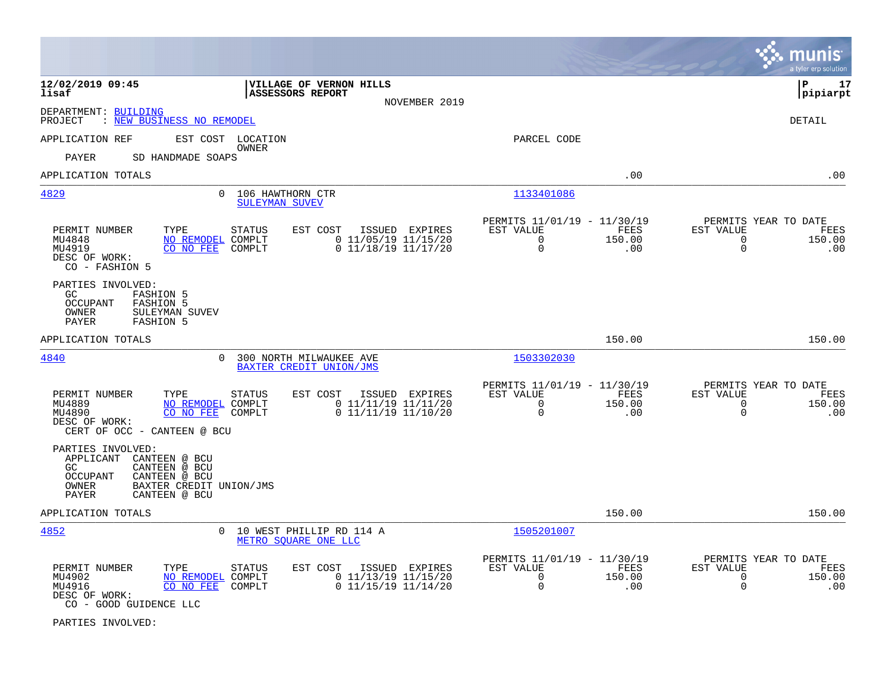**12/02/2019 09:45**
**lisaf**

**VILLAGE OF VERNON HILLS**
**ASSESSORS REPORT**
NOVEMBER 2019

**P 17**
**pipiarpt**

DEPARTMENT: BUILDING
PROJECT : NEW BUSINESS NO REMODEL

DETAIL

APPLICATION REF EST COST LOCATION / OWNER PARCEL CODE

PAYER SD HANDMADE SOAPS

APPLICATION TOTALS .00 .00

---

**4829** 0 106 HAWTHORN CTR — SULEYMAN SUVEV — Parcel 1133401086

| PERMIT NUMBER | TYPE | STATUS | EST COST | ISSUED | EXPIRES | PERMITS 11/01/19 - 11/30/19 EST VALUE | FEES | PERMITS YEAR TO DATE EST VALUE | FEES |
|---|---|---|---|---|---|---|---|---|---|
| MU4848 | NO REMODEL | COMPLT | 0 | 11/05/19 | 11/15/20 | 0 | 150.00 | 0 | 150.00 |
| MU4919 | CO NO FEE | COMPLT | 0 | 11/18/19 | 11/17/20 | 0 | .00 | 0 | .00 |

DESC OF WORK:
CO - FASHION 5

PARTIES INVOLVED:
- GC FASHION 5
- OCCUPANT FASHION 5
- OWNER SULEYMAN SUVEV
- PAYER FASHION 5

APPLICATION TOTALS 150.00 150.00

---

**4840** 0 300 NORTH MILWAUKEE AVE — BAXTER CREDIT UNION/JMS — Parcel 1503302030

| PERMIT NUMBER | TYPE | STATUS | EST COST | ISSUED | EXPIRES | PERMITS 11/01/19 - 11/30/19 EST VALUE | FEES | PERMITS YEAR TO DATE EST VALUE | FEES |
|---|---|---|---|---|---|---|---|---|---|
| MU4889 | NO REMODEL | COMPLT | 0 | 11/11/19 | 11/11/20 | 0 | 150.00 | 0 | 150.00 |
| MU4890 | CO NO FEE | COMPLT | 0 | 11/11/19 | 11/10/20 | 0 | .00 | 0 | .00 |

DESC OF WORK:
CERT OF OCC - CANTEEN @ BCU

PARTIES INVOLVED:
- APPLICANT CANTEEN @ BCU
- GC CANTEEN @ BCU
- OCCUPANT CANTEEN @ BCU
- OWNER BAXTER CREDIT UNION/JMS
- PAYER CANTEEN @ BCU

APPLICATION TOTALS 150.00 150.00

---

**4852** 0 10 WEST PHILLIP RD 114 A — METRO SQUARE ONE LLC — Parcel 1505201007

| PERMIT NUMBER | TYPE | STATUS | EST COST | ISSUED | EXPIRES | PERMITS 11/01/19 - 11/30/19 EST VALUE | FEES | PERMITS YEAR TO DATE EST VALUE | FEES |
|---|---|---|---|---|---|---|---|---|---|
| MU4902 | NO REMODEL | COMPLT | 0 | 11/13/19 | 11/15/20 | 0 | 150.00 | 0 | 150.00 |
| MU4916 | CO NO FEE | COMPLT | 0 | 11/15/19 | 11/14/20 | 0 | .00 | 0 | .00 |

DESC OF WORK:
CO - GOOD GUIDENCE LLC

PARTIES INVOLVED: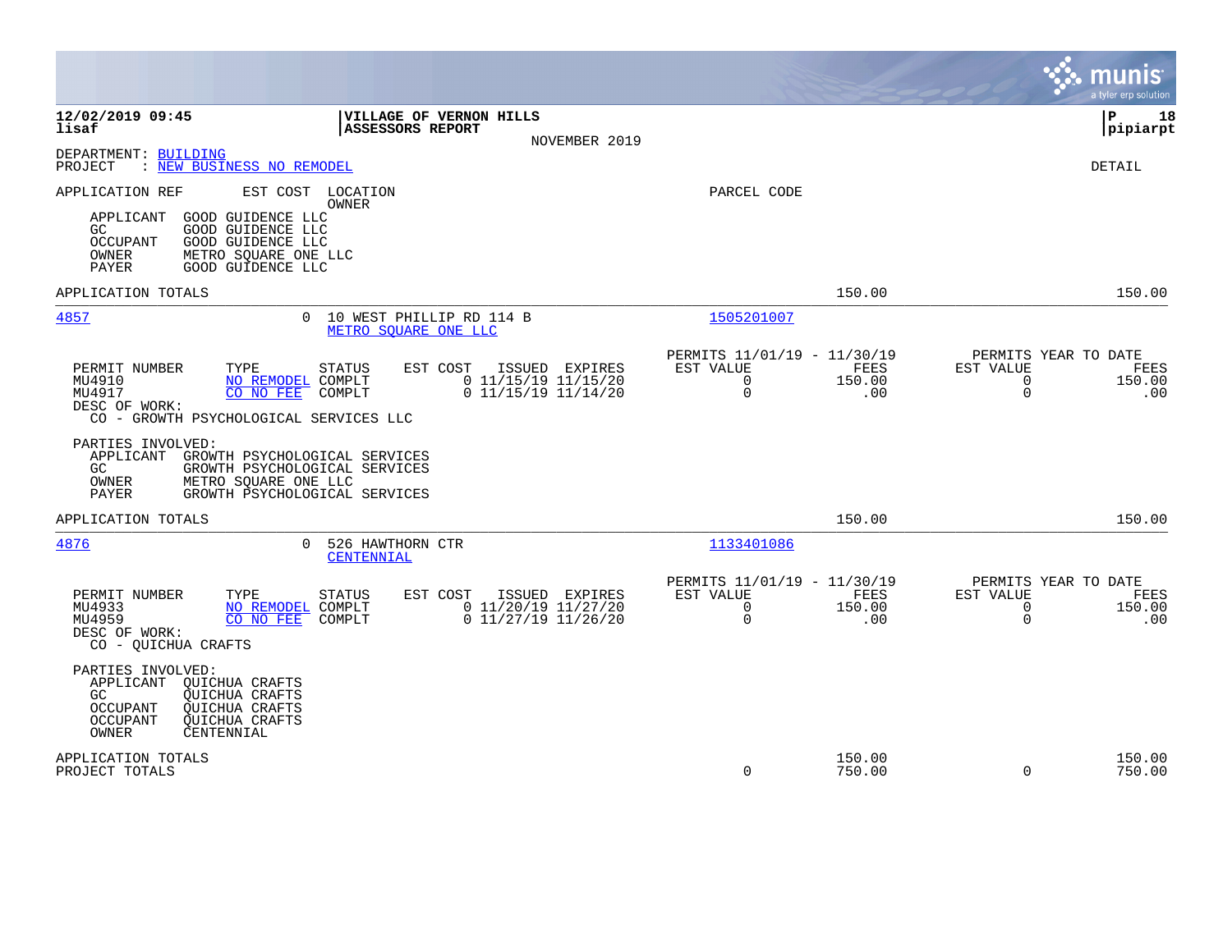12/02/2019 09:45
lisaf

**VILLAGE OF VERNON HILLS**
**ASSESSORS REPORT**
NOVEMBER 2019

P 18
pipiarpt

DEPARTMENT: BUILDING
PROJECT : NEW BUSINESS NO REMODEL

DETAIL

APPLICATION REF | EST COST | LOCATION / OWNER | PARCEL CODE

APPLICANT GOOD GUIDENCE LLC
GC GOOD GUIDENCE LLC
OCCUPANT GOOD GUIDENCE LLC
OWNER METRO SQUARE ONE LLC
PAYER GOOD GUIDENCE LLC

APPLICATION TOTALS 150.00 150.00

---

**4857** 0 10 WEST PHILLIP RD 114 B — METRO SQUARE ONE LLC — Parcel 1505201007

| PERMIT NUMBER | TYPE | STATUS | EST COST | ISSUED | EXPIRES | PERMITS 11/01/19 - 11/30/19 EST VALUE | FEES | PERMITS YEAR TO DATE EST VALUE | FEES |
|---|---|---|---|---|---|---|---|---|---|
| MU4910 | NO REMODEL | COMPLT | 0 | 11/15/19 | 11/15/20 | 0 | 150.00 | 0 | 150.00 |
| MU4917 | CO NO FEE | COMPLT | 0 | 11/15/19 | 11/14/20 | 0 | .00 | 0 | .00 |

DESC OF WORK:
CO - GROWTH PSYCHOLOGICAL SERVICES LLC

PARTIES INVOLVED:
APPLICANT GROWTH PSYCHOLOGICAL SERVICES
GC GROWTH PSYCHOLOGICAL SERVICES
OWNER METRO SQUARE ONE LLC
PAYER GROWTH PSYCHOLOGICAL SERVICES

APPLICATION TOTALS 150.00 150.00

---

**4876** 0 526 HAWTHORN CTR — CENTENNIAL — Parcel 1133401086

| PERMIT NUMBER | TYPE | STATUS | EST COST | ISSUED | EXPIRES | PERMITS 11/01/19 - 11/30/19 EST VALUE | FEES | PERMITS YEAR TO DATE EST VALUE | FEES |
|---|---|---|---|---|---|---|---|---|---|
| MU4933 | NO REMODEL | COMPLT | 0 | 11/20/19 | 11/27/20 | 0 | 150.00 | 0 | 150.00 |
| MU4959 | CO NO FEE | COMPLT | 0 | 11/27/19 | 11/26/20 | 0 | .00 | 0 | .00 |

DESC OF WORK:
CO - QUICHUA CRAFTS

PARTIES INVOLVED:
APPLICANT QUICHUA CRAFTS
GC QUICHUA CRAFTS
OCCUPANT QUICHUA CRAFTS
OCCUPANT QUICHUA CRAFTS
OWNER CENTENNIAL

| | EST VALUE | FEES | EST VALUE | FEES |
|---|---|---|---|---|
| APPLICATION TOTALS | | 150.00 | | 150.00 |
| PROJECT TOTALS | 0 | 750.00 | 0 | 750.00 |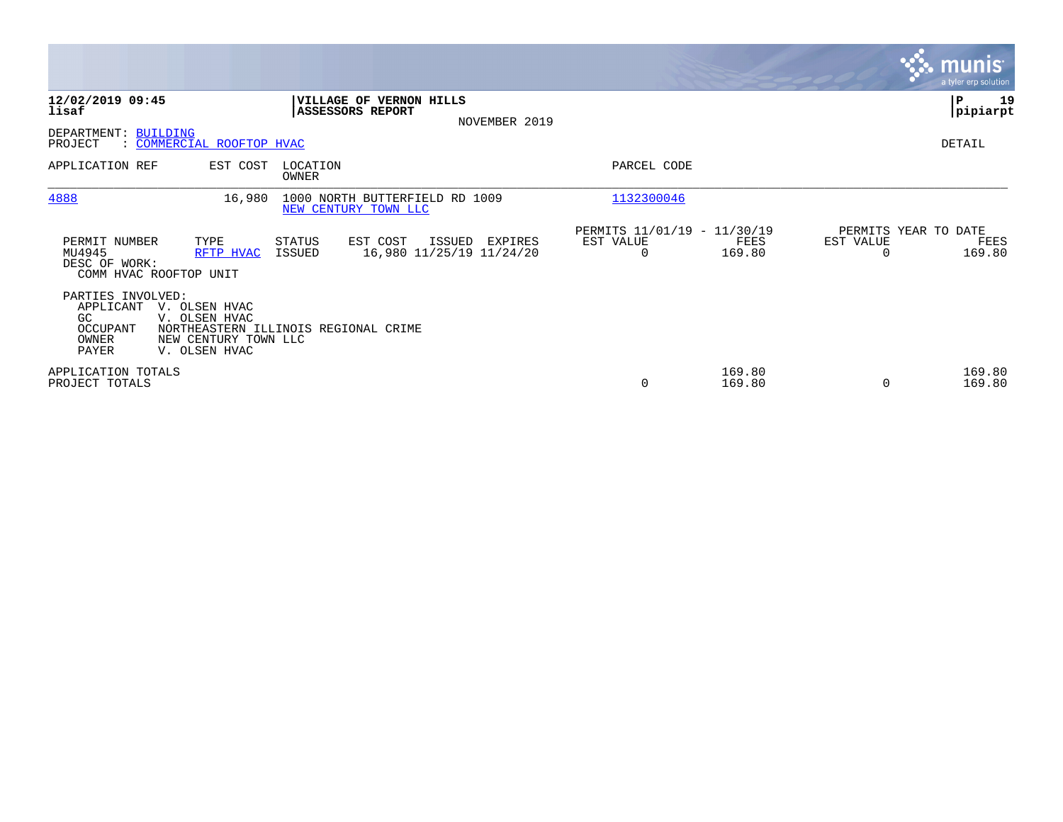**12/02/2019 09:45**
**lisaf**

**VILLAGE OF VERNON HILLS**
**ASSESSORS REPORT**
NOVEMBER 2019

**P 19**
**pipiarpt**

DEPARTMENT: BUILDING
PROJECT : COMMERCIAL ROOFTOP HVAC

DETAIL

| APPLICATION REF | EST COST | LOCATION / OWNER | PARCEL CODE |
|---|---|---|---|
| 4888 | 16,980 | 1000 NORTH BUTTERFIELD RD 1009 / NEW CENTURY TOWN LLC | 1132300046 |

| PERMIT NUMBER | TYPE | STATUS | EST COST | ISSUED | EXPIRES | PERMITS 11/01/19 - 11/30/19 EST VALUE | FEES | PERMITS YEAR TO DATE EST VALUE | FEES |
|---|---|---|---|---|---|---|---|---|---|
| MU4945 | RFTP HVAC | ISSUED | 16,980 | 11/25/19 | 11/24/20 | 0 | 169.80 | 0 | 169.80 |

DESC OF WORK:
COMM HVAC ROOFTOP UNIT

PARTIES INVOLVED:

| | |
|---|---|
| APPLICANT | V. OLSEN HVAC |
| GC | V. OLSEN HVAC |
| OCCUPANT | NORTHEASTERN ILLINOIS REGIONAL CRIME |
| OWNER | NEW CENTURY TOWN LLC |
| PAYER | V. OLSEN HVAC |

| | EST VALUE | FEES | EST VALUE | FEES |
|---|---|---|---|---|
| APPLICATION TOTALS | | 169.80 | | 169.80 |
| PROJECT TOTALS | 0 | 169.80 | 0 | 169.80 |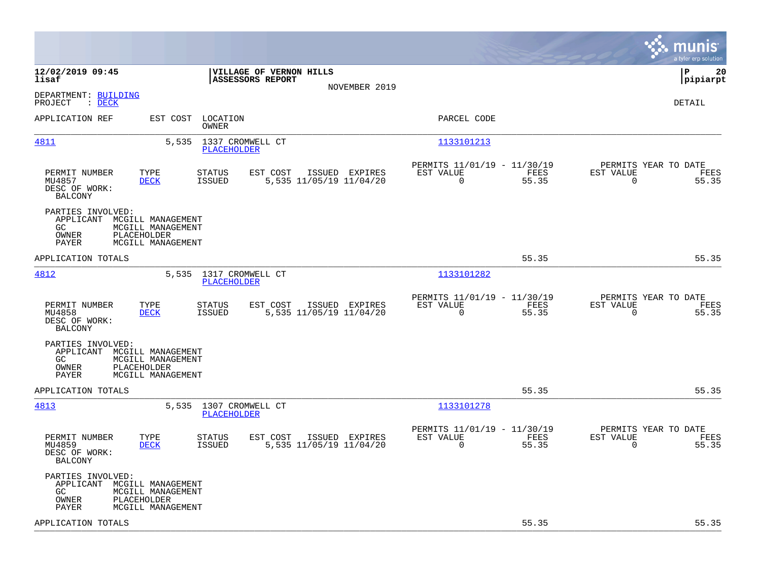12/02/2019 09:45
lisaf

**VILLAGE OF VERNON HILLS**
**ASSESSORS REPORT**
NOVEMBER 2019

P 20
pipiarpt

DEPARTMENT: BUILDING
PROJECT : DECK

DETAIL

| APPLICATION REF | EST COST | LOCATION / OWNER | PARCEL CODE |
|---|---|---|---|
| 4811 | 5,535 | 1337 CROMWELL CT / PLACEHOLDER | 1133101213 |

| PERMIT NUMBER | TYPE | STATUS | EST COST | ISSUED | EXPIRES | PERMITS 11/01/19 - 11/30/19 EST VALUE | FEES | PERMITS YEAR TO DATE EST VALUE | FEES |
|---|---|---|---|---|---|---|---|---|---|
| MU4857 | DECK | ISSUED | 5,535 | 11/05/19 | 11/04/20 | 0 | 55.35 | 0 | 55.35 |

DESC OF WORK:
BALCONY

PARTIES INVOLVED:
APPLICANT MCGILL MANAGEMENT
GC MCGILL MANAGEMENT
OWNER PLACEHOLDER
PAYER MCGILL MANAGEMENT

APPLICATION TOTALS 55.35 55.35

| APPLICATION REF | EST COST | LOCATION / OWNER | PARCEL CODE |
|---|---|---|---|
| 4812 | 5,535 | 1317 CROMWELL CT / PLACEHOLDER | 1133101282 |

| PERMIT NUMBER | TYPE | STATUS | EST COST | ISSUED | EXPIRES | PERMITS 11/01/19 - 11/30/19 EST VALUE | FEES | PERMITS YEAR TO DATE EST VALUE | FEES |
|---|---|---|---|---|---|---|---|---|---|
| MU4858 | DECK | ISSUED | 5,535 | 11/05/19 | 11/04/20 | 0 | 55.35 | 0 | 55.35 |

DESC OF WORK:
BALCONY

PARTIES INVOLVED:
APPLICANT MCGILL MANAGEMENT
GC MCGILL MANAGEMENT
OWNER PLACEHOLDER
PAYER MCGILL MANAGEMENT

APPLICATION TOTALS 55.35 55.35

| APPLICATION REF | EST COST | LOCATION / OWNER | PARCEL CODE |
|---|---|---|---|
| 4813 | 5,535 | 1307 CROMWELL CT / PLACEHOLDER | 1133101278 |

| PERMIT NUMBER | TYPE | STATUS | EST COST | ISSUED | EXPIRES | PERMITS 11/01/19 - 11/30/19 EST VALUE | FEES | PERMITS YEAR TO DATE EST VALUE | FEES |
|---|---|---|---|---|---|---|---|---|---|
| MU4859 | DECK | ISSUED | 5,535 | 11/05/19 | 11/04/20 | 0 | 55.35 | 0 | 55.35 |

DESC OF WORK:
BALCONY

PARTIES INVOLVED:
APPLICANT MCGILL MANAGEMENT
GC MCGILL MANAGEMENT
OWNER PLACEHOLDER
PAYER MCGILL MANAGEMENT

APPLICATION TOTALS 55.35 55.35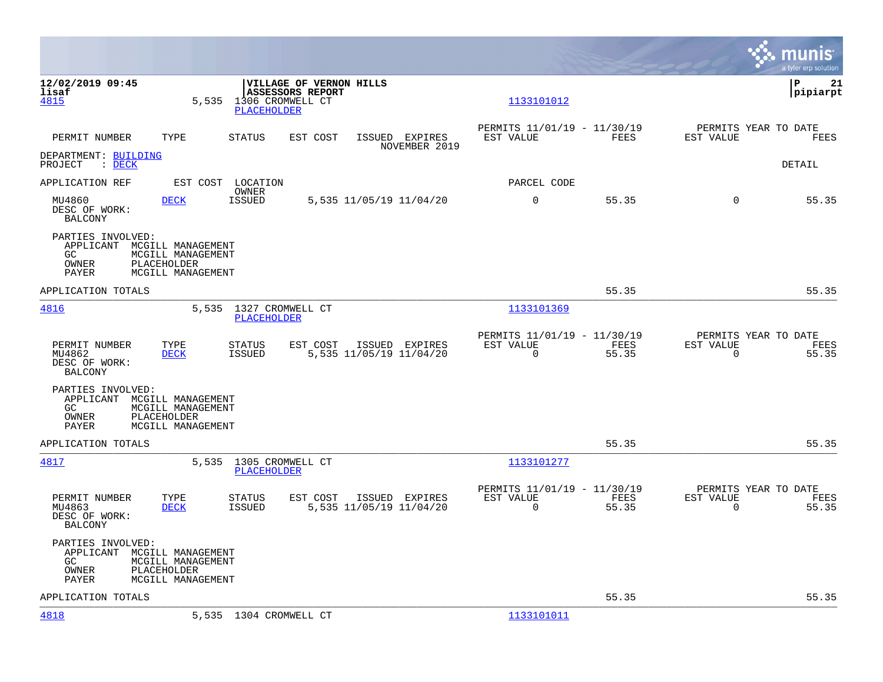12/02/2019 09:45
lisaf

**VILLAGE OF VERNON HILLS**
**ASSESSORS REPORT**

P 21
pipiarpt

4815 5,535 1306 CROMWELL CT 1133101012
PLACEHOLDER

| PERMIT NUMBER | TYPE | STATUS | EST COST | ISSUED | EXPIRES | PERMITS 11/01/19 - 11/30/19 EST VALUE | FEES | PERMITS YEAR TO DATE EST VALUE | FEES |
|---|---|---|---|---|---|---|---|---|---|
| | | | | NOVEMBER 2019 | | | | | |

DEPARTMENT: BUILDING
PROJECT : DECK

DETAIL

APPLICATION REF EST COST LOCATION PARCEL CODE
OWNER

| | | | | | | | | | |
|---|---|---|---|---|---|---|---|---|---|
| MU4860 | DECK | ISSUED | 5,535 | 11/05/19 | 11/04/20 | 0 | 55.35 | 0 | 55.35 |

DESC OF WORK:
BALCONY

PARTIES INVOLVED:
APPLICANT MCGILL MANAGEMENT
GC MCGILL MANAGEMENT
OWNER PLACEHOLDER
PAYER MCGILL MANAGEMENT

APPLICATION TOTALS 55.35 55.35

---

4816 5,535 1327 CROMWELL CT 1133101369
PLACEHOLDER

| PERMIT NUMBER | TYPE | STATUS | EST COST | ISSUED | EXPIRES | PERMITS 11/01/19 - 11/30/19 EST VALUE | FEES | PERMITS YEAR TO DATE EST VALUE | FEES |
|---|---|---|---|---|---|---|---|---|---|
| MU4862 | DECK | ISSUED | 5,535 | 11/05/19 | 11/04/20 | 0 | 55.35 | 0 | 55.35 |

DESC OF WORK:
BALCONY

PARTIES INVOLVED:
APPLICANT MCGILL MANAGEMENT
GC MCGILL MANAGEMENT
OWNER PLACEHOLDER
PAYER MCGILL MANAGEMENT

APPLICATION TOTALS 55.35 55.35

---

4817 5,535 1305 CROMWELL CT 1133101277
PLACEHOLDER

| PERMIT NUMBER | TYPE | STATUS | EST COST | ISSUED | EXPIRES | PERMITS 11/01/19 - 11/30/19 EST VALUE | FEES | PERMITS YEAR TO DATE EST VALUE | FEES |
|---|---|---|---|---|---|---|---|---|---|
| MU4863 | DECK | ISSUED | 5,535 | 11/05/19 | 11/04/20 | 0 | 55.35 | 0 | 55.35 |

DESC OF WORK:
BALCONY

PARTIES INVOLVED:
APPLICANT MCGILL MANAGEMENT
GC MCGILL MANAGEMENT
OWNER PLACEHOLDER
PAYER MCGILL MANAGEMENT

APPLICATION TOTALS 55.35 55.35

---

4818 5,535 1304 CROMWELL CT 1133101011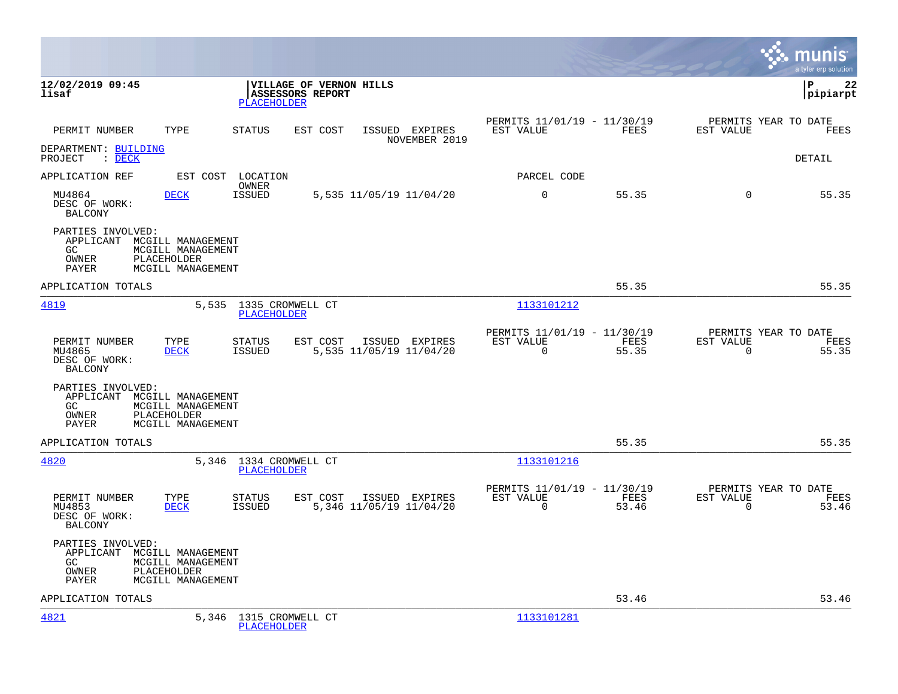**12/02/2019 09:45**
**lisaf**

**VILLAGE OF VERNON HILLS**
**ASSESSORS REPORT**
PLACEHOLDER

**P 22**
**pipiarpt**

| PERMIT NUMBER | TYPE | STATUS | EST COST | ISSUED | EXPIRES | PERMITS 11/01/19 - 11/30/19 EST VALUE | FEES | PERMITS YEAR TO DATE EST VALUE | FEES |
|---|---|---|---|---|---|---|---|---|---|
| | | | | NOVEMBER 2019 | | | | | |

DEPARTMENT: BUILDING
PROJECT : DECK

DETAIL

APPLICATION REF | EST COST | LOCATION / OWNER | PARCEL CODE

| PERMIT NUMBER | TYPE | STATUS | EST COST | ISSUED | EXPIRES | EST VALUE | FEES | EST VALUE | FEES |
|---|---|---|---|---|---|---|---|---|---|
| MU4864 | DECK | ISSUED | 5,535 | 11/05/19 | 11/04/20 | 0 | 55.35 | 0 | 55.35 |

DESC OF WORK:
BALCONY

PARTIES INVOLVED:
APPLICANT MCGILL MANAGEMENT
GC MCGILL MANAGEMENT
OWNER PLACEHOLDER
PAYER MCGILL MANAGEMENT

APPLICATION TOTALS 55.35 55.35

---

4819 | 5,535 | 1335 CROMWELL CT / PLACEHOLDER | 1133101212

| PERMIT NUMBER | TYPE | STATUS | EST COST | ISSUED | EXPIRES | PERMITS 11/01/19 - 11/30/19 EST VALUE | FEES | PERMITS YEAR TO DATE EST VALUE | FEES |
|---|---|---|---|---|---|---|---|---|---|
| MU4865 | DECK | ISSUED | 5,535 | 11/05/19 | 11/04/20 | 0 | 55.35 | 0 | 55.35 |

DESC OF WORK:
BALCONY

PARTIES INVOLVED:
APPLICANT MCGILL MANAGEMENT
GC MCGILL MANAGEMENT
OWNER PLACEHOLDER
PAYER MCGILL MANAGEMENT

APPLICATION TOTALS 55.35 55.35

---

4820 | 5,346 | 1334 CROMWELL CT / PLACEHOLDER | 1133101216

| PERMIT NUMBER | TYPE | STATUS | EST COST | ISSUED | EXPIRES | PERMITS 11/01/19 - 11/30/19 EST VALUE | FEES | PERMITS YEAR TO DATE EST VALUE | FEES |
|---|---|---|---|---|---|---|---|---|---|
| MU4853 | DECK | ISSUED | 5,346 | 11/05/19 | 11/04/20 | 0 | 53.46 | 0 | 53.46 |

DESC OF WORK:
BALCONY

PARTIES INVOLVED:
APPLICANT MCGILL MANAGEMENT
GC MCGILL MANAGEMENT
OWNER PLACEHOLDER
PAYER MCGILL MANAGEMENT

APPLICATION TOTALS 53.46 53.46

---

4821 | 5,346 | 1315 CROMWELL CT / PLACEHOLDER | 1133101281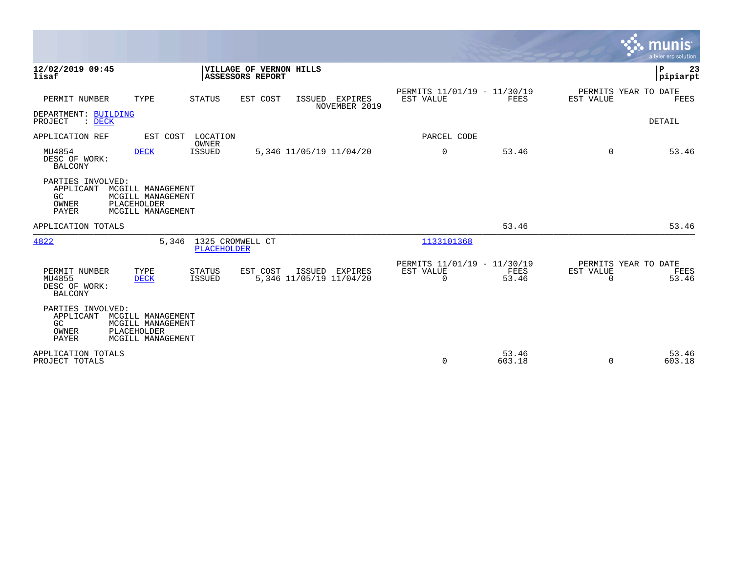**12/02/2019 09:45**
**lisaf**

**VILLAGE OF VERNON HILLS**
**ASSESSORS REPORT**

**P 23**
**pipiarpt**

| PERMIT NUMBER | TYPE | STATUS | EST COST | ISSUED | EXPIRES | PERMITS 11/01/19 - 11/30/19 EST VALUE | FEES | PERMITS YEAR TO DATE EST VALUE | FEES |
|---|---|---|---|---|---|---|---|---|---|
| | | | | | NOVEMBER 2019 | | | | |

DEPARTMENT: BUILDING
PROJECT : DECK

DETAIL

| APPLICATION REF | EST COST | LOCATION / OWNER | | | | PARCEL CODE | | | |
|---|---|---|---|---|---|---|---|---|---|
| MU4854 | DECK | ISSUED | 5,346 | 11/05/19 | 11/04/20 | 0 | 53.46 | 0 | 53.46 |

DESC OF WORK:
BALCONY

PARTIES INVOLVED:
APPLICANT MCGILL MANAGEMENT
GC MCGILL MANAGEMENT
OWNER PLACEHOLDER
PAYER MCGILL MANAGEMENT

| APPLICATION TOTALS | | | |
|---|---|---|---|
| | 53.46 | | 53.46 |

---

| 4822 | 5,346 | 1325 CROMWELL CT / PLACEHOLDER | 1133101368 |
|---|---|---|---|

| PERMIT NUMBER | TYPE | STATUS | EST COST | ISSUED | EXPIRES | PERMITS 11/01/19 - 11/30/19 EST VALUE | FEES | PERMITS YEAR TO DATE EST VALUE | FEES |
|---|---|---|---|---|---|---|---|---|---|
| MU4855 | DECK | ISSUED | 5,346 | 11/05/19 | 11/04/20 | 0 | 53.46 | 0 | 53.46 |

DESC OF WORK:
BALCONY

PARTIES INVOLVED:
APPLICANT MCGILL MANAGEMENT
GC MCGILL MANAGEMENT
OWNER PLACEHOLDER
PAYER MCGILL MANAGEMENT

| | EST VALUE | FEES | EST VALUE | FEES |
|---|---|---|---|---|
| APPLICATION TOTALS | | 53.46 | | 53.46 |
| PROJECT TOTALS | 0 | 603.18 | 0 | 603.18 |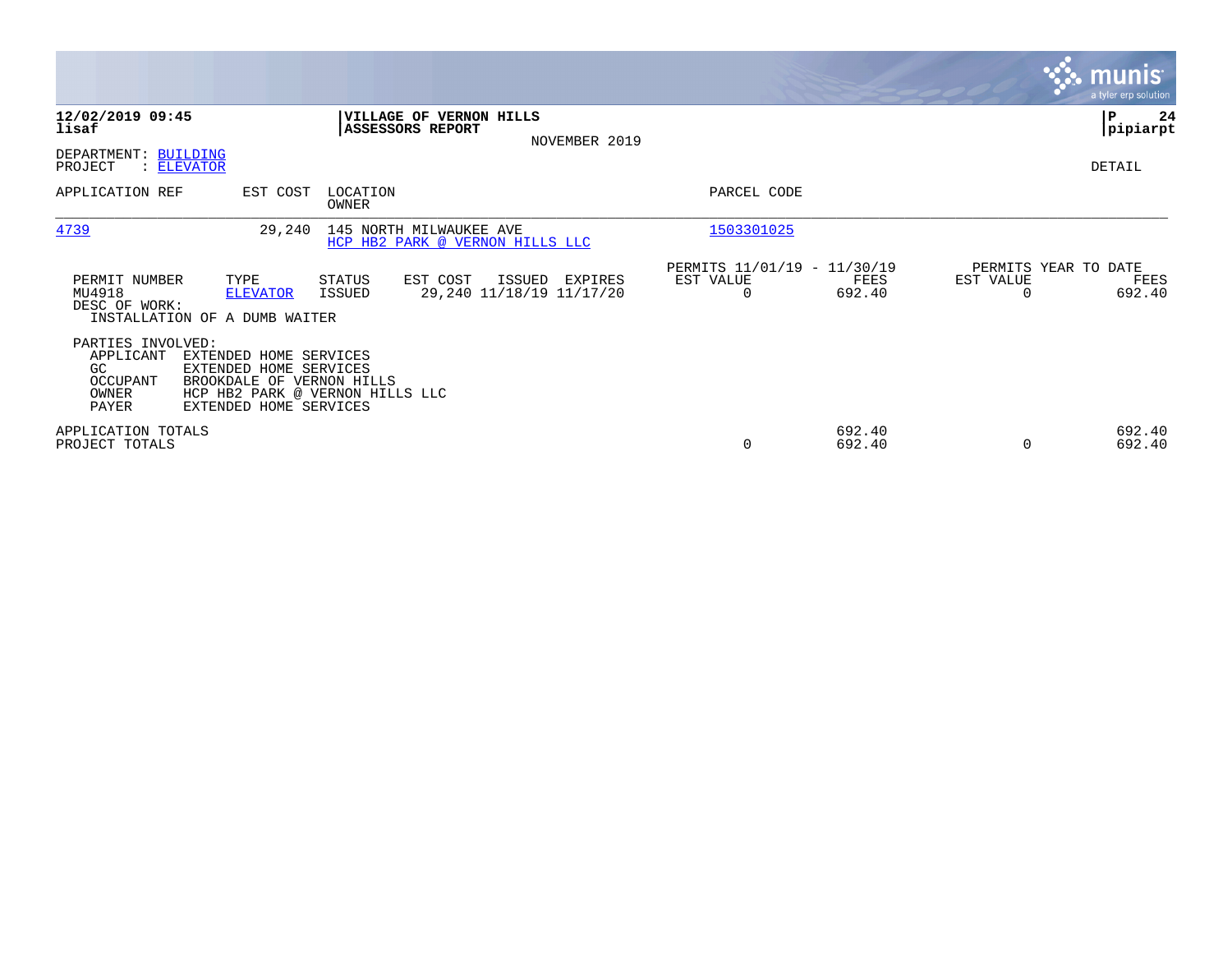**12/02/2019 09:45**
**lisaf**

**VILLAGE OF VERNON HILLS**
**ASSESSORS REPORT**
NOVEMBER 2019

**P 24**
**pipiarpt**

DEPARTMENT: BUILDING
PROJECT : ELEVATOR

DETAIL

| APPLICATION REF | EST COST | LOCATION / OWNER | PARCEL CODE |
|---|---|---|---|
| 4739 | 29,240 | 145 NORTH MILWAUKEE AVE<br>HCP HB2 PARK @ VERNON HILLS LLC | 1503301025 |

| PERMIT NUMBER | TYPE | STATUS | EST COST | ISSUED | EXPIRES | PERMITS 11/01/19 - 11/30/19 EST VALUE | FEES | PERMITS YEAR TO DATE EST VALUE | FEES |
|---|---|---|---|---|---|---|---|---|---|
| MU4918 | ELEVATOR | ISSUED | 29,240 | 11/18/19 | 11/17/20 | 0 | 692.40 | 0 | 692.40 |

DESC OF WORK:
INSTALLATION OF A DUMB WAITER

PARTIES INVOLVED:

| Role | Name |
|---|---|
| APPLICANT | EXTENDED HOME SERVICES |
| GC | EXTENDED HOME SERVICES |
| OCCUPANT | BROOKDALE OF VERNON HILLS |
| OWNER | HCP HB2 PARK @ VERNON HILLS LLC |
| PAYER | EXTENDED HOME SERVICES |

| | EST VALUE | FEES | YTD EST VALUE | YTD FEES |
|---|---|---|---|---|
| APPLICATION TOTALS | | 692.40 | | 692.40 |
| PROJECT TOTALS | 0 | 692.40 | 0 | 692.40 |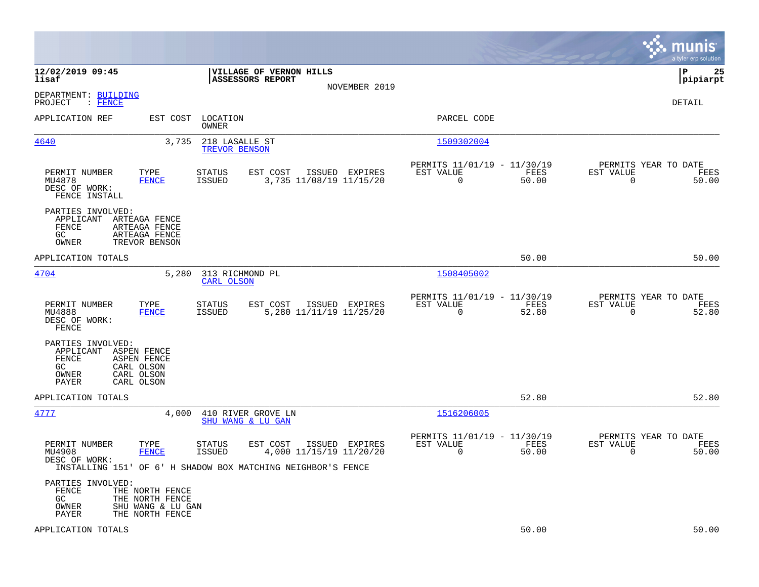**12/02/2019 09:45**
**lisaf**

**VILLAGE OF VERNON HILLS**
**ASSESSORS REPORT**
NOVEMBER 2019

**P 25**
**pipiarpt**

DEPARTMENT: BUILDING
PROJECT : FENCE

DETAIL

| APPLICATION REF | EST COST | LOCATION / OWNER | PARCEL CODE |
|---|---|---|---|
| 4640 | 3,735 | 218 LASALLE ST / TREVOR BENSON | 1509302004 |

| PERMIT NUMBER | TYPE | STATUS | EST COST | ISSUED | EXPIRES | PERMITS 11/01/19 - 11/30/19 EST VALUE | FEES | PERMITS YEAR TO DATE EST VALUE | FEES |
|---|---|---|---|---|---|---|---|---|---|
| MU4878 | FENCE | ISSUED | 3,735 | 11/08/19 | 11/15/20 | 0 | 50.00 | 0 | 50.00 |

DESC OF WORK:
FENCE INSTALL

PARTIES INVOLVED:
- APPLICANT ARTEAGA FENCE
- FENCE ARTEAGA FENCE
- GC ARTEAGA FENCE
- OWNER TREVOR BENSON

APPLICATION TOTALS: 50.00 | 50.00

| APPLICATION REF | EST COST | LOCATION / OWNER | PARCEL CODE |
|---|---|---|---|
| 4704 | 5,280 | 313 RICHMOND PL / CARL OLSON | 1508405002 |

| PERMIT NUMBER | TYPE | STATUS | EST COST | ISSUED | EXPIRES | PERMITS 11/01/19 - 11/30/19 EST VALUE | FEES | PERMITS YEAR TO DATE EST VALUE | FEES |
|---|---|---|---|---|---|---|---|---|---|
| MU4888 | FENCE | ISSUED | 5,280 | 11/11/19 | 11/25/20 | 0 | 52.80 | 0 | 52.80 |

DESC OF WORK:
FENCE

PARTIES INVOLVED:
- APPLICANT ASPEN FENCE
- FENCE ASPEN FENCE
- GC CARL OLSON
- OWNER CARL OLSON
- PAYER CARL OLSON

APPLICATION TOTALS: 52.80 | 52.80

| APPLICATION REF | EST COST | LOCATION / OWNER | PARCEL CODE |
|---|---|---|---|
| 4777 | 4,000 | 410 RIVER GROVE LN / SHU WANG & LU GAN | 1516206005 |

| PERMIT NUMBER | TYPE | STATUS | EST COST | ISSUED | EXPIRES | PERMITS 11/01/19 - 11/30/19 EST VALUE | FEES | PERMITS YEAR TO DATE EST VALUE | FEES |
|---|---|---|---|---|---|---|---|---|---|
| MU4908 | FENCE | ISSUED | 4,000 | 11/15/19 | 11/20/20 | 0 | 50.00 | 0 | 50.00 |

DESC OF WORK:
INSTALLING 151' OF 6' H SHADOW BOX MATCHING NEIGHBOR'S FENCE

PARTIES INVOLVED:
- FENCE THE NORTH FENCE
- GC THE NORTH FENCE
- OWNER SHU WANG & LU GAN
- PAYER THE NORTH FENCE

APPLICATION TOTALS: 50.00 | 50.00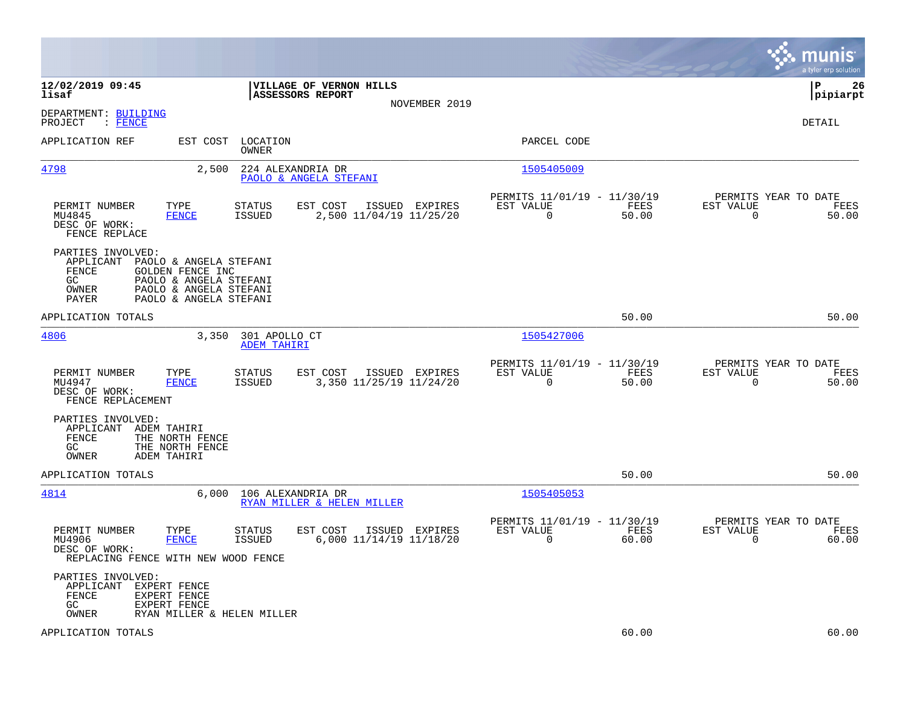**12/02/2019 09:45**
**lisaf**

**VILLAGE OF VERNON HILLS**
**ASSESSORS REPORT**
NOVEMBER 2019

**P 26**
**pipiarpt**

DEPARTMENT: BUILDING
PROJECT : FENCE

DETAIL

| APPLICATION REF | EST COST | LOCATION / OWNER | PARCEL CODE |
|---|---|---|---|
| 4798 | 2,500 | 224 ALEXANDRIA DR / PAOLO & ANGELA STEFANI | 1505405009 |

| PERMIT NUMBER | TYPE | STATUS | EST COST | ISSUED | EXPIRES | PERMITS 11/01/19 - 11/30/19 EST VALUE | FEES | PERMITS YEAR TO DATE EST VALUE | FEES |
|---|---|---|---|---|---|---|---|---|---|
| MU4845 | FENCE | ISSUED | 2,500 | 11/04/19 | 11/25/20 | 0 | 50.00 | 0 | 50.00 |

DESC OF WORK:
FENCE REPLACE

PARTIES INVOLVED:
- APPLICANT PAOLO & ANGELA STEFANI
- FENCE GOLDEN FENCE INC
- GC PAOLO & ANGELA STEFANI
- OWNER PAOLO & ANGELA STEFANI
- PAYER PAOLO & ANGELA STEFANI

APPLICATION TOTALS 50.00 50.00

| APPLICATION REF | EST COST | LOCATION / OWNER | PARCEL CODE |
|---|---|---|---|
| 4806 | 3,350 | 301 APOLLO CT / ADEM TAHIRI | 1505427006 |

| PERMIT NUMBER | TYPE | STATUS | EST COST | ISSUED | EXPIRES | PERMITS 11/01/19 - 11/30/19 EST VALUE | FEES | PERMITS YEAR TO DATE EST VALUE | FEES |
|---|---|---|---|---|---|---|---|---|---|
| MU4947 | FENCE | ISSUED | 3,350 | 11/25/19 | 11/24/20 | 0 | 50.00 | 0 | 50.00 |

DESC OF WORK:
FENCE REPLACEMENT

PARTIES INVOLVED:
- APPLICANT ADEM TAHIRI
- FENCE THE NORTH FENCE
- GC THE NORTH FENCE
- OWNER ADEM TAHIRI

APPLICATION TOTALS 50.00 50.00

| APPLICATION REF | EST COST | LOCATION / OWNER | PARCEL CODE |
|---|---|---|---|
| 4814 | 6,000 | 106 ALEXANDRIA DR / RYAN MILLER & HELEN MILLER | 1505405053 |

| PERMIT NUMBER | TYPE | STATUS | EST COST | ISSUED | EXPIRES | PERMITS 11/01/19 - 11/30/19 EST VALUE | FEES | PERMITS YEAR TO DATE EST VALUE | FEES |
|---|---|---|---|---|---|---|---|---|---|
| MU4906 | FENCE | ISSUED | 6,000 | 11/14/19 | 11/18/20 | 0 | 60.00 | 0 | 60.00 |

DESC OF WORK:
REPLACING FENCE WITH NEW WOOD FENCE

PARTIES INVOLVED:
- APPLICANT EXPERT FENCE
- FENCE EXPERT FENCE
- GC EXPERT FENCE
- OWNER RYAN MILLER & HELEN MILLER

APPLICATION TOTALS 60.00 60.00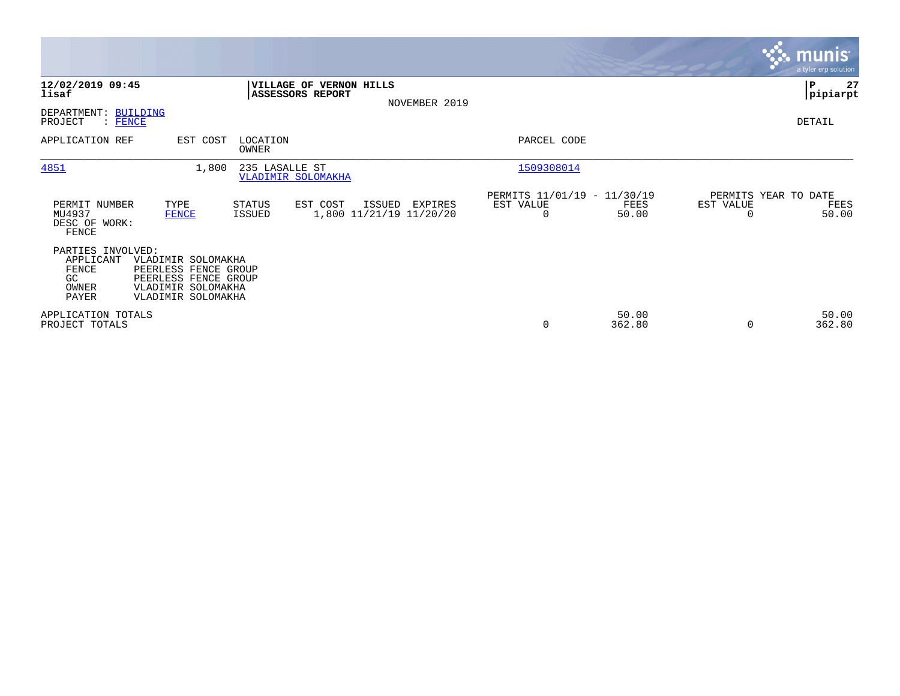**12/02/2019 09:45**
**lisaf**

**VILLAGE OF VERNON HILLS**
**ASSESSORS REPORT**

NOVEMBER 2019

**P 27**
**pipiarpt**

DEPARTMENT: BUILDING
PROJECT : FENCE

DETAIL

| APPLICATION REF | EST COST | LOCATION / OWNER | PARCEL CODE |
|---|---|---|---|
| 4851 | 1,800 | 235 LASALLE ST / VLADIMIR SOLOMAKHA | 1509308014 |

| PERMIT NUMBER | TYPE | STATUS | EST COST | ISSUED | EXPIRES | PERMITS 11/01/19 - 11/30/19 EST VALUE | FEES | PERMITS YEAR TO DATE EST VALUE | FEES |
|---|---|---|---|---|---|---|---|---|---|
| MU4937 | FENCE | ISSUED | 1,800 | 11/21/19 | 11/20/20 | 0 | 50.00 | 0 | 50.00 |

DESC OF WORK:
FENCE

PARTIES INVOLVED:

| Role | Name |
|---|---|
| APPLICANT | VLADIMIR SOLOMAKHA |
| FENCE | PEERLESS FENCE GROUP |
| GC | PEERLESS FENCE GROUP |
| OWNER | VLADIMIR SOLOMAKHA |
| PAYER | VLADIMIR SOLOMAKHA |

| | EST VALUE | FEES | YTD EST VALUE | YTD FEES |
|---|---|---|---|---|
| APPLICATION TOTALS | | 50.00 | | 50.00 |
| PROJECT TOTALS | 0 | 362.80 | 0 | 362.80 |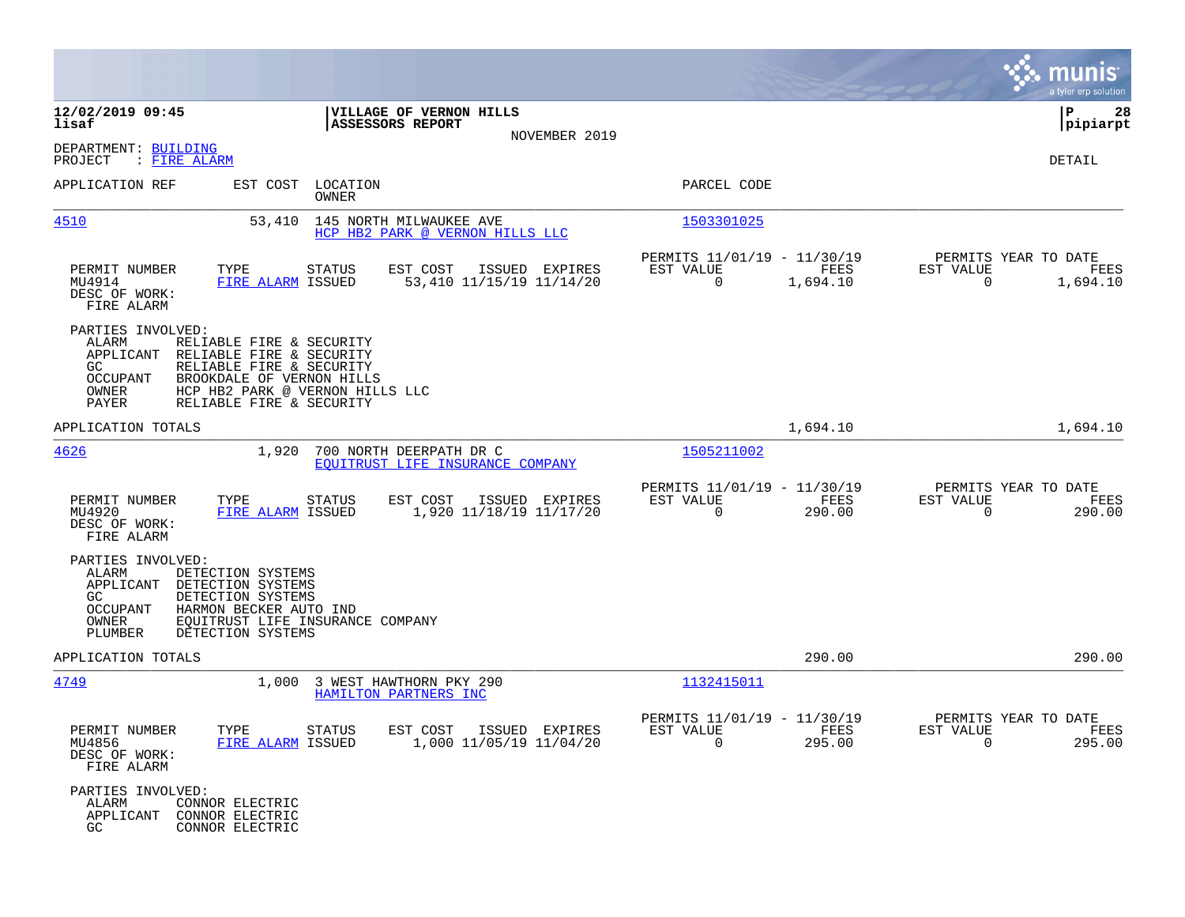**12/02/2019 09:45**
**lisaf**

**VILLAGE OF VERNON HILLS**
**ASSESSORS REPORT**
NOVEMBER 2019

**P 28**
**pipiarpt**

DEPARTMENT: BUILDING
PROJECT : FIRE ALARM

DETAIL

| APPLICATION REF | EST COST | LOCATION / OWNER | PARCEL CODE |
|---|---|---|---|
| 4510 | 53,410 | 145 NORTH MILWAUKEE AVE / HCP HB2 PARK @ VERNON HILLS LLC | 1503301025 |

| PERMIT NUMBER | TYPE | STATUS | EST COST | ISSUED | EXPIRES | PERMITS 11/01/19 - 11/30/19 EST VALUE | FEES | PERMITS YEAR TO DATE EST VALUE | FEES |
|---|---|---|---|---|---|---|---|---|---|
| MU4914 | FIRE ALARM | ISSUED | 53,410 | 11/15/19 | 11/14/20 | 0 | 1,694.10 | 0 | 1,694.10 |

DESC OF WORK:
FIRE ALARM

PARTIES INVOLVED:
- ALARM RELIABLE FIRE & SECURITY
- APPLICANT RELIABLE FIRE & SECURITY
- GC RELIABLE FIRE & SECURITY
- OCCUPANT BROOKDALE OF VERNON HILLS
- OWNER HCP HB2 PARK @ VERNON HILLS LLC
- PAYER RELIABLE FIRE & SECURITY

APPLICATION TOTALS 1,694.10 1,694.10

| APPLICATION REF | EST COST | LOCATION / OWNER | PARCEL CODE |
|---|---|---|---|
| 4626 | 1,920 | 700 NORTH DEERPATH DR C / EQUITRUST LIFE INSURANCE COMPANY | 1505211002 |

| PERMIT NUMBER | TYPE | STATUS | EST COST | ISSUED | EXPIRES | PERMITS 11/01/19 - 11/30/19 EST VALUE | FEES | PERMITS YEAR TO DATE EST VALUE | FEES |
|---|---|---|---|---|---|---|---|---|---|
| MU4920 | FIRE ALARM | ISSUED | 1,920 | 11/18/19 | 11/17/20 | 0 | 290.00 | 0 | 290.00 |

DESC OF WORK:
FIRE ALARM

PARTIES INVOLVED:
- ALARM DETECTION SYSTEMS
- APPLICANT DETECTION SYSTEMS
- GC DETECTION SYSTEMS
- OCCUPANT HARMON BECKER AUTO IND
- OWNER EQUITRUST LIFE INSURANCE COMPANY
- PLUMBER DETECTION SYSTEMS

APPLICATION TOTALS 290.00 290.00

| APPLICATION REF | EST COST | LOCATION / OWNER | PARCEL CODE |
|---|---|---|---|
| 4749 | 1,000 | 3 WEST HAWTHORN PKY 290 / HAMILTON PARTNERS INC | 1132415011 |

| PERMIT NUMBER | TYPE | STATUS | EST COST | ISSUED | EXPIRES | PERMITS 11/01/19 - 11/30/19 EST VALUE | FEES | PERMITS YEAR TO DATE EST VALUE | FEES |
|---|---|---|---|---|---|---|---|---|---|
| MU4856 | FIRE ALARM | ISSUED | 1,000 | 11/05/19 | 11/04/20 | 0 | 295.00 | 0 | 295.00 |

DESC OF WORK:
FIRE ALARM

PARTIES INVOLVED:
- ALARM CONNOR ELECTRIC
- APPLICANT CONNOR ELECTRIC
- GC CONNOR ELECTRIC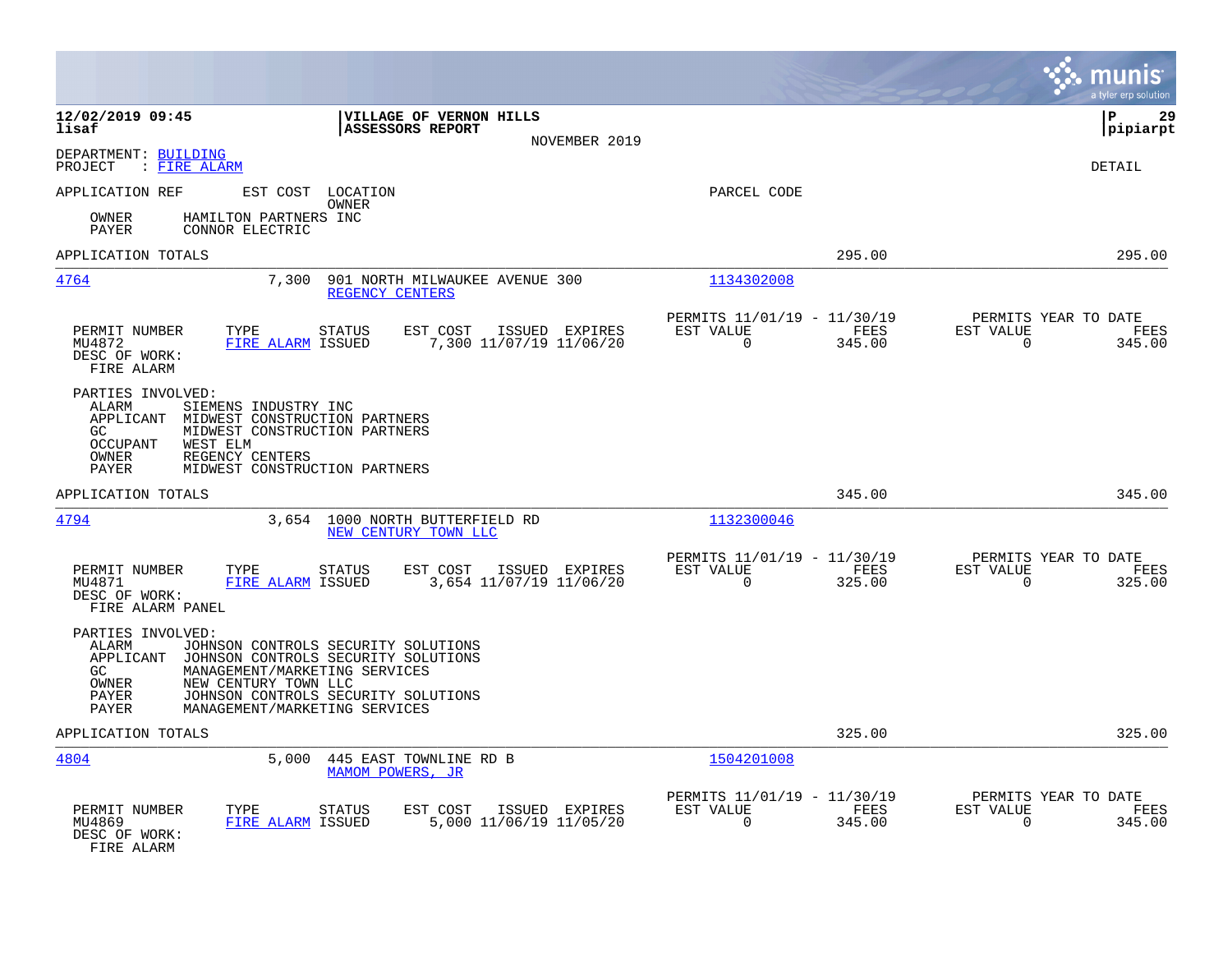**12/02/2019 09:45**
**lisaf**

**VILLAGE OF VERNON HILLS**
**ASSESSORS REPORT**
NOVEMBER 2019

**P 29**
**pipiarpt**

DEPARTMENT: BUILDING
PROJECT : FIRE ALARM

DETAIL

APPLICATION REF | EST COST | LOCATION / OWNER | PARCEL CODE

OWNER HAMILTON PARTNERS INC
PAYER CONNOR ELECTRIC

APPLICATION TOTALS 295.00 295.00

---

**4764** 7,300 901 NORTH MILWAUKEE AVENUE 300 — REGENCY CENTERS — Parcel 1134302008

| PERMIT NUMBER | TYPE | STATUS | EST COST | ISSUED | EXPIRES | PERMITS 11/01/19 - 11/30/19 EST VALUE | FEES | PERMITS YEAR TO DATE EST VALUE | FEES |
|---|---|---|---|---|---|---|---|---|---|
| MU4872 | FIRE ALARM | ISSUED | 7,300 | 11/07/19 | 11/06/20 | 0 | 345.00 | 0 | 345.00 |

DESC OF WORK:
FIRE ALARM

PARTIES INVOLVED:
- ALARM SIEMENS INDUSTRY INC
- APPLICANT MIDWEST CONSTRUCTION PARTNERS
- GC MIDWEST CONSTRUCTION PARTNERS
- OCCUPANT WEST ELM
- OWNER REGENCY CENTERS
- PAYER MIDWEST CONSTRUCTION PARTNERS

APPLICATION TOTALS 345.00 345.00

---

**4794** 3,654 1000 NORTH BUTTERFIELD RD — NEW CENTURY TOWN LLC — Parcel 1132300046

| PERMIT NUMBER | TYPE | STATUS | EST COST | ISSUED | EXPIRES | PERMITS 11/01/19 - 11/30/19 EST VALUE | FEES | PERMITS YEAR TO DATE EST VALUE | FEES |
|---|---|---|---|---|---|---|---|---|---|
| MU4871 | FIRE ALARM | ISSUED | 3,654 | 11/07/19 | 11/06/20 | 0 | 325.00 | 0 | 325.00 |

DESC OF WORK:
FIRE ALARM PANEL

PARTIES INVOLVED:
- ALARM JOHNSON CONTROLS SECURITY SOLUTIONS
- APPLICANT JOHNSON CONTROLS SECURITY SOLUTIONS
- GC MANAGEMENT/MARKETING SERVICES
- OWNER NEW CENTURY TOWN LLC
- PAYER JOHNSON CONTROLS SECURITY SOLUTIONS
- PAYER MANAGEMENT/MARKETING SERVICES

APPLICATION TOTALS 325.00 325.00

---

**4804** 5,000 445 EAST TOWNLINE RD B — MAMOM POWERS, JR — Parcel 1504201008

| PERMIT NUMBER | TYPE | STATUS | EST COST | ISSUED | EXPIRES | PERMITS 11/01/19 - 11/30/19 EST VALUE | FEES | PERMITS YEAR TO DATE EST VALUE | FEES |
|---|---|---|---|---|---|---|---|---|---|
| MU4869 | FIRE ALARM | ISSUED | 5,000 | 11/06/19 | 11/05/20 | 0 | 345.00 | 0 | 345.00 |

DESC OF WORK:
FIRE ALARM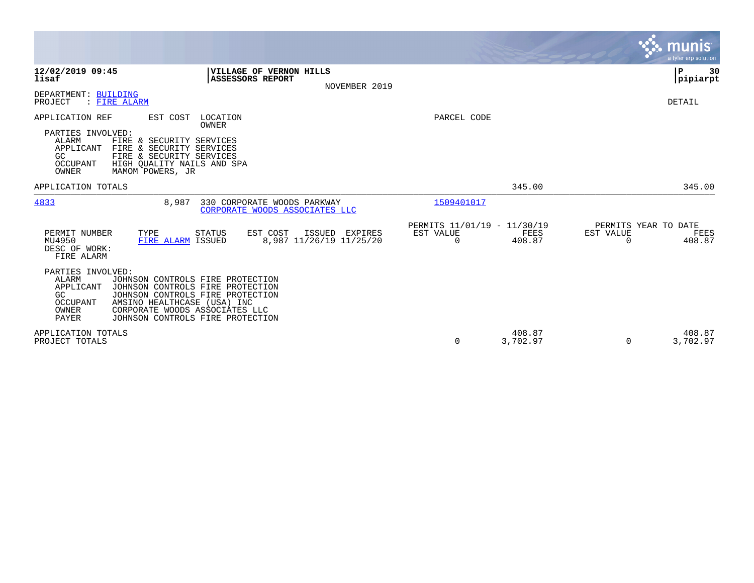**12/02/2019 09:45**
**lisaf**

**VILLAGE OF VERNON HILLS**
**ASSESSORS REPORT**

NOVEMBER 2019

**P 30**
**pipiarpt**

DEPARTMENT: BUILDING
PROJECT : FIRE ALARM

DETAIL

APPLICATION REF EST COST LOCATION / OWNER — PARCEL CODE

PARTIES INVOLVED:

| Role | Party |
|---|---|
| ALARM | FIRE & SECURITY SERVICES |
| APPLICANT | FIRE & SECURITY SERVICES |
| GC | FIRE & SECURITY SERVICES |
| OCCUPANT | HIGH QUALITY NAILS AND SPA |
| OWNER | MAMOM POWERS, JR |

APPLICATION TOTALS — 345.00 — 345.00

---

**4833** — 8,987 — 330 CORPORATE WOODS PARKWAY / CORPORATE WOODS ASSOCIATES LLC — 1509401017

| PERMIT NUMBER | TYPE | STATUS | EST COST | ISSUED | EXPIRES | PERMITS 11/01/19 - 11/30/19 EST VALUE | FEES | PERMITS YEAR TO DATE EST VALUE | FEES |
|---|---|---|---|---|---|---|---|---|---|
| MU4950 | FIRE ALARM | ISSUED | 8,987 | 11/26/19 | 11/25/20 | 0 | 408.87 | 0 | 408.87 |

DESC OF WORK:
FIRE ALARM

PARTIES INVOLVED:

| Role | Party |
|---|---|
| ALARM | JOHNSON CONTROLS FIRE PROTECTION |
| APPLICANT | JOHNSON CONTROLS FIRE PROTECTION |
| GC | JOHNSON CONTROLS FIRE PROTECTION |
| OCCUPANT | AMSINO HEALTHCASE (USA) INC |
| OWNER | CORPORATE WOODS ASSOCIATES LLC |
| PAYER | JOHNSON CONTROLS FIRE PROTECTION |

| | EST VALUE | FEES | EST VALUE | FEES |
|---|---|---|---|---|
| APPLICATION TOTALS | | 408.87 | | 408.87 |
| PROJECT TOTALS | 0 | 3,702.97 | 0 | 3,702.97 |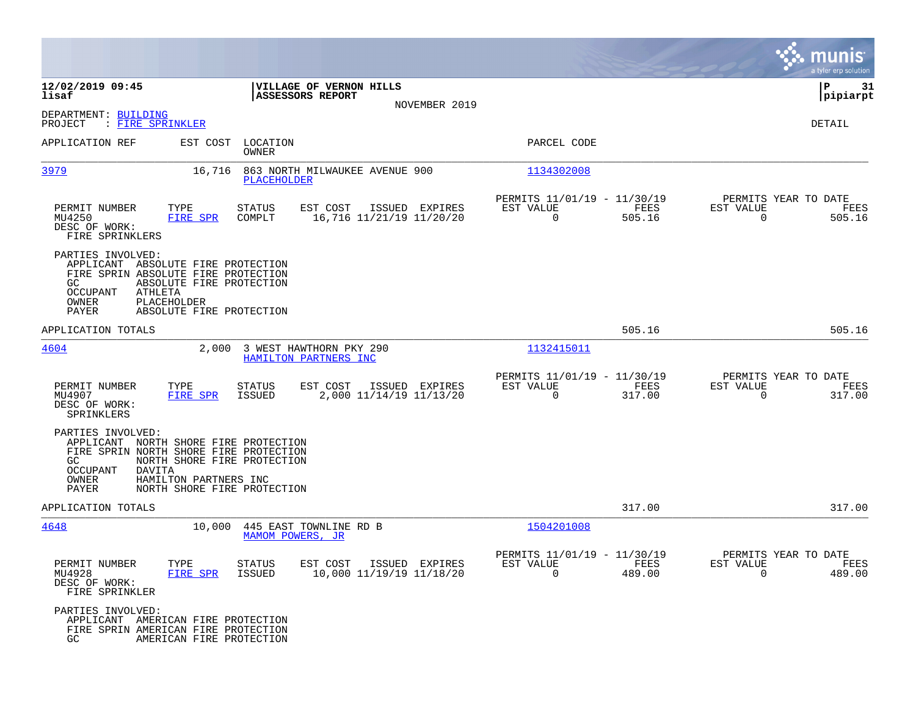**12/02/2019 09:45**
**lisaf**

**VILLAGE OF VERNON HILLS**
**ASSESSORS REPORT**
NOVEMBER 2019

**P 31**
**pipiarpt**

DEPARTMENT: BUILDING
PROJECT : FIRE SPRINKLER

DETAIL

| APPLICATION REF | EST COST | LOCATION / OWNER | PARCEL CODE |
|---|---|---|---|
| 3979 | 16,716 | 863 NORTH MILWAUKEE AVENUE 900 / PLACEHOLDER | 1134302008 |

| PERMIT NUMBER | TYPE | STATUS | EST COST | ISSUED | EXPIRES | PERMITS 11/01/19 - 11/30/19 EST VALUE | FEES | PERMITS YEAR TO DATE EST VALUE | FEES |
|---|---|---|---|---|---|---|---|---|---|
| MU4250 | FIRE SPR | COMPLT | 16,716 | 11/21/19 | 11/20/20 | 0 | 505.16 | 0 | 505.16 |

DESC OF WORK:
FIRE SPRINKLERS

PARTIES INVOLVED:
- APPLICANT ABSOLUTE FIRE PROTECTION
- FIRE SPRIN ABSOLUTE FIRE PROTECTION
- GC ABSOLUTE FIRE PROTECTION
- OCCUPANT ATHLETA
- OWNER PLACEHOLDER
- PAYER ABSOLUTE FIRE PROTECTION

APPLICATION TOTALS: 505.16 | 505.16

| APPLICATION REF | EST COST | LOCATION / OWNER | PARCEL CODE |
|---|---|---|---|
| 4604 | 2,000 | 3 WEST HAWTHORN PKY 290 / HAMILTON PARTNERS INC | 1132415011 |

| PERMIT NUMBER | TYPE | STATUS | EST COST | ISSUED | EXPIRES | PERMITS 11/01/19 - 11/30/19 EST VALUE | FEES | PERMITS YEAR TO DATE EST VALUE | FEES |
|---|---|---|---|---|---|---|---|---|---|
| MU4907 | FIRE SPR | ISSUED | 2,000 | 11/14/19 | 11/13/20 | 0 | 317.00 | 0 | 317.00 |

DESC OF WORK:
SPRINKLERS

PARTIES INVOLVED:
- APPLICANT NORTH SHORE FIRE PROTECTION
- FIRE SPRIN NORTH SHORE FIRE PROTECTION
- GC NORTH SHORE FIRE PROTECTION
- OCCUPANT DAVITA
- OWNER HAMILTON PARTNERS INC
- PAYER NORTH SHORE FIRE PROTECTION

APPLICATION TOTALS: 317.00 | 317.00

| APPLICATION REF | EST COST | LOCATION / OWNER | PARCEL CODE |
|---|---|---|---|
| 4648 | 10,000 | 445 EAST TOWNLINE RD B / MAMOM POWERS, JR | 1504201008 |

| PERMIT NUMBER | TYPE | STATUS | EST COST | ISSUED | EXPIRES | PERMITS 11/01/19 - 11/30/19 EST VALUE | FEES | PERMITS YEAR TO DATE EST VALUE | FEES |
|---|---|---|---|---|---|---|---|---|---|
| MU4928 | FIRE SPR | ISSUED | 10,000 | 11/19/19 | 11/18/20 | 0 | 489.00 | 0 | 489.00 |

DESC OF WORK:
FIRE SPRINKLER

PARTIES INVOLVED:
- APPLICANT AMERICAN FIRE PROTECTION
- FIRE SPRIN AMERICAN FIRE PROTECTION
- GC AMERICAN FIRE PROTECTION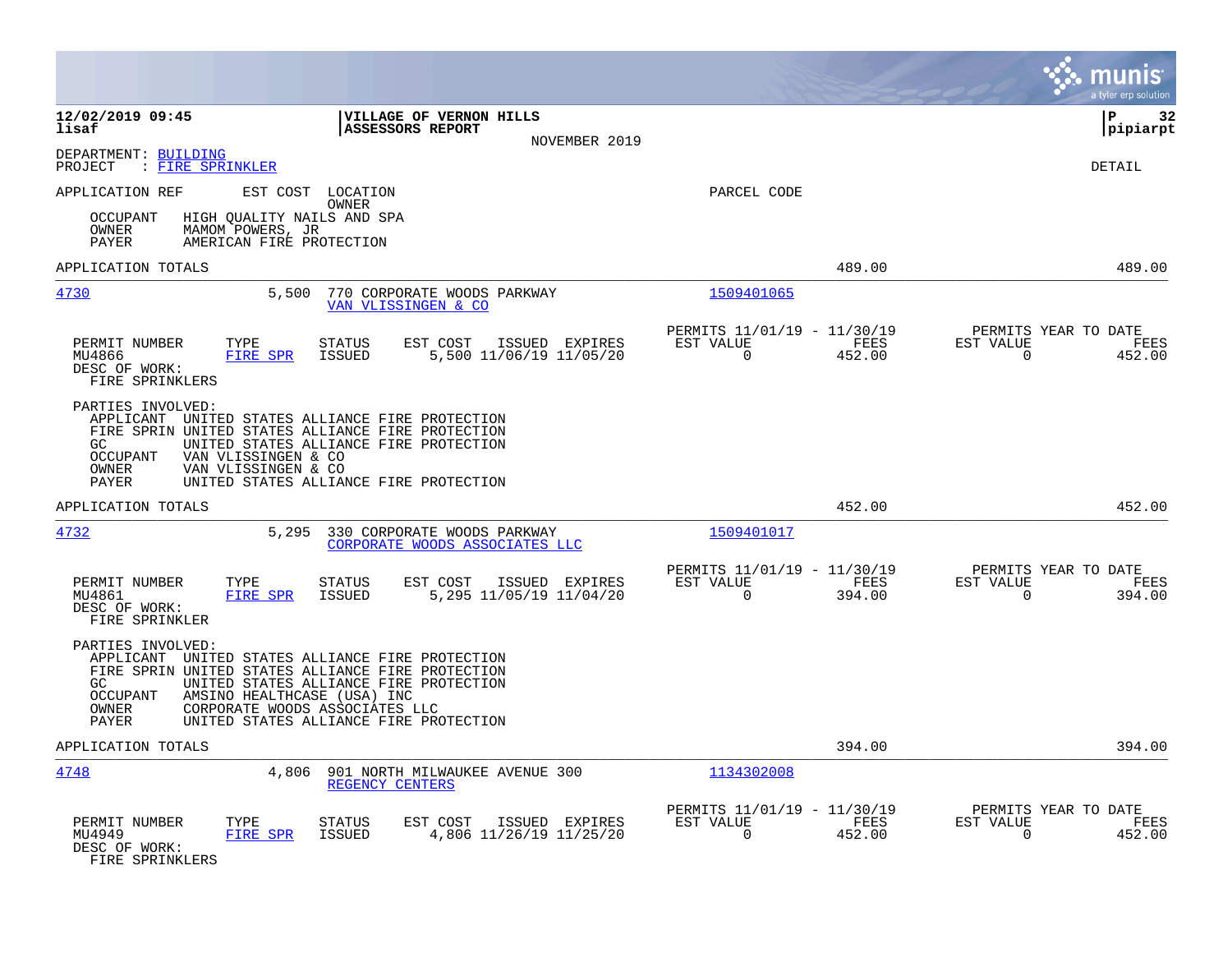**12/02/2019 09:45**
**lisaf**

**VILLAGE OF VERNON HILLS**
**ASSESSORS REPORT**
NOVEMBER 2019

**P 32**
**pipiarpt**

DEPARTMENT: BUILDING
PROJECT : FIRE SPRINKLER

DETAIL

APPLICATION REF | EST COST | LOCATION / OWNER | PARCEL CODE

OCCUPANT HIGH QUALITY NAILS AND SPA
OWNER MAMOM POWERS, JR
PAYER AMERICAN FIRE PROTECTION

APPLICATION TOTALS 489.00 489.00

---

**4730** 5,500 770 CORPORATE WOODS PARKWAY — VAN VLISSINGEN & CO — 1509401065

| PERMIT NUMBER | TYPE | STATUS | EST COST | ISSUED | EXPIRES | PERMITS 11/01/19 - 11/30/19 EST VALUE | FEES | PERMITS YEAR TO DATE EST VALUE | FEES |
|---|---|---|---|---|---|---|---|---|---|
| MU4866 | FIRE SPR | ISSUED | 5,500 | 11/06/19 | 11/05/20 | 0 | 452.00 | 0 | 452.00 |

DESC OF WORK:
FIRE SPRINKLERS

PARTIES INVOLVED:
APPLICANT UNITED STATES ALLIANCE FIRE PROTECTION
FIRE SPRIN UNITED STATES ALLIANCE FIRE PROTECTION
GC UNITED STATES ALLIANCE FIRE PROTECTION
OCCUPANT VAN VLISSINGEN & CO
OWNER VAN VLISSINGEN & CO
PAYER UNITED STATES ALLIANCE FIRE PROTECTION

APPLICATION TOTALS 452.00 452.00

---

**4732** 5,295 330 CORPORATE WOODS PARKWAY — CORPORATE WOODS ASSOCIATES LLC — 1509401017

| PERMIT NUMBER | TYPE | STATUS | EST COST | ISSUED | EXPIRES | PERMITS 11/01/19 - 11/30/19 EST VALUE | FEES | PERMITS YEAR TO DATE EST VALUE | FEES |
|---|---|---|---|---|---|---|---|---|---|
| MU4861 | FIRE SPR | ISSUED | 5,295 | 11/05/19 | 11/04/20 | 0 | 394.00 | 0 | 394.00 |

DESC OF WORK:
FIRE SPRINKLER

PARTIES INVOLVED:
APPLICANT UNITED STATES ALLIANCE FIRE PROTECTION
FIRE SPRIN UNITED STATES ALLIANCE FIRE PROTECTION
GC UNITED STATES ALLIANCE FIRE PROTECTION
OCCUPANT AMSINO HEALTHCASE (USA) INC
OWNER CORPORATE WOODS ASSOCIATES LLC
PAYER UNITED STATES ALLIANCE FIRE PROTECTION

APPLICATION TOTALS 394.00 394.00

---

**4748** 4,806 901 NORTH MILWAUKEE AVENUE 300 — REGENCY CENTERS — 1134302008

| PERMIT NUMBER | TYPE | STATUS | EST COST | ISSUED | EXPIRES | PERMITS 11/01/19 - 11/30/19 EST VALUE | FEES | PERMITS YEAR TO DATE EST VALUE | FEES |
|---|---|---|---|---|---|---|---|---|---|
| MU4949 | FIRE SPR | ISSUED | 4,806 | 11/26/19 | 11/25/20 | 0 | 452.00 | 0 | 452.00 |

DESC OF WORK:
FIRE SPRINKLERS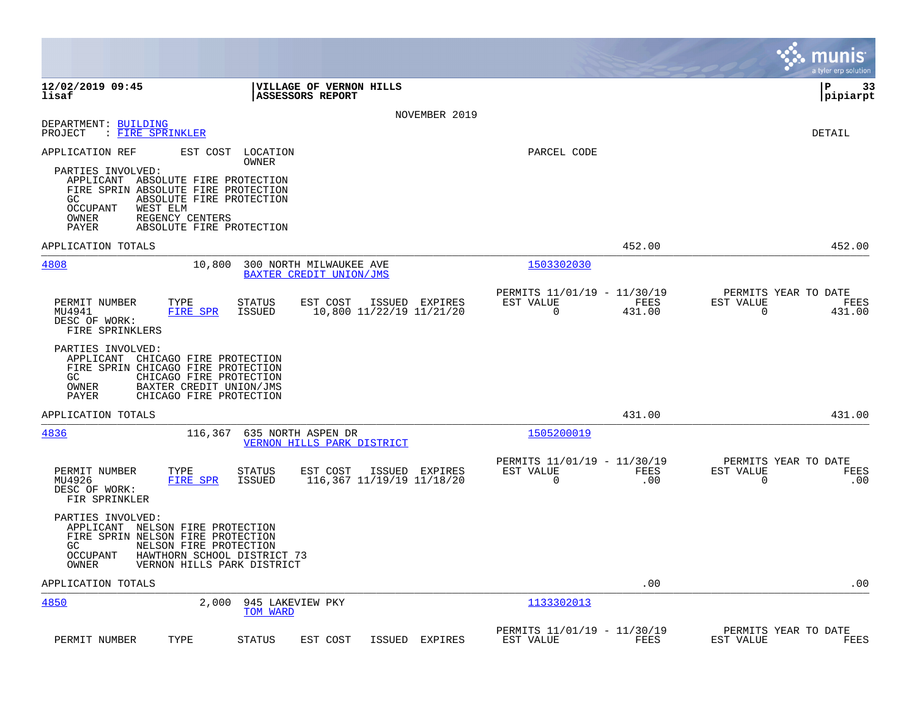**12/02/2019 09:45** | **VILLAGE OF VERNON HILLS** | **P 33**
**lisaf** | **ASSESSORS REPORT** | **pipiarpt**

NOVEMBER 2019

DEPARTMENT: BUILDING
PROJECT : FIRE SPRINKLER

DETAIL

APPLICATION REF | EST COST | LOCATION / OWNER | PARCEL CODE

PARTIES INVOLVED:
- APPLICANT ABSOLUTE FIRE PROTECTION
- FIRE SPRIN ABSOLUTE FIRE PROTECTION
- GC ABSOLUTE FIRE PROTECTION
- OCCUPANT WEST ELM
- OWNER REGENCY CENTERS
- PAYER ABSOLUTE FIRE PROTECTION

APPLICATION TOTALS 452.00 452.00

---

**4808** | 10,800 | 300 NORTH MILWAUKEE AVE / BAXTER CREDIT UNION/JMS | 1503302030

| PERMIT NUMBER | TYPE | STATUS | EST COST | ISSUED | EXPIRES | PERMITS 11/01/19 - 11/30/19 EST VALUE | FEES | PERMITS YEAR TO DATE EST VALUE | FEES |
|---|---|---|---|---|---|---|---|---|---|
| MU4941 | FIRE SPR | ISSUED | 10,800 | 11/22/19 | 11/21/20 | 0 | 431.00 | 0 | 431.00 |

DESC OF WORK:
FIRE SPRINKLERS

PARTIES INVOLVED:
- APPLICANT CHICAGO FIRE PROTECTION
- FIRE SPRIN CHICAGO FIRE PROTECTION
- GC CHICAGO FIRE PROTECTION
- OWNER BAXTER CREDIT UNION/JMS
- PAYER CHICAGO FIRE PROTECTION

APPLICATION TOTALS 431.00 431.00

---

**4836** | 116,367 | 635 NORTH ASPEN DR / VERNON HILLS PARK DISTRICT | 1505200019

| PERMIT NUMBER | TYPE | STATUS | EST COST | ISSUED | EXPIRES | PERMITS 11/01/19 - 11/30/19 EST VALUE | FEES | PERMITS YEAR TO DATE EST VALUE | FEES |
|---|---|---|---|---|---|---|---|---|---|
| MU4926 | FIRE SPR | ISSUED | 116,367 | 11/19/19 | 11/18/20 | 0 | .00 | 0 | .00 |

DESC OF WORK:
FIR SPRINKLER

PARTIES INVOLVED:
- APPLICANT NELSON FIRE PROTECTION
- FIRE SPRIN NELSON FIRE PROTECTION
- GC NELSON FIRE PROTECTION
- OCCUPANT HAWTHORN SCHOOL DISTRICT 73
- OWNER VERNON HILLS PARK DISTRICT

APPLICATION TOTALS .00 .00

---

**4850** | 2,000 | 945 LAKEVIEW PKY / TOM WARD | 1133302013

| PERMIT NUMBER | TYPE | STATUS | EST COST | ISSUED | EXPIRES | PERMITS 11/01/19 - 11/30/19 EST VALUE | FEES | PERMITS YEAR TO DATE EST VALUE | FEES |
|---|---|---|---|---|---|---|---|---|---|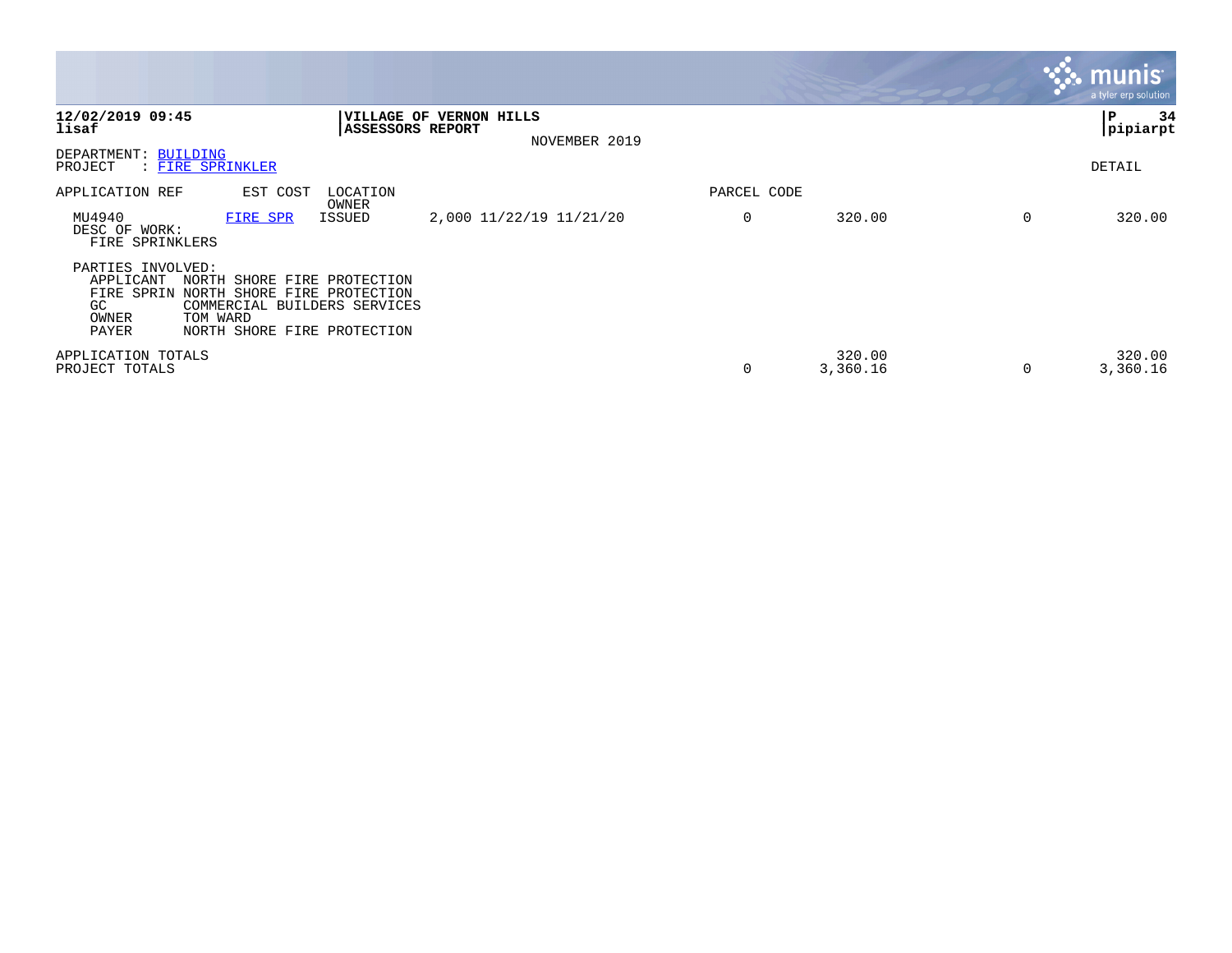**12/02/2019 09:45**
**lisaf**

**VILLAGE OF VERNON HILLS**
**ASSESSORS REPORT**
NOVEMBER 2019

**P 34**
**pipiarpt**

DEPARTMENT: BUILDING
PROJECT : FIRE SPRINKLER

DETAIL

| APPLICATION REF | EST COST | LOCATION / OWNER | | PARCEL CODE | | | |
|---|---|---|---|---|---|---|---|
| MU4940 | FIRE SPR | ISSUED | 2,000 11/22/19 11/21/20 | 0 | 320.00 | 0 | 320.00 |

DESC OF WORK:
FIRE SPRINKLERS

PARTIES INVOLVED:

| | |
|---|---|
| APPLICANT | NORTH SHORE FIRE PROTECTION |
| FIRE SPRIN | NORTH SHORE FIRE PROTECTION |
| GC | COMMERCIAL BUILDERS SERVICES |
| OWNER | TOM WARD |
| PAYER | NORTH SHORE FIRE PROTECTION |

| | | | | |
|---|---|---|---|---|
| APPLICATION TOTALS | | 320.00 | | 320.00 |
| PROJECT TOTALS | 0 | 3,360.16 | 0 | 3,360.16 |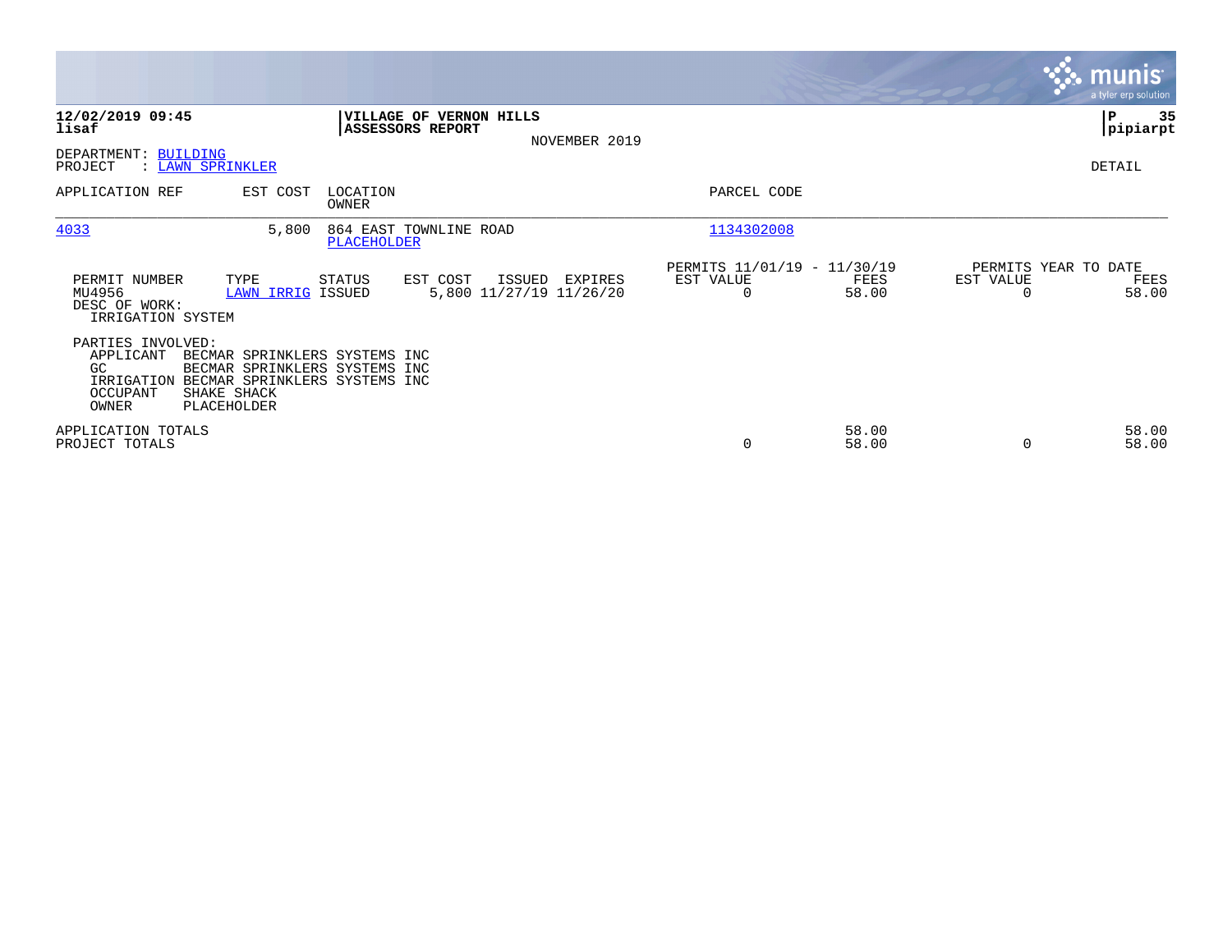**12/02/2019 09:45**
**lisaf**

**VILLAGE OF VERNON HILLS**
**ASSESSORS REPORT**

NOVEMBER 2019

**P 35**
**pipiarpt**

DEPARTMENT: BUILDING
PROJECT : LAWN SPRINKLER

DETAIL

| APPLICATION REF | EST COST | LOCATION / OWNER | PARCEL CODE |
|---|---|---|---|
| 4033 | 5,800 | 864 EAST TOWNLINE ROAD / PLACEHOLDER | 1134302008 |

| PERMIT NUMBER | TYPE | STATUS | EST COST | ISSUED | EXPIRES | PERMITS 11/01/19 - 11/30/19 EST VALUE | FEES | PERMITS YEAR TO DATE EST VALUE | FEES |
|---|---|---|---|---|---|---|---|---|---|
| MU4956 | LAWN IRRIG | ISSUED | 5,800 | 11/27/19 | 11/26/20 | 0 | 58.00 | 0 | 58.00 |

DESC OF WORK:
IRRIGATION SYSTEM

PARTIES INVOLVED:

| Role | Name |
|---|---|
| APPLICANT | BECMAR SPRINKLERS SYSTEMS INC |
| GC | BECMAR SPRINKLERS SYSTEMS INC |
| IRRIGATION | BECMAR SPRINKLERS SYSTEMS INC |
| OCCUPANT | SHAKE SHACK |
| OWNER | PLACEHOLDER |

| | PERMITS EST VALUE | FEES | YEAR TO DATE EST VALUE | FEES |
|---|---|---|---|---|
| APPLICATION TOTALS | | 58.00 | | 58.00 |
| PROJECT TOTALS | 0 | 58.00 | 0 | 58.00 |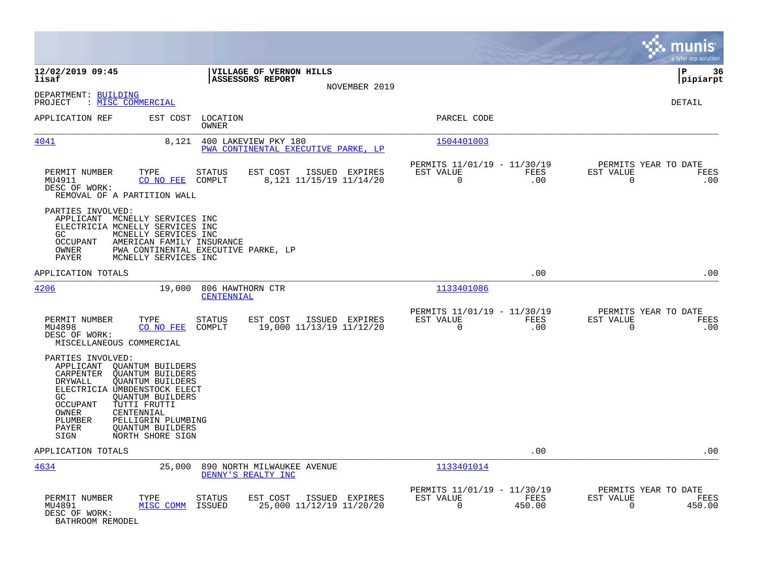**12/02/2019 09:45**
**lisaf**

**VILLAGE OF VERNON HILLS**
**ASSESSORS REPORT**

NOVEMBER 2019

**P 36**
**pipiarpt**

DEPARTMENT: BUILDING
PROJECT : MISC COMMERCIAL

DETAIL

| APPLICATION REF | EST COST | LOCATION / OWNER | PARCEL CODE |
|---|---|---|---|
| 4041 | 8,121 | 400 LAKEVIEW PKY 180 / PWA CONTINENTAL EXECUTIVE PARKE, LP | 1504401003 |

| PERMIT NUMBER | TYPE | STATUS | EST COST | ISSUED | EXPIRES | PERMITS 11/01/19 - 11/30/19 EST VALUE | FEES | PERMITS YEAR TO DATE EST VALUE | FEES |
|---|---|---|---|---|---|---|---|---|---|
| MU4911 | CO NO FEE | COMPLT | 8,121 | 11/15/19 | 11/14/20 | 0 | .00 | 0 | .00 |

DESC OF WORK:
REMOVAL OF A PARTITION WALL

PARTIES INVOLVED:
- APPLICANT MCNELLY SERVICES INC
- ELECTRICIA MCNELLY SERVICES INC
- GC MCNELLY SERVICES INC
- OCCUPANT AMERICAN FAMILY INSURANCE
- OWNER PWA CONTINENTAL EXECUTIVE PARKE, LP
- PAYER MCNELLY SERVICES INC

APPLICATION TOTALS .00 .00

---

| APPLICATION REF | EST COST | LOCATION / OWNER | PARCEL CODE |
|---|---|---|---|
| 4206 | 19,000 | 806 HAWTHORN CTR / CENTENNIAL | 1133401086 |

| PERMIT NUMBER | TYPE | STATUS | EST COST | ISSUED | EXPIRES | PERMITS 11/01/19 - 11/30/19 EST VALUE | FEES | PERMITS YEAR TO DATE EST VALUE | FEES |
|---|---|---|---|---|---|---|---|---|---|
| MU4898 | CO NO FEE | COMPLT | 19,000 | 11/13/19 | 11/12/20 | 0 | .00 | 0 | .00 |

DESC OF WORK:
MISCELLANEOUS COMMERCIAL

PARTIES INVOLVED:
- APPLICANT QUANTUM BUILDERS
- CARPENTER QUANTUM BUILDERS
- DRYWALL QUANTUM BUILDERS
- ELECTRICIA UMBDENSTOCK ELECT
- GC QUANTUM BUILDERS
- OCCUPANT TUTTI FRUTTI
- OWNER CENTENNIAL
- PLUMBER PELLIGRIN PLUMBING
- PAYER QUANTUM BUILDERS
- SIGN NORTH SHORE SIGN

APPLICATION TOTALS .00 .00

---

| APPLICATION REF | EST COST | LOCATION / OWNER | PARCEL CODE |
|---|---|---|---|
| 4634 | 25,000 | 890 NORTH MILWAUKEE AVENUE / DENNY'S REALTY INC | 1133401014 |

| PERMIT NUMBER | TYPE | STATUS | EST COST | ISSUED | EXPIRES | PERMITS 11/01/19 - 11/30/19 EST VALUE | FEES | PERMITS YEAR TO DATE EST VALUE | FEES |
|---|---|---|---|---|---|---|---|---|---|
| MU4891 | MISC COMM | ISSUED | 25,000 | 11/12/19 | 11/20/20 | 0 | 450.00 | 0 | 450.00 |

DESC OF WORK:
BATHROOM REMODEL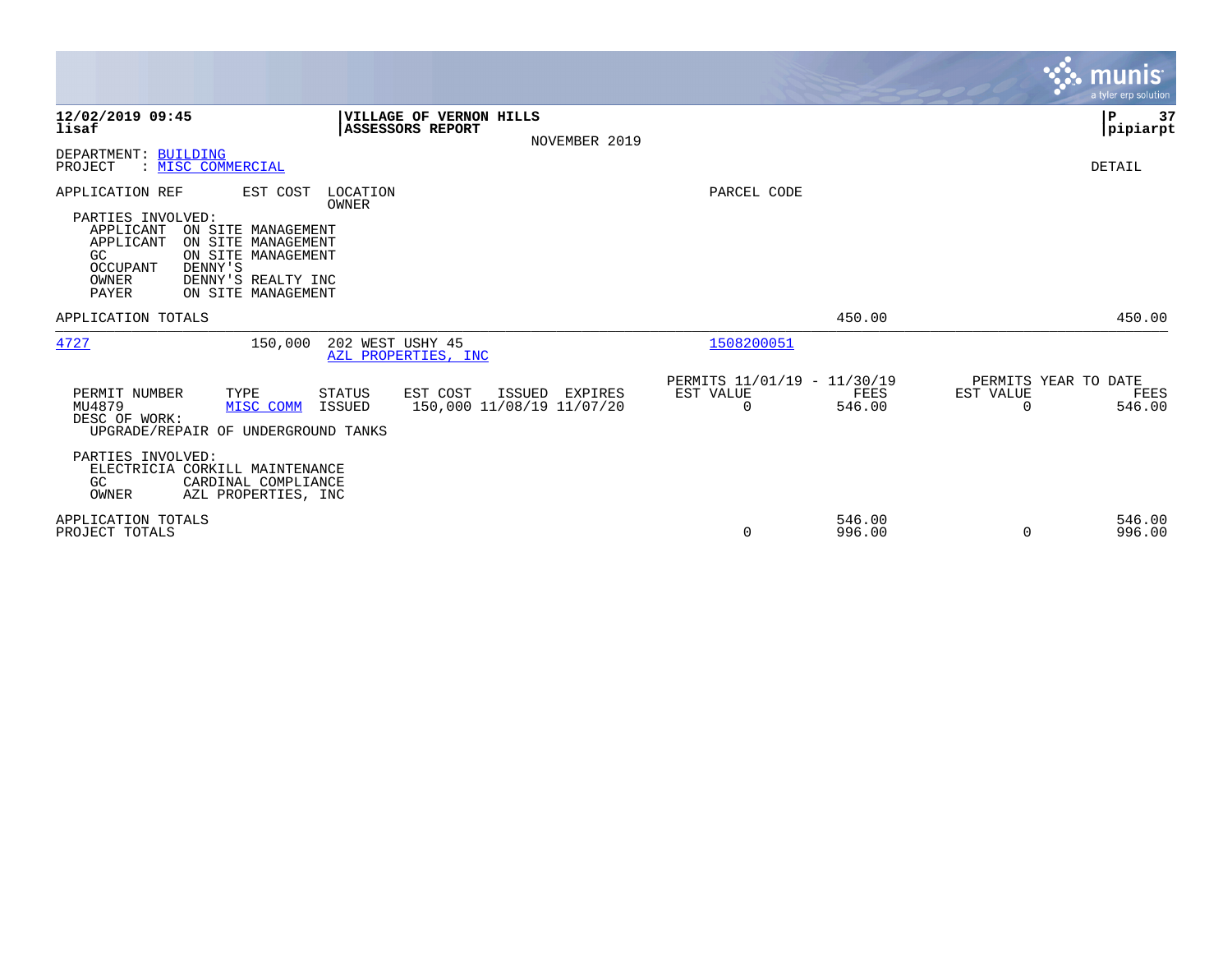**12/02/2019 09:45**
**lisaf**

**VILLAGE OF VERNON HILLS**
**ASSESSORS REPORT**
NOVEMBER 2019

**P 37**
**pipiarpt**

DEPARTMENT: BUILDING
PROJECT : MISC COMMERCIAL

DETAIL

| APPLICATION REF | EST COST | LOCATION / OWNER | PARCEL CODE |
|---|---|---|---|

PARTIES INVOLVED:
- APPLICANT ON SITE MANAGEMENT
- APPLICANT ON SITE MANAGEMENT
- GC ON SITE MANAGEMENT
- OCCUPANT DENNY'S
- OWNER DENNY'S REALTY INC
- PAYER ON SITE MANAGEMENT

APPLICATION TOTALS 450.00 450.00

---

| APPLICATION REF | EST COST | LOCATION / OWNER | PARCEL CODE |
|---|---|---|---|
| 4727 | 150,000 | 202 WEST USHY 45 / AZL PROPERTIES, INC | 1508200051 |

| PERMIT NUMBER | TYPE | STATUS | EST COST | ISSUED | EXPIRES | PERMITS 11/01/19 - 11/30/19 EST VALUE | FEES | PERMITS YEAR TO DATE EST VALUE | FEES |
|---|---|---|---|---|---|---|---|---|---|
| MU4879 | MISC COMM | ISSUED | 150,000 | 11/08/19 | 11/07/20 | 0 | 546.00 | 0 | 546.00 |

DESC OF WORK:
UPGRADE/REPAIR OF UNDERGROUND TANKS

PARTIES INVOLVED:
- ELECTRICIA CORKILL MAINTENANCE
- GC CARDINAL COMPLIANCE
- OWNER AZL PROPERTIES, INC

| | EST VALUE | FEES | EST VALUE | FEES |
|---|---|---|---|---|
| APPLICATION TOTALS | 0 | 546.00 | 0 | 546.00 |
| PROJECT TOTALS | 0 | 996.00 | 0 | 996.00 |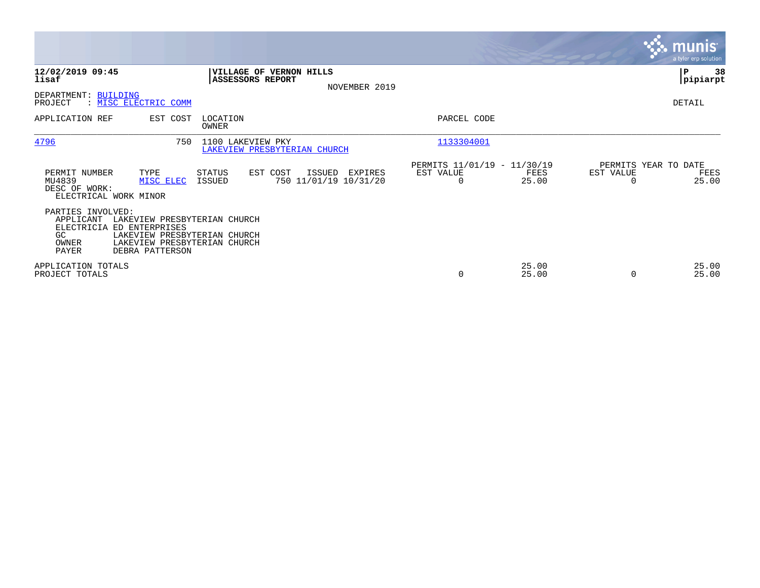**12/02/2019 09:45**
**lisaf**

**VILLAGE OF VERNON HILLS**
**ASSESSORS REPORT**

NOVEMBER 2019

**P 38**
**pipiarpt**

DEPARTMENT: BUILDING
PROJECT : MISC ELECTRIC COMM

DETAIL

| APPLICATION REF | EST COST | LOCATION / OWNER | PARCEL CODE |
|---|---|---|---|
| 4796 | 750 | 1100 LAKEVIEW PKY<br>LAKEVIEW PRESBYTERIAN CHURCH | 1133304001 |

| PERMIT NUMBER | TYPE | STATUS | EST COST | ISSUED | EXPIRES | PERMITS 11/01/19 - 11/30/19 EST VALUE | FEES | PERMITS YEAR TO DATE EST VALUE | FEES |
|---|---|---|---|---|---|---|---|---|---|
| MU4839 | MISC ELEC | ISSUED | 750 | 11/01/19 | 10/31/20 | 0 | 25.00 | 0 | 25.00 |

DESC OF WORK:
ELECTRICAL WORK MINOR

PARTIES INVOLVED:
APPLICANT LAKEVIEW PRESBYTERIAN CHURCH
ELECTRICIA ED ENTERPRISES
GC LAKEVIEW PRESBYTERIAN CHURCH
OWNER LAKEVIEW PRESBYTERIAN CHURCH
PAYER DEBRA PATTERSON

| | EST VALUE | FEES | EST VALUE | FEES |
|---|---|---|---|---|
| APPLICATION TOTALS | | 25.00 | | 25.00 |
| PROJECT TOTALS | 0 | 25.00 | 0 | 25.00 |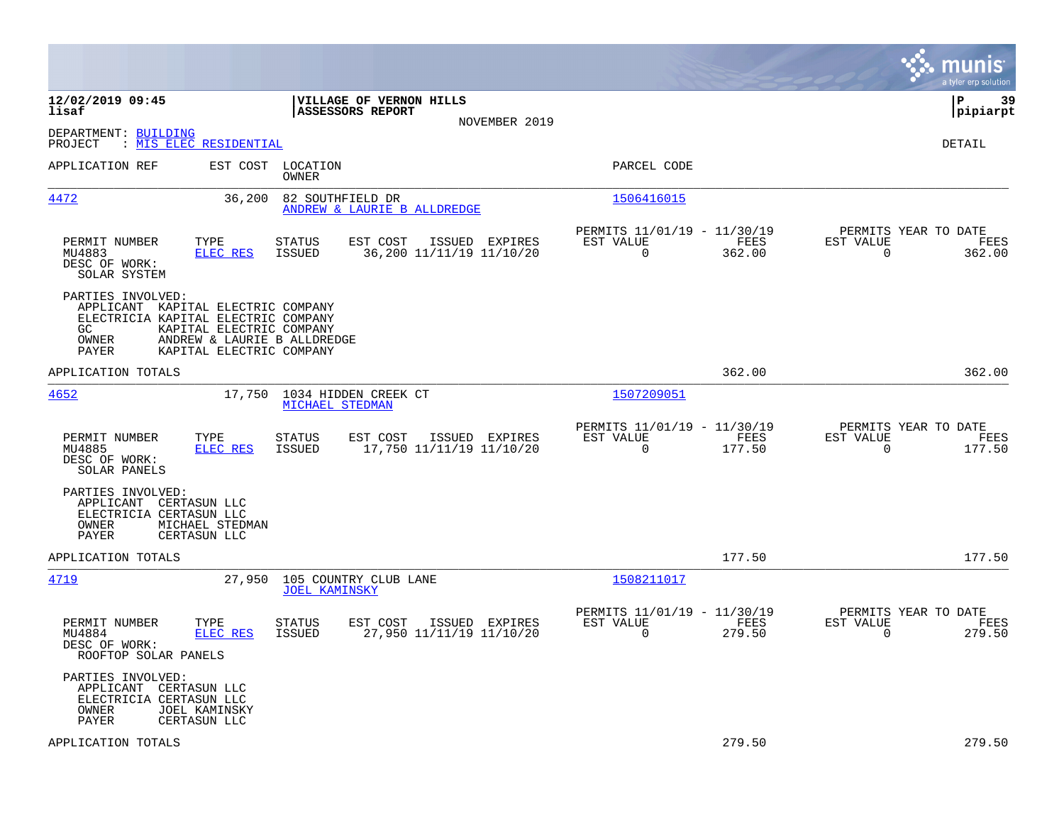**12/02/2019 09:45**
**lisaf**

**VILLAGE OF VERNON HILLS**
**ASSESSORS REPORT**
NOVEMBER 2019

**P 39**
**pipiarpt**

DEPARTMENT: BUILDING
PROJECT : MIS ELEC RESIDENTIAL

DETAIL

| APPLICATION REF | EST COST | LOCATION / OWNER | PARCEL CODE |
|---|---|---|---|
| 4472 | 36,200 | 82 SOUTHFIELD DR / ANDREW & LAURIE B ALLDREDGE | 1506416015 |

| PERMIT NUMBER | TYPE | STATUS | EST COST | ISSUED | EXPIRES | PERMITS 11/01/19 - 11/30/19 EST VALUE | FEES | PERMITS YEAR TO DATE EST VALUE | FEES |
|---|---|---|---|---|---|---|---|---|---|
| MU4883 | ELEC RES | ISSUED | 36,200 | 11/11/19 | 11/10/20 | 0 | 362.00 | 0 | 362.00 |

DESC OF WORK:
SOLAR SYSTEM

PARTIES INVOLVED:
APPLICANT KAPITAL ELECTRIC COMPANY
ELECTRICIA KAPITAL ELECTRIC COMPANY
GC KAPITAL ELECTRIC COMPANY
OWNER ANDREW & LAURIE B ALLDREDGE
PAYER KAPITAL ELECTRIC COMPANY

APPLICATION TOTALS 362.00 362.00

| APPLICATION REF | EST COST | LOCATION / OWNER | PARCEL CODE |
|---|---|---|---|
| 4652 | 17,750 | 1034 HIDDEN CREEK CT / MICHAEL STEDMAN | 1507209051 |

| PERMIT NUMBER | TYPE | STATUS | EST COST | ISSUED | EXPIRES | PERMITS 11/01/19 - 11/30/19 EST VALUE | FEES | PERMITS YEAR TO DATE EST VALUE | FEES |
|---|---|---|---|---|---|---|---|---|---|
| MU4885 | ELEC RES | ISSUED | 17,750 | 11/11/19 | 11/10/20 | 0 | 177.50 | 0 | 177.50 |

DESC OF WORK:
SOLAR PANELS

PARTIES INVOLVED:
APPLICANT CERTASUN LLC
ELECTRICIA CERTASUN LLC
OWNER MICHAEL STEDMAN
PAYER CERTASUN LLC

APPLICATION TOTALS 177.50 177.50

| APPLICATION REF | EST COST | LOCATION / OWNER | PARCEL CODE |
|---|---|---|---|
| 4719 | 27,950 | 105 COUNTRY CLUB LANE / JOEL KAMINSKY | 1508211017 |

| PERMIT NUMBER | TYPE | STATUS | EST COST | ISSUED | EXPIRES | PERMITS 11/01/19 - 11/30/19 EST VALUE | FEES | PERMITS YEAR TO DATE EST VALUE | FEES |
|---|---|---|---|---|---|---|---|---|---|
| MU4884 | ELEC RES | ISSUED | 27,950 | 11/11/19 | 11/10/20 | 0 | 279.50 | 0 | 279.50 |

DESC OF WORK:
ROOFTOP SOLAR PANELS

PARTIES INVOLVED:
APPLICANT CERTASUN LLC
ELECTRICIA CERTASUN LLC
OWNER JOEL KAMINSKY
PAYER CERTASUN LLC

APPLICATION TOTALS 279.50 279.50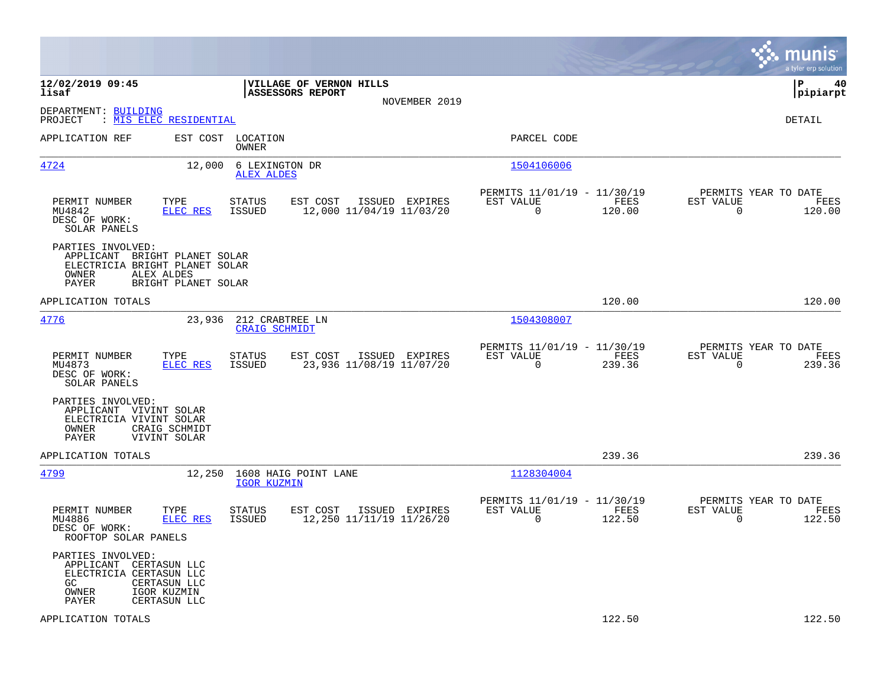**12/02/2019 09:45**
**lisaf**

**VILLAGE OF VERNON HILLS**
**ASSESSORS REPORT**
NOVEMBER 2019

**P 40**
**pipiarpt**

DEPARTMENT: BUILDING
PROJECT : MIS ELEC RESIDENTIAL

DETAIL

| APPLICATION REF | EST COST | LOCATION / OWNER | PARCEL CODE |
|---|---|---|---|
| 4724 | 12,000 | 6 LEXINGTON DR / ALEX ALDES | 1504106006 |

| PERMIT NUMBER | TYPE | STATUS | EST COST | ISSUED | EXPIRES | PERMITS 11/01/19 - 11/30/19 EST VALUE | FEES | PERMITS YEAR TO DATE EST VALUE | FEES |
|---|---|---|---|---|---|---|---|---|---|
| MU4842 | ELEC RES | ISSUED | 12,000 | 11/04/19 | 11/03/20 | 0 | 120.00 | 0 | 120.00 |

DESC OF WORK:
SOLAR PANELS

PARTIES INVOLVED:
APPLICANT BRIGHT PLANET SOLAR
ELECTRICIA BRIGHT PLANET SOLAR
OWNER ALEX ALDES
PAYER BRIGHT PLANET SOLAR

APPLICATION TOTALS 120.00 120.00

| APPLICATION REF | EST COST | LOCATION / OWNER | PARCEL CODE |
|---|---|---|---|
| 4776 | 23,936 | 212 CRABTREE LN / CRAIG SCHMIDT | 1504308007 |

| PERMIT NUMBER | TYPE | STATUS | EST COST | ISSUED | EXPIRES | PERMITS 11/01/19 - 11/30/19 EST VALUE | FEES | PERMITS YEAR TO DATE EST VALUE | FEES |
|---|---|---|---|---|---|---|---|---|---|
| MU4873 | ELEC RES | ISSUED | 23,936 | 11/08/19 | 11/07/20 | 0 | 239.36 | 0 | 239.36 |

DESC OF WORK:
SOLAR PANELS

PARTIES INVOLVED:
APPLICANT VIVINT SOLAR
ELECTRICIA VIVINT SOLAR
OWNER CRAIG SCHMIDT
PAYER VIVINT SOLAR

APPLICATION TOTALS 239.36 239.36

| APPLICATION REF | EST COST | LOCATION / OWNER | PARCEL CODE |
|---|---|---|---|
| 4799 | 12,250 | 1608 HAIG POINT LANE / IGOR KUZMIN | 1128304004 |

| PERMIT NUMBER | TYPE | STATUS | EST COST | ISSUED | EXPIRES | PERMITS 11/01/19 - 11/30/19 EST VALUE | FEES | PERMITS YEAR TO DATE EST VALUE | FEES |
|---|---|---|---|---|---|---|---|---|---|
| MU4886 | ELEC RES | ISSUED | 12,250 | 11/11/19 | 11/26/20 | 0 | 122.50 | 0 | 122.50 |

DESC OF WORK:
ROOFTOP SOLAR PANELS

PARTIES INVOLVED:
APPLICANT CERTASUN LLC
ELECTRICIA CERTASUN LLC
GC CERTASUN LLC
OWNER IGOR KUZMIN
PAYER CERTASUN LLC

APPLICATION TOTALS 122.50 122.50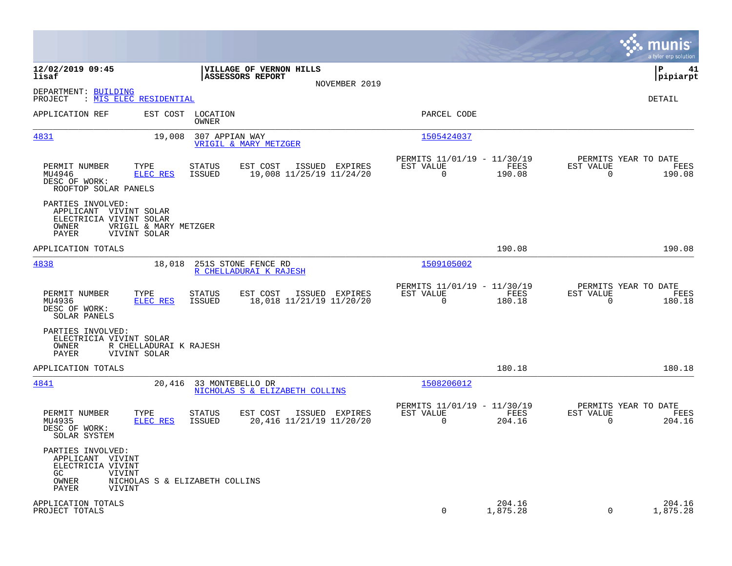**12/02/2019 09:45**
**lisaf**

**VILLAGE OF VERNON HILLS**
**ASSESSORS REPORT**
NOVEMBER 2019

**pipiarpt**

DEPARTMENT: BUILDING
PROJECT : MIS ELEC RESIDENTIAL

DETAIL

| APPLICATION REF | EST COST | LOCATION / OWNER | PARCEL CODE |
|---|---|---|---|
| 4831 | 19,008 | 307 APPIAN WAY / VRIGIL & MARY METZGER | 1505424037 |

| PERMIT NUMBER | TYPE | STATUS | EST COST | ISSUED | EXPIRES | PERMITS 11/01/19 - 11/30/19 EST VALUE | FEES | PERMITS YEAR TO DATE EST VALUE | FEES |
|---|---|---|---|---|---|---|---|---|---|
| MU4946 | ELEC RES | ISSUED | 19,008 | 11/25/19 | 11/24/20 | 0 | 190.08 | 0 | 190.08 |

DESC OF WORK:
ROOFTOP SOLAR PANELS

PARTIES INVOLVED:
APPLICANT VIVINT SOLAR
ELECTRICIA VIVINT SOLAR
OWNER VRIGIL & MARY METZGER
PAYER VIVINT SOLAR

APPLICATION TOTALS: 190.08 | 190.08

| APPLICATION REF | EST COST | LOCATION / OWNER | PARCEL CODE |
|---|---|---|---|
| 4838 | 18,018 | 251S STONE FENCE RD / R CHELLADURAI K RAJESH | 1509105002 |

| PERMIT NUMBER | TYPE | STATUS | EST COST | ISSUED | EXPIRES | PERMITS 11/01/19 - 11/30/19 EST VALUE | FEES | PERMITS YEAR TO DATE EST VALUE | FEES |
|---|---|---|---|---|---|---|---|---|---|
| MU4936 | ELEC RES | ISSUED | 18,018 | 11/21/19 | 11/20/20 | 0 | 180.18 | 0 | 180.18 |

DESC OF WORK:
SOLAR PANELS

PARTIES INVOLVED:
ELECTRICIA VIVINT SOLAR
OWNER R CHELLADURAI K RAJESH
PAYER VIVINT SOLAR

APPLICATION TOTALS: 180.18 | 180.18

| APPLICATION REF | EST COST | LOCATION / OWNER | PARCEL CODE |
|---|---|---|---|
| 4841 | 20,416 | 33 MONTEBELLO DR / NICHOLAS S & ELIZABETH COLLINS | 1508206012 |

| PERMIT NUMBER | TYPE | STATUS | EST COST | ISSUED | EXPIRES | PERMITS 11/01/19 - 11/30/19 EST VALUE | FEES | PERMITS YEAR TO DATE EST VALUE | FEES |
|---|---|---|---|---|---|---|---|---|---|
| MU4935 | ELEC RES | ISSUED | 20,416 | 11/21/19 | 11/20/20 | 0 | 204.16 | 0 | 204.16 |

DESC OF WORK:
SOLAR SYSTEM

PARTIES INVOLVED:
APPLICANT VIVINT
ELECTRICIA VIVINT
GC VIVINT
OWNER NICHOLAS S & ELIZABETH COLLINS
PAYER VIVINT

| | EST VALUE | FEES | YTD EST VALUE | YTD FEES |
|---|---|---|---|---|
| APPLICATION TOTALS | | 204.16 | | 204.16 |
| PROJECT TOTALS | 0 | 1,875.28 | 0 | 1,875.28 |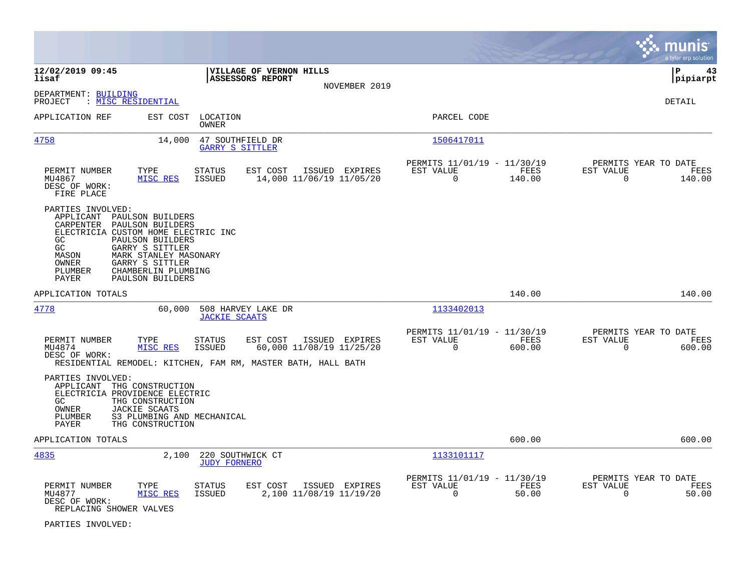**12/02/2019 09:45**
**lisaf**

**VILLAGE OF VERNON HILLS**
**ASSESSORS REPORT**
NOVEMBER 2019

**P 43**
**pipiarpt**

DEPARTMENT: BUILDING
PROJECT : MISC RESIDENTIAL

DETAIL

| APPLICATION REF | EST COST | LOCATION / OWNER | PARCEL CODE |
|---|---|---|---|
| 4758 | 14,000 | 47 SOUTHFIELD DR / GARRY S SITTLER | 1506417011 |

| PERMIT NUMBER | TYPE | STATUS | EST COST | ISSUED | EXPIRES | PERMITS 11/01/19 - 11/30/19 EST VALUE | FEES | PERMITS YEAR TO DATE EST VALUE | FEES |
|---|---|---|---|---|---|---|---|---|---|
| MU4867 | MISC RES | ISSUED | 14,000 | 11/06/19 | 11/05/20 | 0 | 140.00 | 0 | 140.00 |

DESC OF WORK:
FIRE PLACE

PARTIES INVOLVED:
- APPLICANT PAULSON BUILDERS
- CARPENTER PAULSON BUILDERS
- ELECTRICIA CUSTOM HOME ELECTRIC INC
- GC PAULSON BUILDERS
- GC GARRY S SITTLER
- MASON MARK STANLEY MASONARY
- OWNER GARRY S SITTLER
- PLUMBER CHAMBERLIN PLUMBING
- PAYER PAULSON BUILDERS

APPLICATION TOTALS 140.00 140.00

| APPLICATION REF | EST COST | LOCATION / OWNER | PARCEL CODE |
|---|---|---|---|
| 4778 | 60,000 | 508 HARVEY LAKE DR / JACKIE SCAATS | 1133402013 |

| PERMIT NUMBER | TYPE | STATUS | EST COST | ISSUED | EXPIRES | PERMITS 11/01/19 - 11/30/19 EST VALUE | FEES | PERMITS YEAR TO DATE EST VALUE | FEES |
|---|---|---|---|---|---|---|---|---|---|
| MU4874 | MISC RES | ISSUED | 60,000 | 11/08/19 | 11/25/20 | 0 | 600.00 | 0 | 600.00 |

DESC OF WORK:
RESIDENTIAL REMODEL: KITCHEN, FAM RM, MASTER BATH, HALL BATH

PARTIES INVOLVED:
- APPLICANT THG CONSTRUCTION
- ELECTRICIA PROVIDENCE ELECTRIC
- GC THG CONSTRUCTION
- OWNER JACKIE SCAATS
- PLUMBER S3 PLUMBING AND MECHANICAL
- PAYER THG CONSTRUCTION

APPLICATION TOTALS 600.00 600.00

| APPLICATION REF | EST COST | LOCATION / OWNER | PARCEL CODE |
|---|---|---|---|
| 4835 | 2,100 | 220 SOUTHWICK CT / JUDY FORNERO | 1133101117 |

| PERMIT NUMBER | TYPE | STATUS | EST COST | ISSUED | EXPIRES | PERMITS 11/01/19 - 11/30/19 EST VALUE | FEES | PERMITS YEAR TO DATE EST VALUE | FEES |
|---|---|---|---|---|---|---|---|---|---|
| MU4877 | MISC RES | ISSUED | 2,100 | 11/08/19 | 11/19/20 | 0 | 50.00 | 0 | 50.00 |

DESC OF WORK:
REPLACING SHOWER VALVES

PARTIES INVOLVED: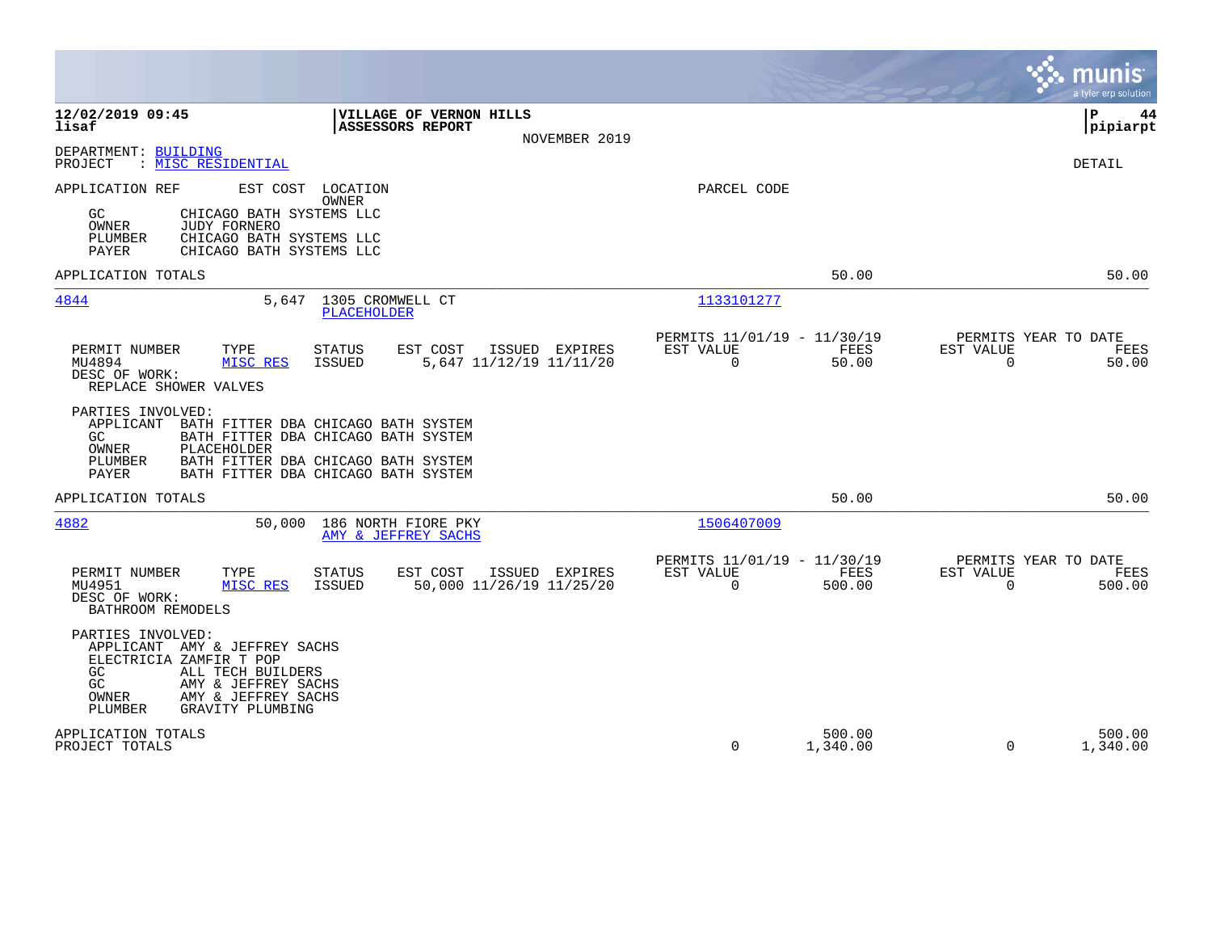**12/02/2019 09:45**
**lisaf**

**VILLAGE OF VERNON HILLS**
**ASSESSORS REPORT**
NOVEMBER 2019

**P 44**
**pipiarpt**

DEPARTMENT: BUILDING
PROJECT : MISC RESIDENTIAL

DETAIL

APPLICATION REF EST COST LOCATION / OWNER PARCEL CODE

GC CHICAGO BATH SYSTEMS LLC
OWNER JUDY FORNERO
PLUMBER CHICAGO BATH SYSTEMS LLC
PAYER CHICAGO BATH SYSTEMS LLC

APPLICATION TOTALS 50.00 50.00

---

**4844** 5,647 1305 CROMWELL CT — PLACEHOLDER — Parcel 1133101277

| PERMIT NUMBER | TYPE | STATUS | EST COST | ISSUED | EXPIRES | PERMITS 11/01/19 - 11/30/19 EST VALUE | FEES | PERMITS YEAR TO DATE EST VALUE | FEES |
|---|---|---|---|---|---|---|---|---|---|
| MU4894 | MISC RES | ISSUED | 5,647 | 11/12/19 | 11/11/20 | 0 | 50.00 | 0 | 50.00 |

DESC OF WORK:
REPLACE SHOWER VALVES

PARTIES INVOLVED:
APPLICANT BATH FITTER DBA CHICAGO BATH SYSTEM
GC BATH FITTER DBA CHICAGO BATH SYSTEM
OWNER PLACEHOLDER
PLUMBER BATH FITTER DBA CHICAGO BATH SYSTEM
PAYER BATH FITTER DBA CHICAGO BATH SYSTEM

APPLICATION TOTALS 50.00 50.00

---

**4882** 50,000 186 NORTH FIORE PKY — AMY & JEFFREY SACHS — Parcel 1506407009

| PERMIT NUMBER | TYPE | STATUS | EST COST | ISSUED | EXPIRES | PERMITS 11/01/19 - 11/30/19 EST VALUE | FEES | PERMITS YEAR TO DATE EST VALUE | FEES |
|---|---|---|---|---|---|---|---|---|---|
| MU4951 | MISC RES | ISSUED | 50,000 | 11/26/19 | 11/25/20 | 0 | 500.00 | 0 | 500.00 |

DESC OF WORK:
BATHROOM REMODELS

PARTIES INVOLVED:
APPLICANT AMY & JEFFREY SACHS
ELECTRICIA ZAMFIR T POP
GC ALL TECH BUILDERS
GC AMY & JEFFREY SACHS
OWNER AMY & JEFFREY SACHS
PLUMBER GRAVITY PLUMBING

| | EST VALUE | FEES | YTD EST VALUE | YTD FEES |
|---|---|---|---|---|
| APPLICATION TOTALS | | 500.00 | | 500.00 |
| PROJECT TOTALS | 0 | 1,340.00 | 0 | 1,340.00 |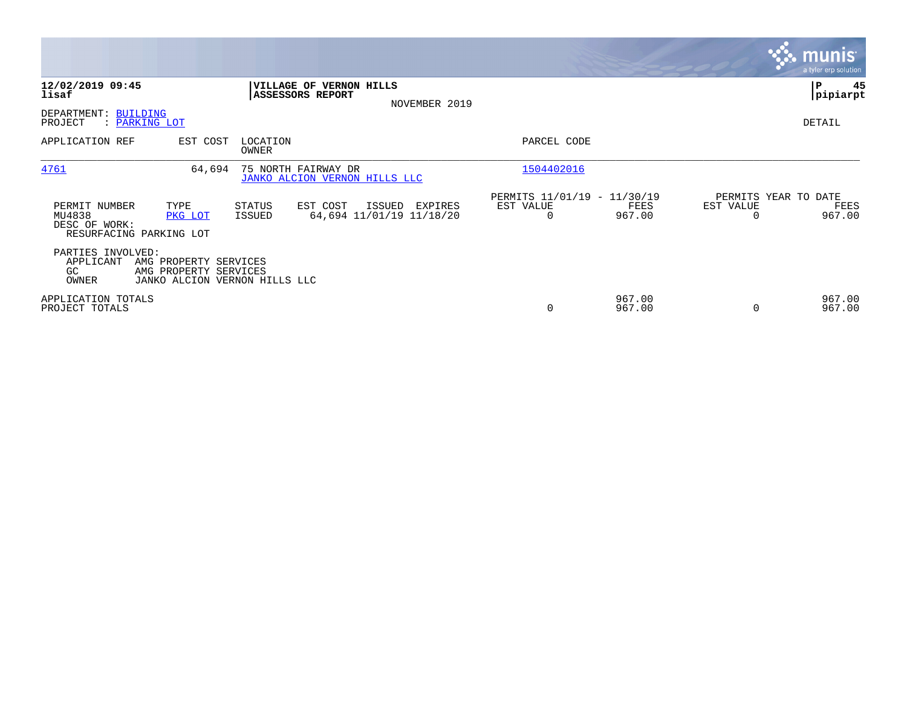**12/02/2019 09:45**
**lisaf**

**VILLAGE OF VERNON HILLS**
**ASSESSORS REPORT**
NOVEMBER 2019

**P 45**
**pipiarpt**

DEPARTMENT: BUILDING
PROJECT : PARKING LOT

DETAIL

| APPLICATION REF | EST COST | LOCATION / OWNER | PARCEL CODE |
|---|---|---|---|
| 4761 | 64,694 | 75 NORTH FAIRWAY DR / JANKO ALCION VERNON HILLS LLC | 1504402016 |

| PERMIT NUMBER | TYPE | STATUS | EST COST | ISSUED | EXPIRES | PERMITS 11/01/19 - 11/30/19 EST VALUE | FEES | PERMITS YEAR TO DATE EST VALUE | FEES |
|---|---|---|---|---|---|---|---|---|---|
| MU4838 | PKG LOT | ISSUED | 64,694 | 11/01/19 | 11/18/20 | 0 | 967.00 | 0 | 967.00 |

DESC OF WORK:
RESURFACING PARKING LOT

PARTIES INVOLVED:
APPLICANT AMG PROPERTY SERVICES
GC AMG PROPERTY SERVICES
OWNER JANKO ALCION VERNON HILLS LLC

| | EST VALUE | FEES | EST VALUE | FEES |
|---|---|---|---|---|
| APPLICATION TOTALS | | 967.00 | | 967.00 |
| PROJECT TOTALS | 0 | 967.00 | 0 | 967.00 |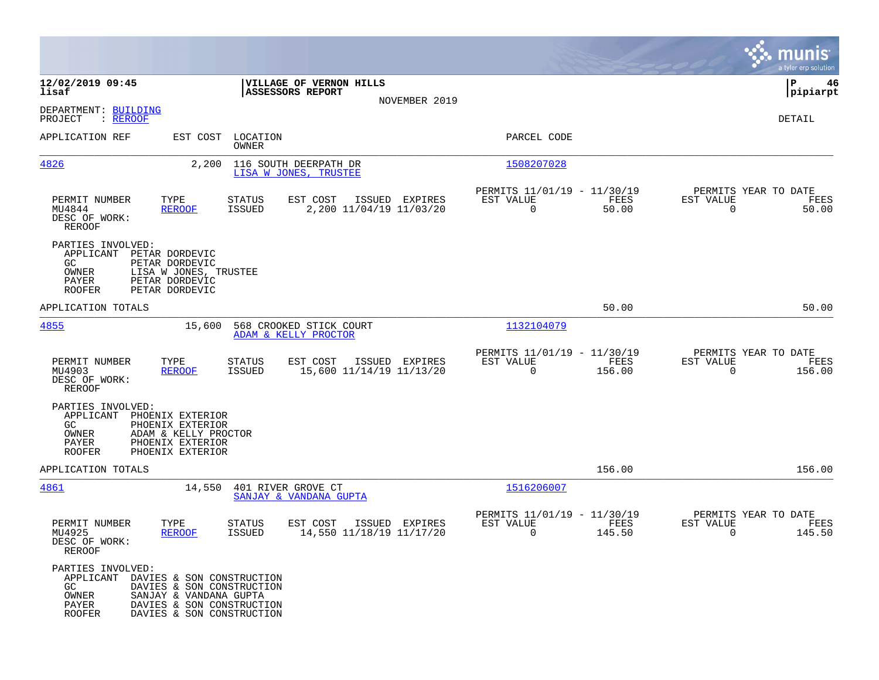**12/02/2019 09:45** | **VILLAGE OF VERNON HILLS** | **P 46**
**lisaf** | **ASSESSORS REPORT** | **pipiarpt**

NOVEMBER 2019

DEPARTMENT: BUILDING
PROJECT : REROOF

DETAIL

| APPLICATION REF | EST COST | LOCATION / OWNER | PARCEL CODE |
|---|---|---|---|
| 4826 | 2,200 | 116 SOUTH DEERPATH DR / LISA W JONES, TRUSTEE | 1508207028 |

| PERMIT NUMBER | TYPE | STATUS | EST COST | ISSUED | EXPIRES | PERMITS 11/01/19 - 11/30/19 EST VALUE | FEES | PERMITS YEAR TO DATE EST VALUE | FEES |
|---|---|---|---|---|---|---|---|---|---|
| MU4844 | REROOF | ISSUED | 2,200 | 11/04/19 | 11/03/20 | 0 | 50.00 | 0 | 50.00 |

DESC OF WORK:
REROOF

PARTIES INVOLVED:
- APPLICANT PETAR DORDEVIC
- GC PETAR DORDEVIC
- OWNER LISA W JONES, TRUSTEE
- PAYER PETAR DORDEVIC
- ROOFER PETAR DORDEVIC

APPLICATION TOTALS 50.00 50.00

| APPLICATION REF | EST COST | LOCATION / OWNER | PARCEL CODE |
|---|---|---|---|
| 4855 | 15,600 | 568 CROOKED STICK COURT / ADAM & KELLY PROCTOR | 1132104079 |

| PERMIT NUMBER | TYPE | STATUS | EST COST | ISSUED | EXPIRES | PERMITS 11/01/19 - 11/30/19 EST VALUE | FEES | PERMITS YEAR TO DATE EST VALUE | FEES |
|---|---|---|---|---|---|---|---|---|---|
| MU4903 | REROOF | ISSUED | 15,600 | 11/14/19 | 11/13/20 | 0 | 156.00 | 0 | 156.00 |

DESC OF WORK:
REROOF

PARTIES INVOLVED:
- APPLICANT PHOENIX EXTERIOR
- GC PHOENIX EXTERIOR
- OWNER ADAM & KELLY PROCTOR
- PAYER PHOENIX EXTERIOR
- ROOFER PHOENIX EXTERIOR

APPLICATION TOTALS 156.00 156.00

| APPLICATION REF | EST COST | LOCATION / OWNER | PARCEL CODE |
|---|---|---|---|
| 4861 | 14,550 | 401 RIVER GROVE CT / SANJAY & VANDANA GUPTA | 1516206007 |

| PERMIT NUMBER | TYPE | STATUS | EST COST | ISSUED | EXPIRES | PERMITS 11/01/19 - 11/30/19 EST VALUE | FEES | PERMITS YEAR TO DATE EST VALUE | FEES |
|---|---|---|---|---|---|---|---|---|---|
| MU4925 | REROOF | ISSUED | 14,550 | 11/18/19 | 11/17/20 | 0 | 145.50 | 0 | 145.50 |

DESC OF WORK:
REROOF

PARTIES INVOLVED:
- APPLICANT DAVIES & SON CONSTRUCTION
- GC DAVIES & SON CONSTRUCTION
- OWNER SANJAY & VANDANA GUPTA
- PAYER DAVIES & SON CONSTRUCTION
- ROOFER DAVIES & SON CONSTRUCTION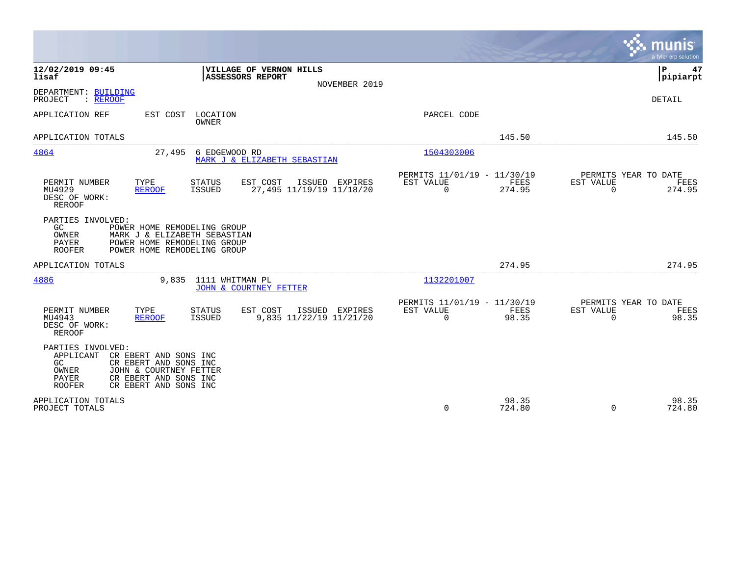**12/02/2019 09:45**
**lisaf**

**VILLAGE OF VERNON HILLS**
**ASSESSORS REPORT**
NOVEMBER 2019

**P 47**
**pipiarpt**

DEPARTMENT: BUILDING
PROJECT : REROOF

DETAIL

| APPLICATION REF | EST COST | LOCATION / OWNER | PARCEL CODE | | |
|---|---|---|---|---|---|
| APPLICATION TOTALS | | | | 145.50 | 145.50 |

**4864** — 27,495 — 6 EDGEWOOD RD — MARK J & ELIZABETH SEBASTIAN — 1504303006

| PERMIT NUMBER | TYPE | STATUS | EST COST | ISSUED | EXPIRES | PERMITS 11/01/19 - 11/30/19 EST VALUE | FEES | PERMITS YEAR TO DATE EST VALUE | FEES |
|---|---|---|---|---|---|---|---|---|---|
| MU4929 | REROOF | ISSUED | 27,495 | 11/19/19 | 11/18/20 | 0 | 274.95 | 0 | 274.95 |

DESC OF WORK:
REROOF

PARTIES INVOLVED:
- GC: POWER HOME REMODELING GROUP
- OWNER: MARK J & ELIZABETH SEBASTIAN
- PAYER: POWER HOME REMODELING GROUP
- ROOFER: POWER HOME REMODELING GROUP

APPLICATION TOTALS: 274.95 | 274.95

**4886** — 9,835 — 1111 WHITMAN PL — JOHN & COURTNEY FETTER — 1132201007

| PERMIT NUMBER | TYPE | STATUS | EST COST | ISSUED | EXPIRES | PERMITS 11/01/19 - 11/30/19 EST VALUE | FEES | PERMITS YEAR TO DATE EST VALUE | FEES |
|---|---|---|---|---|---|---|---|---|---|
| MU4943 | REROOF | ISSUED | 9,835 | 11/22/19 | 11/21/20 | 0 | 98.35 | 0 | 98.35 |

DESC OF WORK:
REROOF

PARTIES INVOLVED:
- APPLICANT: CR EBERT AND SONS INC
- GC: CR EBERT AND SONS INC
- OWNER: JOHN & COURTNEY FETTER
- PAYER: CR EBERT AND SONS INC
- ROOFER: CR EBERT AND SONS INC

| | EST VALUE | FEES | EST VALUE | FEES |
|---|---|---|---|---|
| APPLICATION TOTALS | | 98.35 | | 98.35 |
| PROJECT TOTALS | 0 | 724.80 | 0 | 724.80 |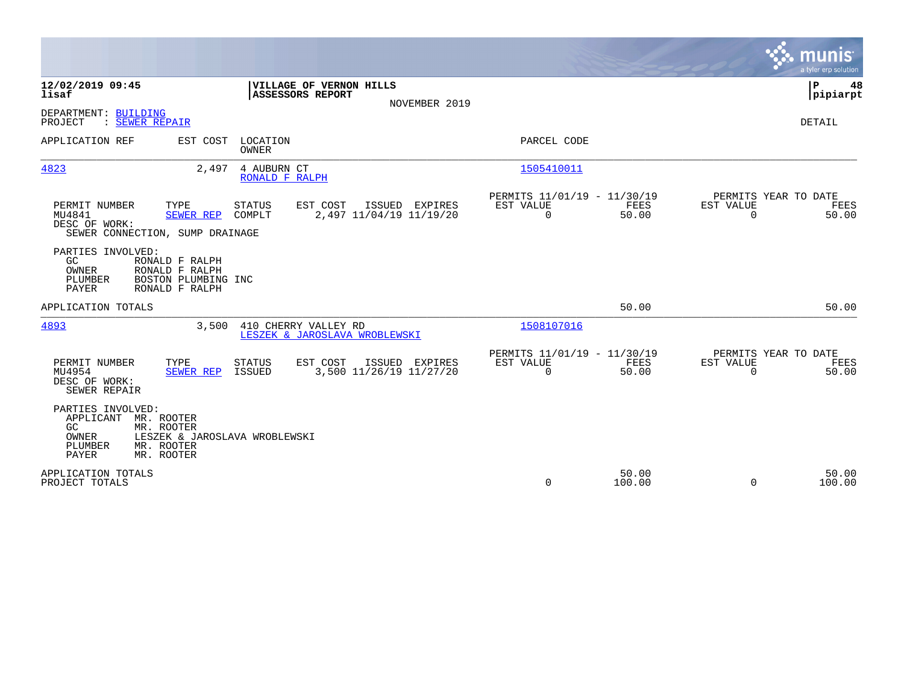**12/02/2019 09:45**
**lisaf**

**VILLAGE OF VERNON HILLS**
**ASSESSORS REPORT**
NOVEMBER 2019

**P 48**
**pipiarpt**

DEPARTMENT: BUILDING
PROJECT : SEWER REPAIR

DETAIL

| APPLICATION REF | EST COST | LOCATION / OWNER | PARCEL CODE |
|---|---|---|---|
| 4823 | 2,497 | 4 AUBURN CT / RONALD F RALPH | 1505410011 |

| PERMIT NUMBER | TYPE | STATUS | EST COST | ISSUED | EXPIRES | PERMITS 11/01/19 - 11/30/19 EST VALUE | FEES | PERMITS YEAR TO DATE EST VALUE | FEES |
|---|---|---|---|---|---|---|---|---|---|
| MU4841 | SEWER REP | COMPLT | 2,497 | 11/04/19 | 11/19/20 | 0 | 50.00 | 0 | 50.00 |

DESC OF WORK:
SEWER CONNECTION, SUMP DRAINAGE

PARTIES INVOLVED:
- GC: RONALD F RALPH
- OWNER: RONALD F RALPH
- PLUMBER: BOSTON PLUMBING INC
- PAYER: RONALD F RALPH

APPLICATION TOTALS — 50.00 — 50.00

| APPLICATION REF | EST COST | LOCATION / OWNER | PARCEL CODE |
|---|---|---|---|
| 4893 | 3,500 | 410 CHERRY VALLEY RD / LESZEK & JAROSLAVA WROBLEWSKI | 1508107016 |

| PERMIT NUMBER | TYPE | STATUS | EST COST | ISSUED | EXPIRES | PERMITS 11/01/19 - 11/30/19 EST VALUE | FEES | PERMITS YEAR TO DATE EST VALUE | FEES |
|---|---|---|---|---|---|---|---|---|---|
| MU4954 | SEWER REP | ISSUED | 3,500 | 11/26/19 | 11/27/20 | 0 | 50.00 | 0 | 50.00 |

DESC OF WORK:
SEWER REPAIR

PARTIES INVOLVED:
- APPLICANT: MR. ROOTER
- GC: MR. ROOTER
- OWNER: LESZEK & JAROSLAVA WROBLEWSKI
- PLUMBER: MR. ROOTER
- PAYER: MR. ROOTER

| | EST VALUE | FEES | EST VALUE | FEES |
|---|---|---|---|---|
| APPLICATION TOTALS | | 50.00 | | 50.00 |
| PROJECT TOTALS | 0 | 100.00 | 0 | 100.00 |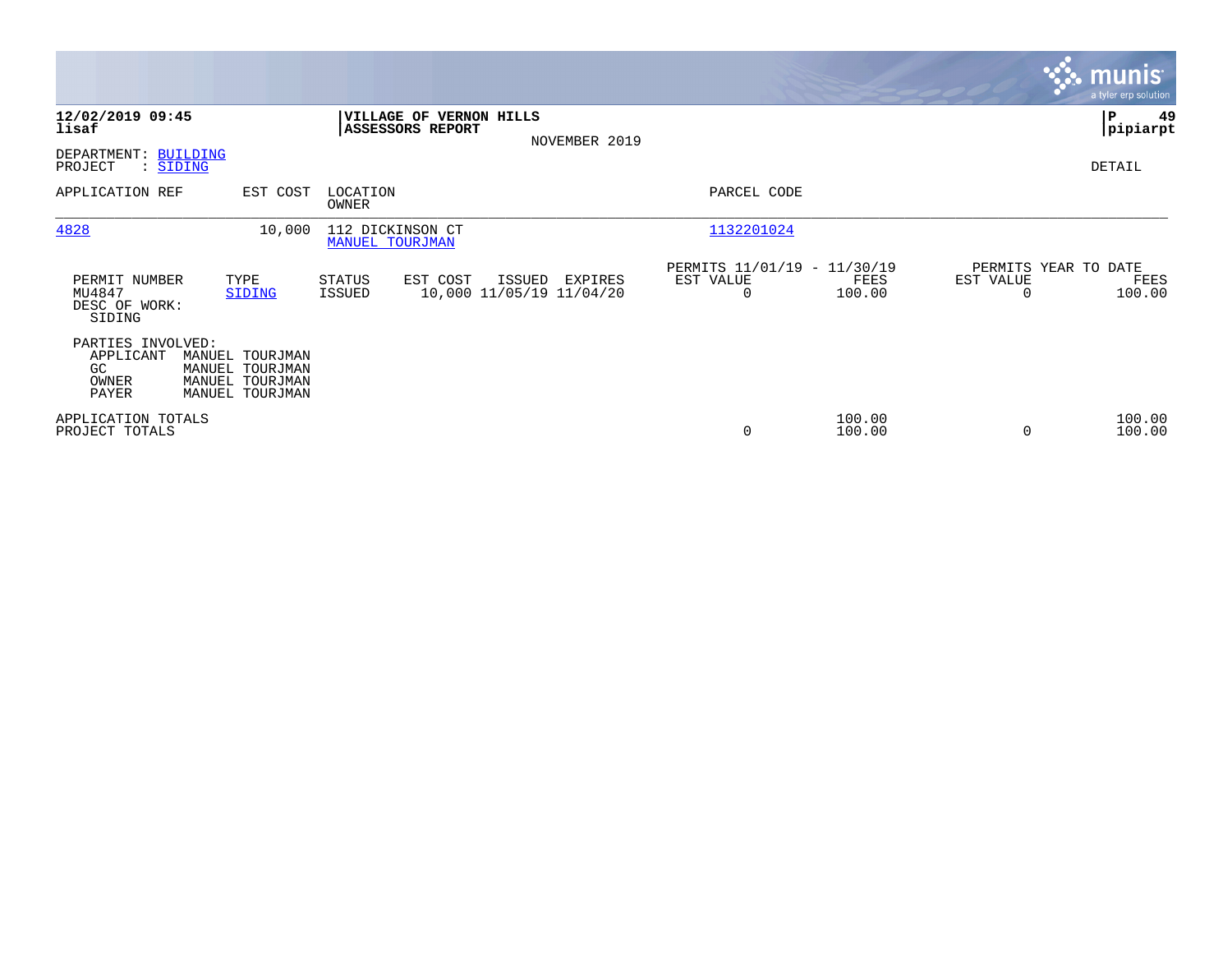**12/02/2019 09:45**
**lisaf**

**VILLAGE OF VERNON HILLS**
**ASSESSORS REPORT**
NOVEMBER 2019

**P 49**
**pipiarpt**

DEPARTMENT: BUILDING
PROJECT : SIDING

DETAIL

| APPLICATION REF | EST COST | LOCATION / OWNER | PARCEL CODE |
|---|---|---|---|
| 4828 | 10,000 | 112 DICKINSON CT / MANUEL TOURJMAN | 1132201024 |

| PERMIT NUMBER | TYPE | STATUS | EST COST | ISSUED | EXPIRES | PERMITS 11/01/19 - 11/30/19 EST VALUE | FEES | PERMITS YEAR TO DATE EST VALUE | FEES |
|---|---|---|---|---|---|---|---|---|---|
| MU4847 | SIDING | ISSUED | 10,000 | 11/05/19 | 11/04/20 | 0 | 100.00 | 0 | 100.00 |

DESC OF WORK:
SIDING

PARTIES INVOLVED:

| | |
|---|---|
| APPLICANT | MANUEL TOURJMAN |
| GC | MANUEL TOURJMAN |
| OWNER | MANUEL TOURJMAN |
| PAYER | MANUEL TOURJMAN |

| | EST VALUE | FEES | YTD EST VALUE | YTD FEES |
|---|---|---|---|---|
| APPLICATION TOTALS | | 100.00 | | 100.00 |
| PROJECT TOTALS | 0 | 100.00 | 0 | 100.00 |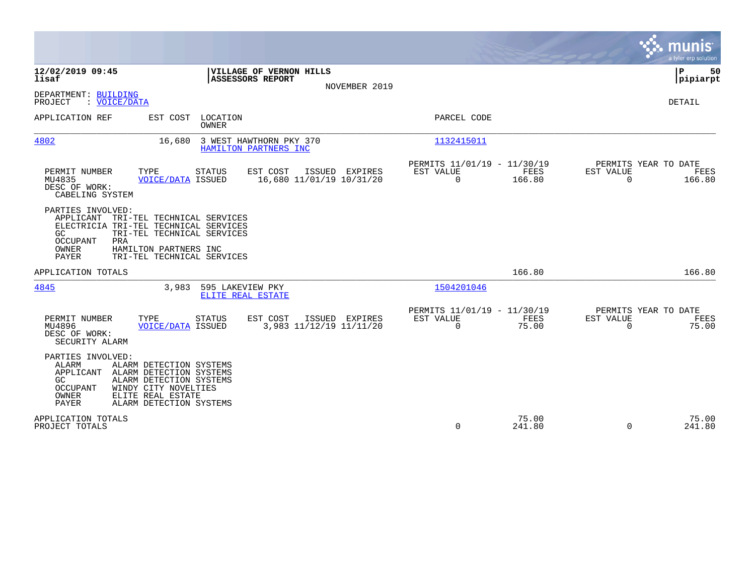**12/02/2019 09:45**
**lisaf**

**VILLAGE OF VERNON HILLS**
**ASSESSORS REPORT**
NOVEMBER 2019

**P 50**
**pipiarpt**

DEPARTMENT: BUILDING
PROJECT : VOICE/DATA

DETAIL

| APPLICATION REF | EST COST | LOCATION / OWNER | PARCEL CODE |
|---|---|---|---|
| 4802 | 16,680 | 3 WEST HAWTHORN PKY 370 / HAMILTON PARTNERS INC | 1132415011 |

| PERMIT NUMBER | TYPE | STATUS | EST COST | ISSUED | EXPIRES | PERMITS 11/01/19 - 11/30/19 EST VALUE | FEES | PERMITS YEAR TO DATE EST VALUE | FEES |
|---|---|---|---|---|---|---|---|---|---|
| MU4835 | VOICE/DATA | ISSUED | 16,680 | 11/01/19 | 10/31/20 | 0 | 166.80 | 0 | 166.80 |

DESC OF WORK:
CABELING SYSTEM

PARTIES INVOLVED:

| | |
|---|---|
| APPLICANT | TRI-TEL TECHNICAL SERVICES |
| ELECTRICIA | TRI-TEL TECHNICAL SERVICES |
| GC | TRI-TEL TECHNICAL SERVICES |
| OCCUPANT | PRA |
| OWNER | HAMILTON PARTNERS INC |
| PAYER | TRI-TEL TECHNICAL SERVICES |

APPLICATION TOTALS — 166.80 — 166.80

| APPLICATION REF | EST COST | LOCATION / OWNER | PARCEL CODE |
|---|---|---|---|
| 4845 | 3,983 | 595 LAKEVIEW PKY / ELITE REAL ESTATE | 1504201046 |

| PERMIT NUMBER | TYPE | STATUS | EST COST | ISSUED | EXPIRES | PERMITS 11/01/19 - 11/30/19 EST VALUE | FEES | PERMITS YEAR TO DATE EST VALUE | FEES |
|---|---|---|---|---|---|---|---|---|---|
| MU4896 | VOICE/DATA | ISSUED | 3,983 | 11/12/19 | 11/11/20 | 0 | 75.00 | 0 | 75.00 |

DESC OF WORK:
SECURITY ALARM

PARTIES INVOLVED:

| | |
|---|---|
| ALARM | ALARM DETECTION SYSTEMS |
| APPLICANT | ALARM DETECTION SYSTEMS |
| GC | ALARM DETECTION SYSTEMS |
| OCCUPANT | WINDY CITY NOVELTIES |
| OWNER | ELITE REAL ESTATE |
| PAYER | ALARM DETECTION SYSTEMS |

| | EST VALUE | FEES | EST VALUE | FEES |
|---|---|---|---|---|
| APPLICATION TOTALS | | 75.00 | | 75.00 |
| PROJECT TOTALS | 0 | 241.80 | 0 | 241.80 |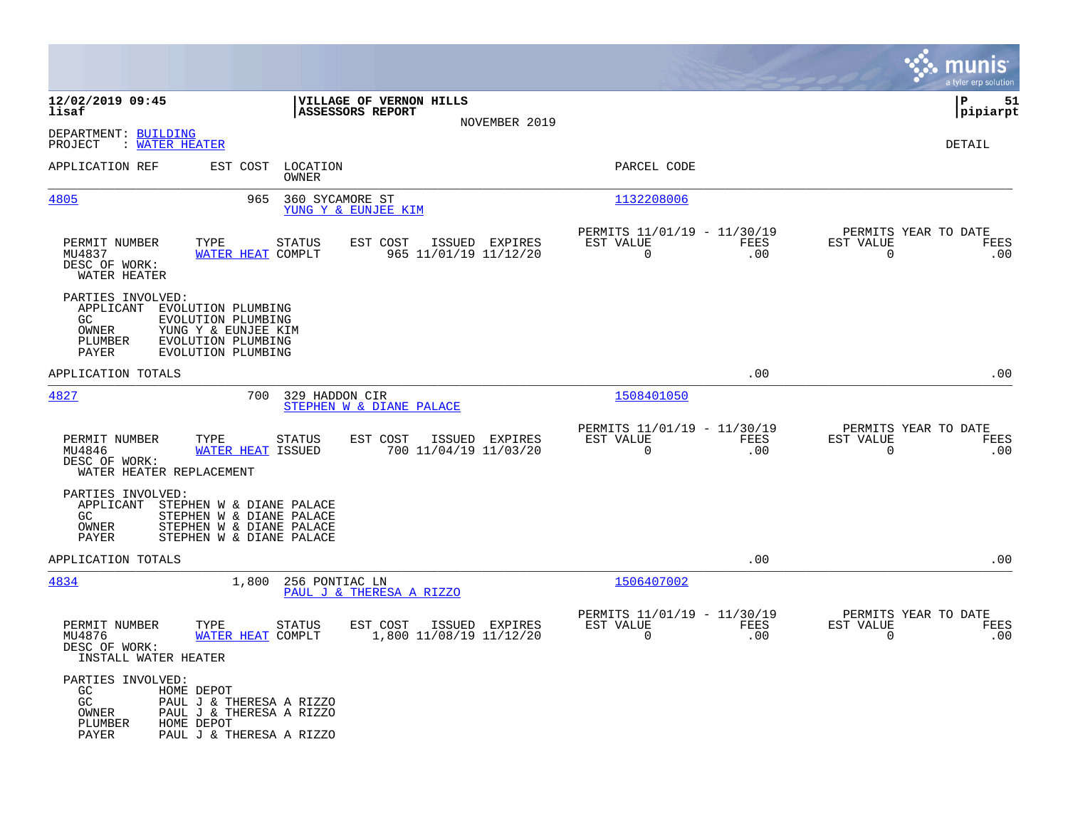**12/02/2019 09:45**
**lisaf**

**VILLAGE OF VERNON HILLS**
**ASSESSORS REPORT**
NOVEMBER 2019

**P 51**
**pipiarpt**

DEPARTMENT: BUILDING
PROJECT : WATER HEATER

DETAIL

| APPLICATION REF | EST COST | LOCATION / OWNER | PARCEL CODE |
|---|---|---|---|
| 4805 | 965 | 360 SYCAMORE ST / YUNG Y & EUNJEE KIM | 1132208006 |

| PERMIT NUMBER | TYPE | STATUS | EST COST | ISSUED | EXPIRES | PERMITS 11/01/19 - 11/30/19 EST VALUE | FEES | PERMITS YEAR TO DATE EST VALUE | FEES |
|---|---|---|---|---|---|---|---|---|---|
| MU4837 | WATER HEAT | COMPLT | 965 | 11/01/19 | 11/12/20 | 0 | .00 | 0 | .00 |

DESC OF WORK:
WATER HEATER

PARTIES INVOLVED:
- APPLICANT EVOLUTION PLUMBING
- GC EVOLUTION PLUMBING
- OWNER YUNG Y & EUNJEE KIM
- PLUMBER EVOLUTION PLUMBING
- PAYER EVOLUTION PLUMBING

APPLICATION TOTALS .00 .00

| APPLICATION REF | EST COST | LOCATION / OWNER | PARCEL CODE |
|---|---|---|---|
| 4827 | 700 | 329 HADDON CIR / STEPHEN W & DIANE PALACE | 1508401050 |

| PERMIT NUMBER | TYPE | STATUS | EST COST | ISSUED | EXPIRES | PERMITS 11/01/19 - 11/30/19 EST VALUE | FEES | PERMITS YEAR TO DATE EST VALUE | FEES |
|---|---|---|---|---|---|---|---|---|---|
| MU4846 | WATER HEAT | ISSUED | 700 | 11/04/19 | 11/03/20 | 0 | .00 | 0 | .00 |

DESC OF WORK:
WATER HEATER REPLACEMENT

PARTIES INVOLVED:
- APPLICANT STEPHEN W & DIANE PALACE
- GC STEPHEN W & DIANE PALACE
- OWNER STEPHEN W & DIANE PALACE
- PAYER STEPHEN W & DIANE PALACE

APPLICATION TOTALS .00 .00

| APPLICATION REF | EST COST | LOCATION / OWNER | PARCEL CODE |
|---|---|---|---|
| 4834 | 1,800 | 256 PONTIAC LN / PAUL J & THERESA A RIZZO | 1506407002 |

| PERMIT NUMBER | TYPE | STATUS | EST COST | ISSUED | EXPIRES | PERMITS 11/01/19 - 11/30/19 EST VALUE | FEES | PERMITS YEAR TO DATE EST VALUE | FEES |
|---|---|---|---|---|---|---|---|---|---|
| MU4876 | WATER HEAT | COMPLT | 1,800 | 11/08/19 | 11/12/20 | 0 | .00 | 0 | .00 |

DESC OF WORK:
INSTALL WATER HEATER

PARTIES INVOLVED:
- GC HOME DEPOT
- GC PAUL J & THERESA A RIZZO
- OWNER PAUL J & THERESA A RIZZO
- PLUMBER HOME DEPOT
- PAYER PAUL J & THERESA A RIZZO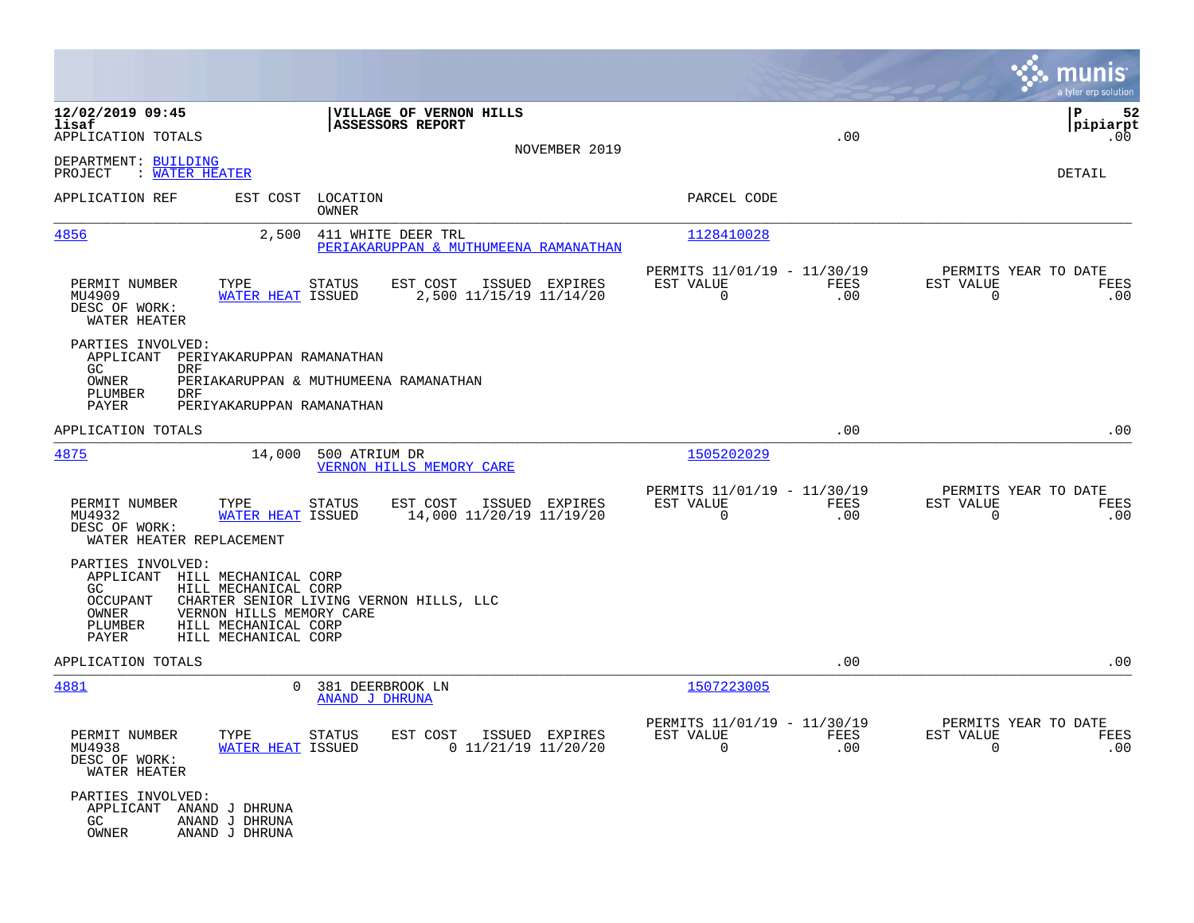**12/02/2019 09:45**
**lisaf**
APPLICATION TOTALS

**VILLAGE OF VERNON HILLS**
**ASSESSORS REPORT**

NOVEMBER 2019

.00

**P 52**
**pipiarpt**
.00

DEPARTMENT: BUILDING
PROJECT : WATER HEATER

DETAIL

| APPLICATION REF | EST COST | LOCATION / OWNER | PARCEL CODE |
|---|---|---|---|
| 4856 | 2,500 | 411 WHITE DEER TRL / PERIAKARUPPAN & MUTHUMEENA RAMANATHAN | 1128410028 |

| PERMIT NUMBER | TYPE | STATUS | EST COST | ISSUED | EXPIRES | PERMITS 11/01/19 - 11/30/19 EST VALUE | FEES | PERMITS YEAR TO DATE EST VALUE | FEES |
|---|---|---|---|---|---|---|---|---|---|
| MU4909 | WATER HEAT | ISSUED | 2,500 | 11/15/19 | 11/14/20 | 0 | .00 | 0 | .00 |

DESC OF WORK:
WATER HEATER

PARTIES INVOLVED:
- APPLICANT PERIYAKARUPPAN RAMANATHAN
- GC DRF
- OWNER PERIAKARUPPAN & MUTHUMEENA RAMANATHAN
- PLUMBER DRF
- PAYER PERIYAKARUPPAN RAMANATHAN

APPLICATION TOTALS .00 .00

| APPLICATION REF | EST COST | LOCATION / OWNER | PARCEL CODE |
|---|---|---|---|
| 4875 | 14,000 | 500 ATRIUM DR / VERNON HILLS MEMORY CARE | 1505202029 |

| PERMIT NUMBER | TYPE | STATUS | EST COST | ISSUED | EXPIRES | PERMITS 11/01/19 - 11/30/19 EST VALUE | FEES | PERMITS YEAR TO DATE EST VALUE | FEES |
|---|---|---|---|---|---|---|---|---|---|
| MU4932 | WATER HEAT | ISSUED | 14,000 | 11/20/19 | 11/19/20 | 0 | .00 | 0 | .00 |

DESC OF WORK:
WATER HEATER REPLACEMENT

PARTIES INVOLVED:
- APPLICANT HILL MECHANICAL CORP
- GC HILL MECHANICAL CORP
- OCCUPANT CHARTER SENIOR LIVING VERNON HILLS, LLC
- OWNER VERNON HILLS MEMORY CARE
- PLUMBER HILL MECHANICAL CORP
- PAYER HILL MECHANICAL CORP

APPLICATION TOTALS .00 .00

| APPLICATION REF | EST COST | LOCATION / OWNER | PARCEL CODE |
|---|---|---|---|
| 4881 | 0 | 381 DEERBROOK LN / ANAND J DHRUNA | 1507223005 |

| PERMIT NUMBER | TYPE | STATUS | EST COST | ISSUED | EXPIRES | PERMITS 11/01/19 - 11/30/19 EST VALUE | FEES | PERMITS YEAR TO DATE EST VALUE | FEES |
|---|---|---|---|---|---|---|---|---|---|
| MU4938 | WATER HEAT | ISSUED | 0 | 11/21/19 | 11/20/20 | 0 | .00 | 0 | .00 |

DESC OF WORK:
WATER HEATER

PARTIES INVOLVED:
- APPLICANT ANAND J DHRUNA
- GC ANAND J DHRUNA
- OWNER ANAND J DHRUNA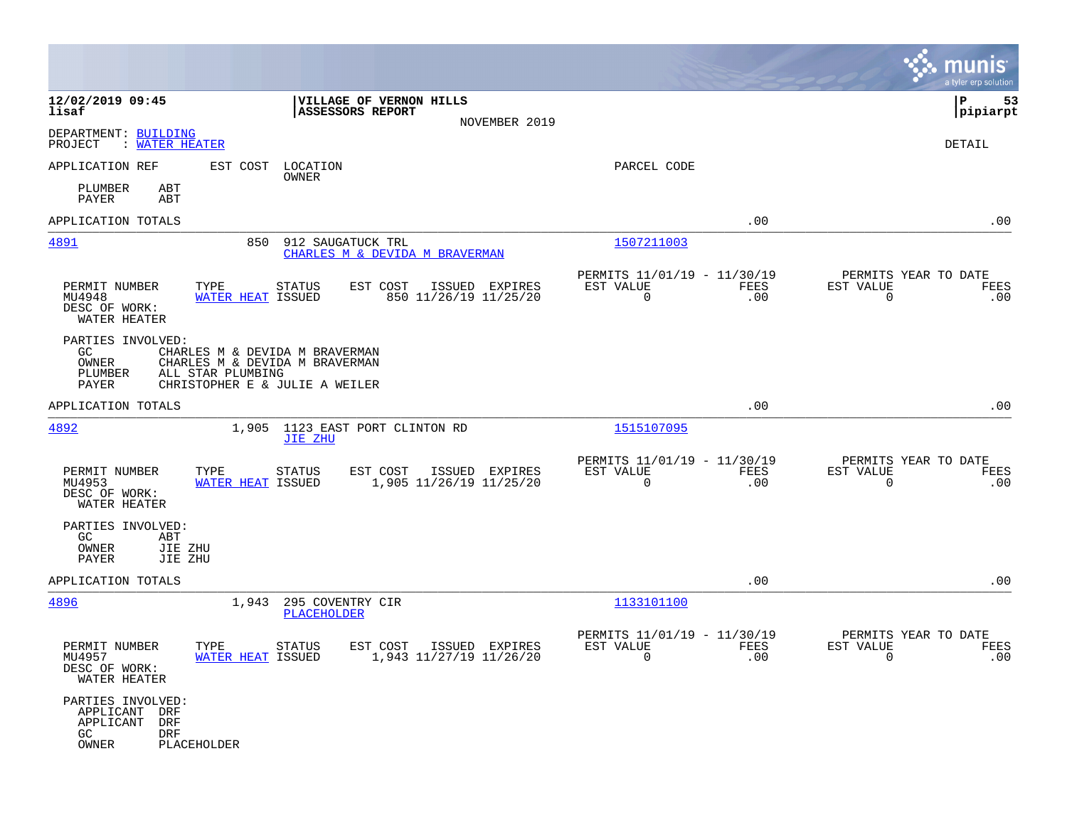**12/02/2019 09:45**
**lisaf**

**VILLAGE OF VERNON HILLS**
**ASSESSORS REPORT**
NOVEMBER 2019

**P 53**
**pipiarpt**

DEPARTMENT: BUILDING
PROJECT : WATER HEATER

DETAIL

APPLICATION REF    EST COST    LOCATION / OWNER    PARCEL CODE

PLUMBER    ABT
PAYER    ABT

APPLICATION TOTALS    .00    .00

---

**4891**    850    912 SAUGATUCK TRL    1507211003
CHARLES M & DEVIDA M BRAVERMAN

| PERMIT NUMBER | TYPE | STATUS | EST COST | ISSUED | EXPIRES | PERMITS 11/01/19 - 11/30/19 EST VALUE | FEES | PERMITS YEAR TO DATE EST VALUE | FEES |
|---|---|---|---|---|---|---|---|---|---|
| MU4948 | WATER HEAT | ISSUED | 850 | 11/26/19 | 11/25/20 | 0 | .00 | 0 | .00 |

DESC OF WORK:
WATER HEATER

PARTIES INVOLVED:
GC    CHARLES M & DEVIDA M BRAVERMAN
OWNER    CHARLES M & DEVIDA M BRAVERMAN
PLUMBER    ALL STAR PLUMBING
PAYER    CHRISTOPHER E & JULIE A WEILER

APPLICATION TOTALS    .00    .00

---

**4892**    1,905    1123 EAST PORT CLINTON RD    1515107095
JIE ZHU

| PERMIT NUMBER | TYPE | STATUS | EST COST | ISSUED | EXPIRES | PERMITS 11/01/19 - 11/30/19 EST VALUE | FEES | PERMITS YEAR TO DATE EST VALUE | FEES |
|---|---|---|---|---|---|---|---|---|---|
| MU4953 | WATER HEAT | ISSUED | 1,905 | 11/26/19 | 11/25/20 | 0 | .00 | 0 | .00 |

DESC OF WORK:
WATER HEATER

PARTIES INVOLVED:
GC    ABT
OWNER    JIE ZHU
PAYER    JIE ZHU

APPLICATION TOTALS    .00    .00

---

**4896**    1,943    295 COVENTRY CIR    1133101100
PLACEHOLDER

| PERMIT NUMBER | TYPE | STATUS | EST COST | ISSUED | EXPIRES | PERMITS 11/01/19 - 11/30/19 EST VALUE | FEES | PERMITS YEAR TO DATE EST VALUE | FEES |
|---|---|---|---|---|---|---|---|---|---|
| MU4957 | WATER HEAT | ISSUED | 1,943 | 11/27/19 | 11/26/20 | 0 | .00 | 0 | .00 |

DESC OF WORK:
WATER HEATER

PARTIES INVOLVED:
APPLICANT    DRF
APPLICANT    DRF
GC    DRF
OWNER    PLACEHOLDER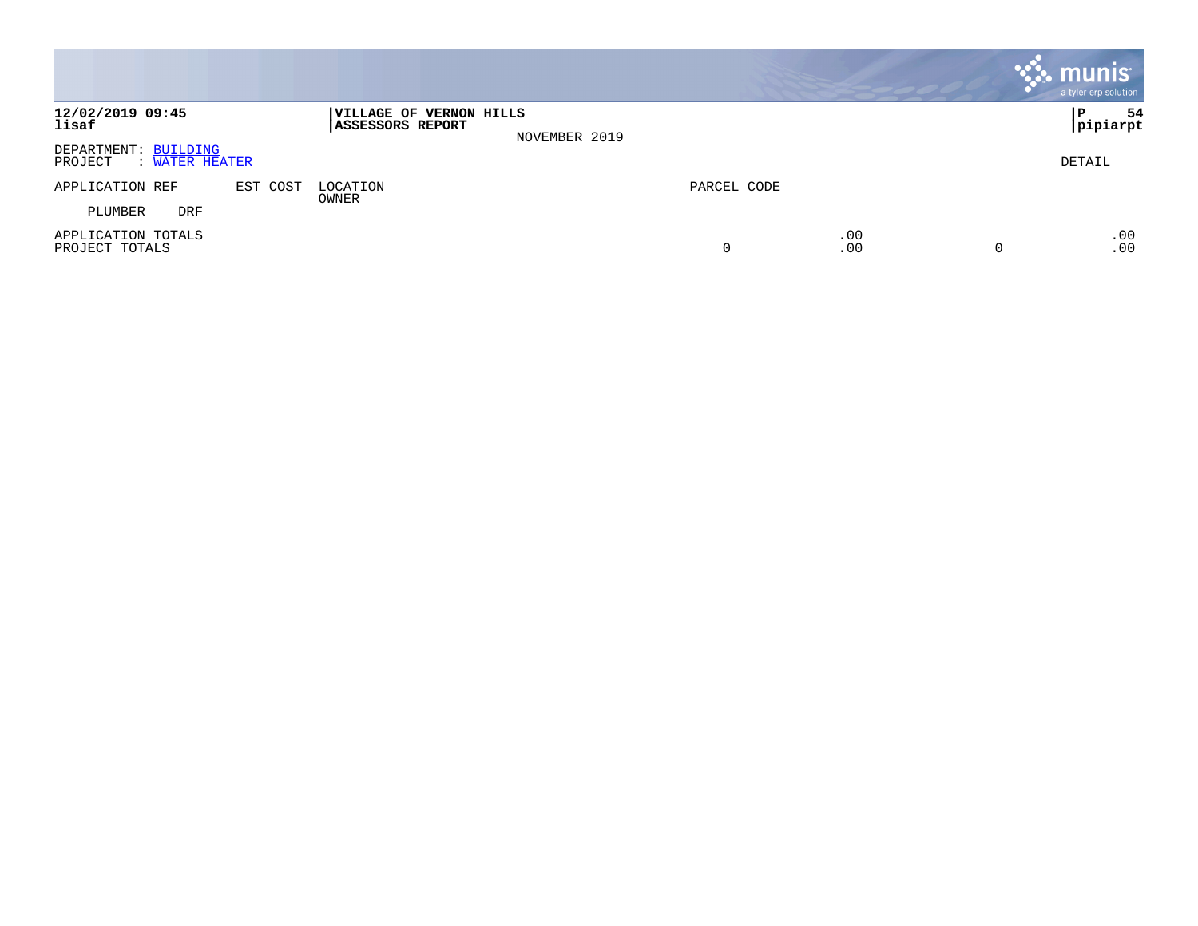**12/02/2019 09:45** | **VILLAGE OF VERNON HILLS**
**lisaf** | **ASSESSORS REPORT**

NOVEMBER 2019

**P 54**
**pipiarpt**

DEPARTMENT: BUILDING
PROJECT : WATER HEATER

DETAIL

| APPLICATION REF | EST COST | LOCATION / OWNER | PARCEL CODE | | | |
|---|---|---|---|---|---|---|
| PLUMBER DRF | | | | | | |
| APPLICATION TOTALS | | | | .00 | | .00 |
| PROJECT TOTALS | | | 0 | .00 | 0 | .00 |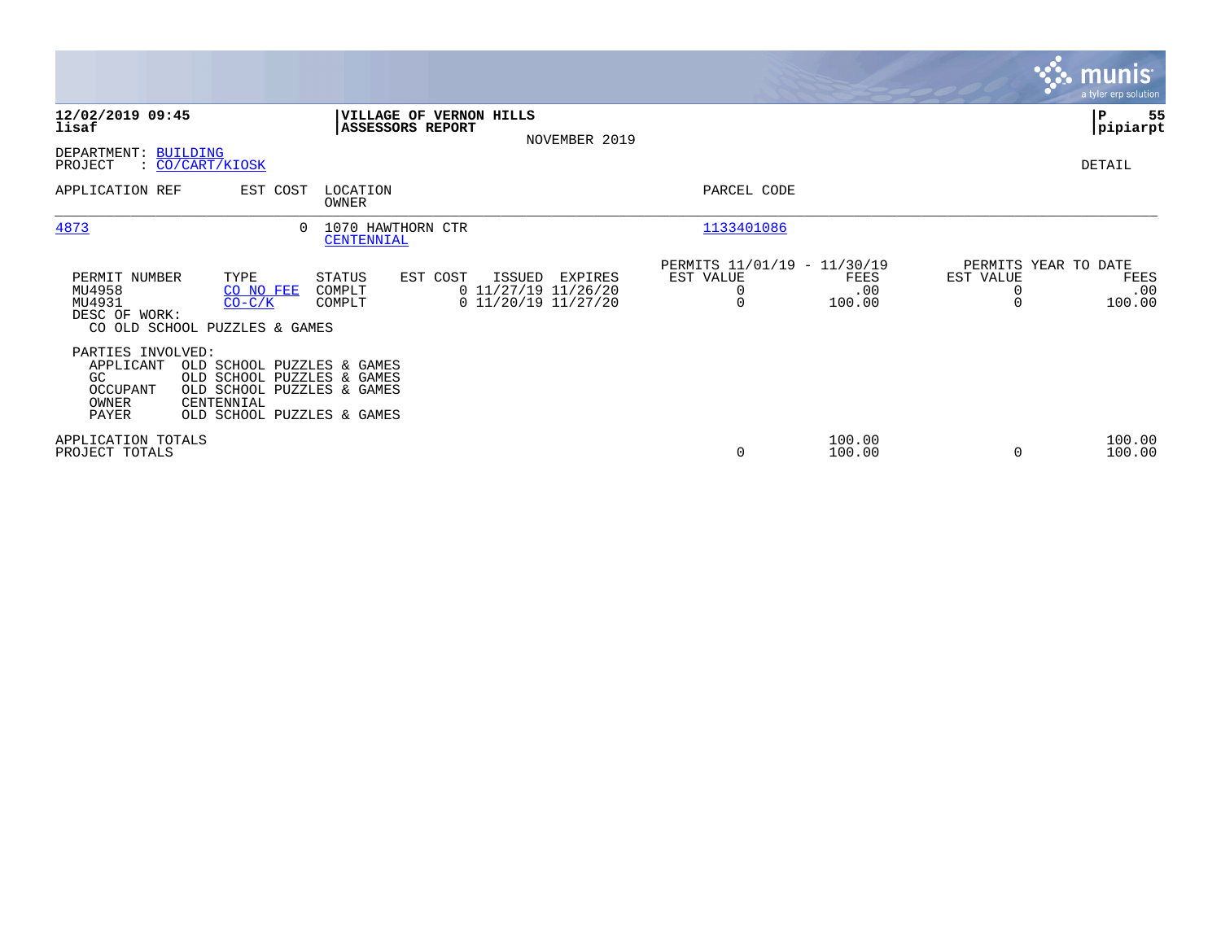**12/02/2019 09:45**
**lisaf**

**VILLAGE OF VERNON HILLS**
**ASSESSORS REPORT**

NOVEMBER 2019

**P 55**
**pipiarpt**

DEPARTMENT: BUILDING
PROJECT : CO/CART/KIOSK

DETAIL

| APPLICATION REF | EST COST | LOCATION OWNER | PARCEL CODE |
|---|---|---|---|
| 4873 | 0 | 1070 HAWTHORN CTR CENTENNIAL | 1133401086 |

| PERMIT NUMBER | TYPE | STATUS | EST COST | ISSUED | EXPIRES | PERMITS 11/01/19 - 11/30/19 EST VALUE | FEES | PERMITS YEAR TO DATE EST VALUE | FEES |
|---|---|---|---|---|---|---|---|---|---|
| MU4958 | CO NO FEE | COMPLT | 0 | 11/27/19 | 11/26/20 | 0 | .00 | 0 | .00 |
| MU4931 | CO-C/K | COMPLT | 0 | 11/20/19 | 11/27/20 | 0 | 100.00 | 0 | 100.00 |

DESC OF WORK:
CO OLD SCHOOL PUZZLES & GAMES

PARTIES INVOLVED:

| | |
|---|---|
| APPLICANT | OLD SCHOOL PUZZLES & GAMES |
| GC | OLD SCHOOL PUZZLES & GAMES |
| OCCUPANT | OLD SCHOOL PUZZLES & GAMES |
| OWNER | CENTENNIAL |
| PAYER | OLD SCHOOL PUZZLES & GAMES |

| | EST VALUE | FEES | YTD EST VALUE | YTD FEES |
|---|---|---|---|---|
| APPLICATION TOTALS | | 100.00 | | 100.00 |
| PROJECT TOTALS | 0 | 100.00 | 0 | 100.00 |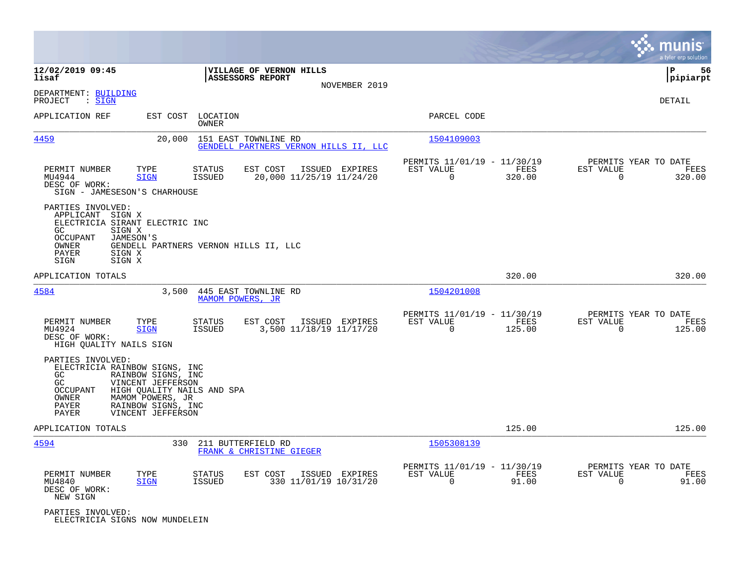**12/02/2019 09:45** | **VILLAGE OF VERNON HILLS** | **P 56**
**lisaf** | **ASSESSORS REPORT** | **pipiarpt**
NOVEMBER 2019

DEPARTMENT: BUILDING
PROJECT : SIGN

DETAIL

| APPLICATION REF | EST COST | LOCATION / OWNER | PARCEL CODE |
|---|---|---|---|
| 4459 | 20,000 | 151 EAST TOWNLINE RD / GENDELL PARTNERS VERNON HILLS II, LLC | 1504109003 |

| PERMIT NUMBER | TYPE | STATUS | EST COST | ISSUED | EXPIRES | PERMITS 11/01/19 - 11/30/19 EST VALUE | FEES | PERMITS YEAR TO DATE EST VALUE | FEES |
|---|---|---|---|---|---|---|---|---|---|
| MU4944 | SIGN | ISSUED | 20,000 | 11/25/19 | 11/24/20 | 0 | 320.00 | 0 | 320.00 |

DESC OF WORK:
SIGN - JAMESESON'S CHARHOUSE

PARTIES INVOLVED:
- APPLICANT SIGN X
- ELECTRICIA SIRANT ELECTRIC INC
- GC SIGN X
- OCCUPANT JAMESON'S
- OWNER GENDELL PARTNERS VERNON HILLS II, LLC
- PAYER SIGN X
- SIGN SIGN X

APPLICATION TOTALS 320.00 320.00

| APPLICATION REF | EST COST | LOCATION / OWNER | PARCEL CODE |
|---|---|---|---|
| 4584 | 3,500 | 445 EAST TOWNLINE RD / MAMOM POWERS, JR | 1504201008 |

| PERMIT NUMBER | TYPE | STATUS | EST COST | ISSUED | EXPIRES | PERMITS 11/01/19 - 11/30/19 EST VALUE | FEES | PERMITS YEAR TO DATE EST VALUE | FEES |
|---|---|---|---|---|---|---|---|---|---|
| MU4924 | SIGN | ISSUED | 3,500 | 11/18/19 | 11/17/20 | 0 | 125.00 | 0 | 125.00 |

DESC OF WORK:
HIGH QUALITY NAILS SIGN

PARTIES INVOLVED:
- ELECTRICIA RAINBOW SIGNS, INC
- GC RAINBOW SIGNS, INC
- GC VINCENT JEFFERSON
- OCCUPANT HIGH QUALITY NAILS AND SPA
- OWNER MAMOM POWERS, JR
- PAYER RAINBOW SIGNS, INC
- PAYER VINCENT JEFFERSON

APPLICATION TOTALS 125.00 125.00

| APPLICATION REF | EST COST | LOCATION / OWNER | PARCEL CODE |
|---|---|---|---|
| 4594 | 330 | 211 BUTTERFIELD RD / FRANK & CHRISTINE GIEGER | 1505308139 |

| PERMIT NUMBER | TYPE | STATUS | EST COST | ISSUED | EXPIRES | PERMITS 11/01/19 - 11/30/19 EST VALUE | FEES | PERMITS YEAR TO DATE EST VALUE | FEES |
|---|---|---|---|---|---|---|---|---|---|
| MU4840 | SIGN | ISSUED | 330 | 11/01/19 | 10/31/20 | 0 | 91.00 | 0 | 91.00 |

DESC OF WORK:
NEW SIGN

PARTIES INVOLVED:
- ELECTRICIA SIGNS NOW MUNDELEIN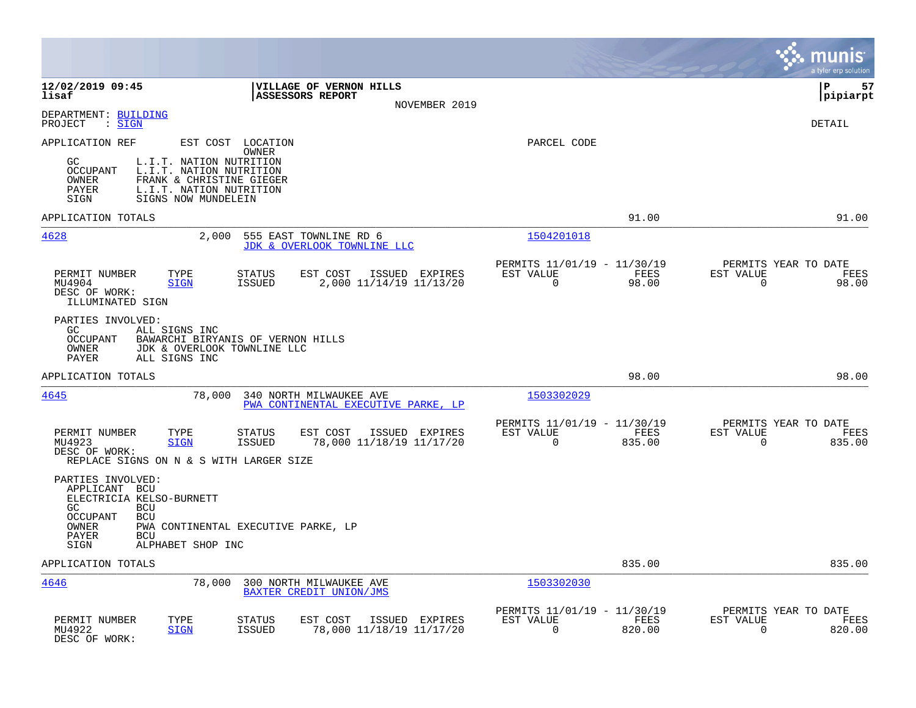**12/02/2019 09:45** | **VILLAGE OF VERNON HILLS** | **P 57**
**lisaf** | **ASSESSORS REPORT** | **pipiarpt**

NOVEMBER 2019

DEPARTMENT: BUILDING
PROJECT : SIGN

DETAIL

APPLICATION REF EST COST LOCATION OWNER PARCEL CODE

```
GC          L.I.T. NATION NUTRITION
OCCUPANT    L.I.T. NATION NUTRITION
OWNER       FRANK & CHRISTINE GIEGER
PAYER       L.I.T. NATION NUTRITION
SIGN        SIGNS NOW MUNDELEIN
```

APPLICATION TOTALS 91.00 91.00

---

**4628** 2,000 555 EAST TOWNLINE RD 6 — JDK & OVERLOOK TOWNLINE LLC — 1504201018

| PERMIT NUMBER | TYPE | STATUS | EST COST | ISSUED | EXPIRES | PERMITS 11/01/19 - 11/30/19 EST VALUE | FEES | PERMITS YEAR TO DATE EST VALUE | FEES |
|---|---|---|---|---|---|---|---|---|---|
| MU4904 | SIGN | ISSUED | 2,000 | 11/14/19 | 11/13/20 | 0 | 98.00 | 0 | 98.00 |

DESC OF WORK:
ILLUMINATED SIGN

PARTIES INVOLVED:
```
GC          ALL SIGNS INC
OCCUPANT    BAWARCHI BIRYANIS OF VERNON HILLS
OWNER       JDK & OVERLOOK TOWNLINE LLC
PAYER       ALL SIGNS INC
```

APPLICATION TOTALS 98.00 98.00

---

**4645** 78,000 340 NORTH MILWAUKEE AVE — PWA CONTINENTAL EXECUTIVE PARKE, LP — 1503302029

| PERMIT NUMBER | TYPE | STATUS | EST COST | ISSUED | EXPIRES | PERMITS 11/01/19 - 11/30/19 EST VALUE | FEES | PERMITS YEAR TO DATE EST VALUE | FEES |
|---|---|---|---|---|---|---|---|---|---|
| MU4923 | SIGN | ISSUED | 78,000 | 11/18/19 | 11/17/20 | 0 | 835.00 | 0 | 835.00 |

DESC OF WORK:
REPLACE SIGNS ON N & S WITH LARGER SIZE

PARTIES INVOLVED:
```
APPLICANT   BCU
ELECTRICIA  KELSO-BURNETT
GC          BCU
OCCUPANT    BCU
OWNER       PWA CONTINENTAL EXECUTIVE PARKE, LP
PAYER       BCU
SIGN        ALPHABET SHOP INC
```

APPLICATION TOTALS 835.00 835.00

---

**4646** 78,000 300 NORTH MILWAUKEE AVE — BAXTER CREDIT UNION/JMS — 1503302030

| PERMIT NUMBER | TYPE | STATUS | EST COST | ISSUED | EXPIRES | PERMITS 11/01/19 - 11/30/19 EST VALUE | FEES | PERMITS YEAR TO DATE EST VALUE | FEES |
|---|---|---|---|---|---|---|---|---|---|
| MU4922 | SIGN | ISSUED | 78,000 | 11/18/19 | 11/17/20 | 0 | 820.00 | 0 | 820.00 |

DESC OF WORK: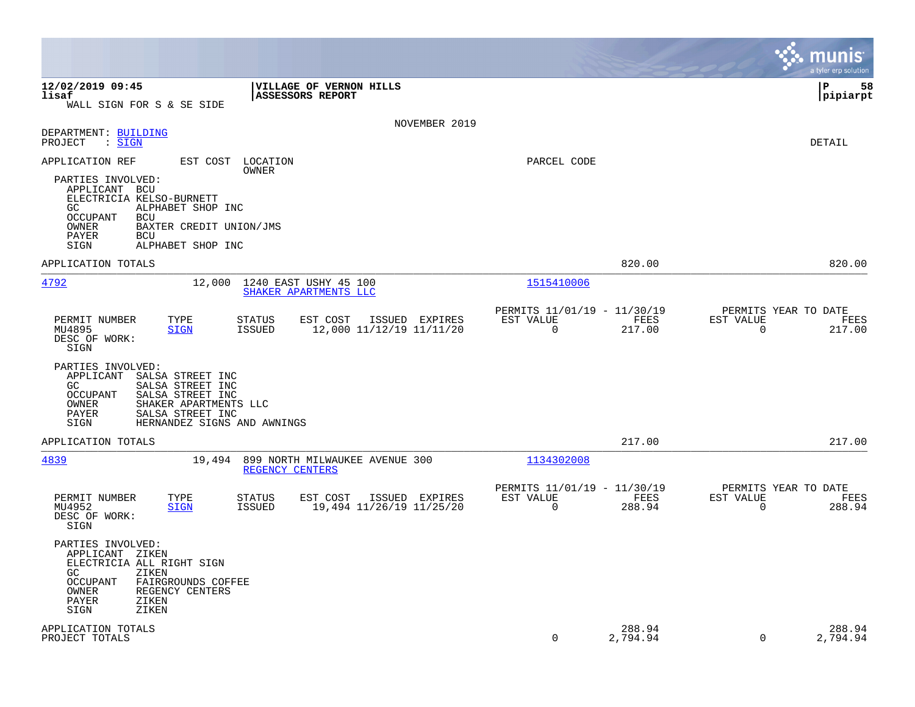WALL SIGN FOR S & SE SIDE

NOVEMBER 2019

DEPARTMENT: BUILDING
PROJECT : SIGN

DETAIL

APPLICATION REF | EST COST | LOCATION / OWNER | PARCEL CODE

PARTIES INVOLVED:
- APPLICANT BCU
- ELECTRICIA KELSO-BURNETT
- GC ALPHABET SHOP INC
- OCCUPANT BCU
- OWNER BAXTER CREDIT UNION/JMS
- PAYER BCU
- SIGN ALPHABET SHOP INC

APPLICATION TOTALS 820.00 820.00

---

**4792** — 12,000 — 1240 EAST USHY 45 100 — SHAKER APARTMENTS LLC — 1515410006

| PERMIT NUMBER | TYPE | STATUS | EST COST | ISSUED | EXPIRES | PERMITS 11/01/19 - 11/30/19 EST VALUE | FEES | PERMITS YEAR TO DATE EST VALUE | FEES |
|---|---|---|---|---|---|---|---|---|---|
| MU4895 | SIGN | ISSUED | 12,000 | 11/12/19 | 11/11/20 | 0 | 217.00 | 0 | 217.00 |

DESC OF WORK:
SIGN

PARTIES INVOLVED:
- APPLICANT SALSA STREET INC
- GC SALSA STREET INC
- OCCUPANT SALSA STREET INC
- OWNER SHAKER APARTMENTS LLC
- PAYER SALSA STREET INC
- SIGN HERNANDEZ SIGNS AND AWNINGS

APPLICATION TOTALS 217.00 217.00

---

**4839** — 19,494 — 899 NORTH MILWAUKEE AVENUE 300 — REGENCY CENTERS — 1134302008

| PERMIT NUMBER | TYPE | STATUS | EST COST | ISSUED | EXPIRES | PERMITS 11/01/19 - 11/30/19 EST VALUE | FEES | PERMITS YEAR TO DATE EST VALUE | FEES |
|---|---|---|---|---|---|---|---|---|---|
| MU4952 | SIGN | ISSUED | 19,494 | 11/26/19 | 11/25/20 | 0 | 288.94 | 0 | 288.94 |

DESC OF WORK:
SIGN

PARTIES INVOLVED:
- APPLICANT ZIKEN
- ELECTRICIA ALL RIGHT SIGN
- GC ZIKEN
- OCCUPANT FAIRGROUNDS COFFEE
- OWNER REGENCY CENTERS
- PAYER ZIKEN
- SIGN ZIKEN

| | EST VALUE | FEES | EST VALUE | FEES |
|---|---|---|---|---|
| APPLICATION TOTALS | | 288.94 | | 288.94 |
| PROJECT TOTALS | 0 | 2,794.94 | 0 | 2,794.94 |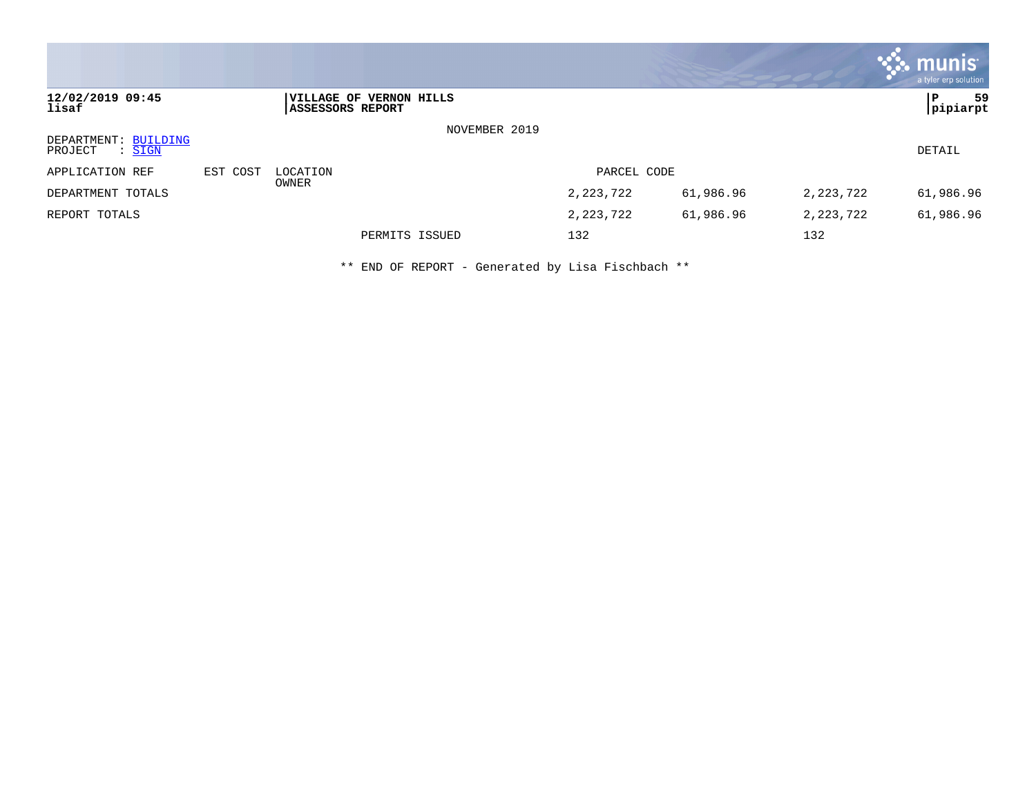**12/02/2019 09:45**
**lisaf**

**VILLAGE OF VERNON HILLS**
**ASSESSORS REPORT**

**P 59**
**pipiarpt**

NOVEMBER 2019

DEPARTMENT: BUILDING
PROJECT : SIGN

DETAIL

| APPLICATION REF | EST COST | LOCATION<br>OWNER | PARCEL CODE | | | |
|---|---|---|---|---|---|---|
| DEPARTMENT TOTALS | | | 2,223,722 | 61,986.96 | 2,223,722 | 61,986.96 |
| REPORT TOTALS | | | 2,223,722 | 61,986.96 | 2,223,722 | 61,986.96 |
| | | PERMITS ISSUED | 132 | | 132 | |

** END OF REPORT - Generated by Lisa Fischbach **